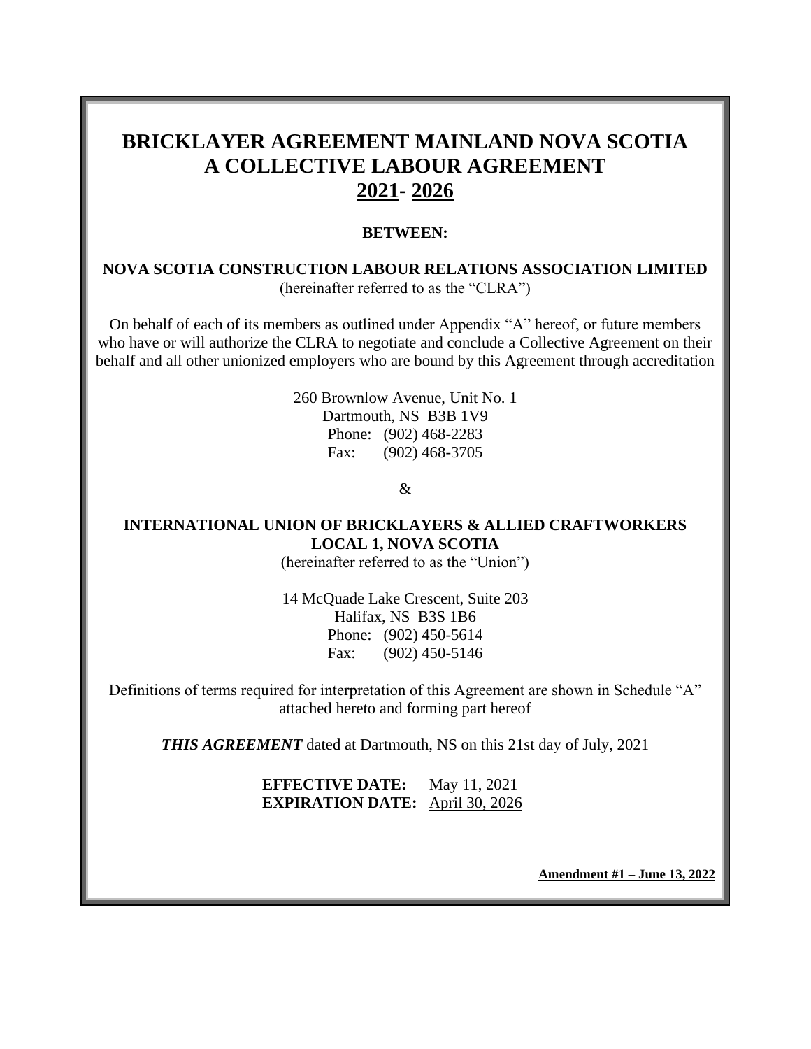# BRICKLAYER AGREEMENT MAINLAND NOVA SCOTIA
# A COLLECTIVE LABOUR AGREEMENT
# 2021- 2026

**BETWEEN:**

**NOVA SCOTIA CONSTRUCTION LABOUR RELATIONS ASSOCIATION LIMITED**
(hereinafter referred to as the "CLRA")

On behalf of each of its members as outlined under Appendix "A" hereof, or future members who have or will authorize the CLRA to negotiate and conclude a Collective Agreement on their behalf and all other unionized employers who are bound by this Agreement through accreditation

260 Brownlow Avenue, Unit No. 1
Dartmouth, NS B3B 1V9
Phone: (902) 468-2283
Fax: (902) 468-3705

&

**INTERNATIONAL UNION OF BRICKLAYERS & ALLIED CRAFTWORKERS LOCAL 1, NOVA SCOTIA**
(hereinafter referred to as the "Union")

14 McQuade Lake Crescent, Suite 203
Halifax, NS B3S 1B6
Phone: (902) 450-5614
Fax: (902) 450-5146

Definitions of terms required for interpretation of this Agreement are shown in Schedule "A" attached hereto and forming part hereof

***THIS AGREEMENT*** dated at Dartmouth, NS on this 21st day of July, 2021

**EFFECTIVE DATE:** May 11, 2021
**EXPIRATION DATE:** April 30, 2026

**Amendment #1 – June 13, 2022**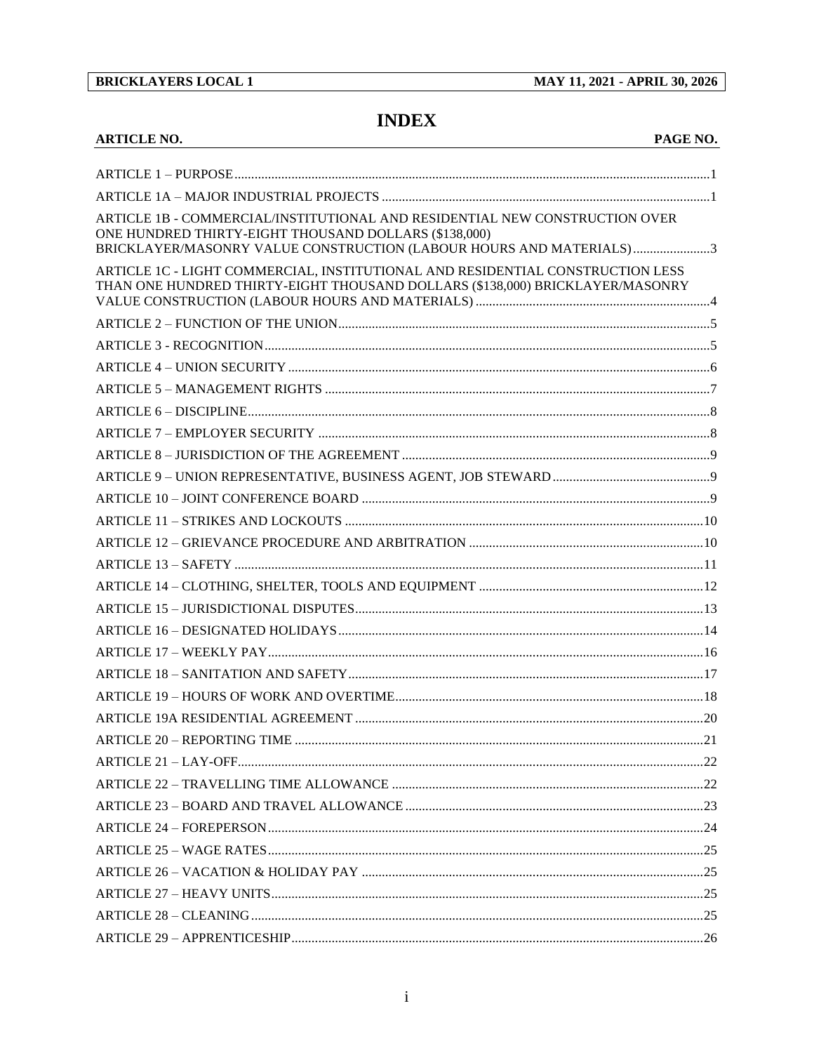# INDEX

| ARTICLE NO. | PAGE NO. |
|---|---|
| ARTICLE 1 – PURPOSE | 1 |
| ARTICLE 1A – MAJOR INDUSTRIAL PROJECTS | 1 |
| ARTICLE 1B - COMMERCIAL/INSTITUTIONAL AND RESIDENTIAL NEW CONSTRUCTION OVER ONE HUNDRED THIRTY-EIGHT THOUSAND DOLLARS ($138,000) BRICKLAYER/MASONRY VALUE CONSTRUCTION (LABOUR HOURS AND MATERIALS) | 3 |
| ARTICLE 1C - LIGHT COMMERCIAL, INSTITUTIONAL AND RESIDENTIAL CONSTRUCTION LESS THAN ONE HUNDRED THIRTY-EIGHT THOUSAND DOLLARS ($138,000) BRICKLAYER/MASONRY VALUE CONSTRUCTION (LABOUR HOURS AND MATERIALS) | 4 |
| ARTICLE 2 – FUNCTION OF THE UNION | 5 |
| ARTICLE 3 - RECOGNITION | 5 |
| ARTICLE 4 – UNION SECURITY | 6 |
| ARTICLE 5 – MANAGEMENT RIGHTS | 7 |
| ARTICLE 6 – DISCIPLINE | 8 |
| ARTICLE 7 – EMPLOYER SECURITY | 8 |
| ARTICLE 8 – JURISDICTION OF THE AGREEMENT | 9 |
| ARTICLE 9 – UNION REPRESENTATIVE, BUSINESS AGENT, JOB STEWARD | 9 |
| ARTICLE 10 – JOINT CONFERENCE BOARD | 9 |
| ARTICLE 11 – STRIKES AND LOCKOUTS | 10 |
| ARTICLE 12 – GRIEVANCE PROCEDURE AND ARBITRATION | 10 |
| ARTICLE 13 – SAFETY | 11 |
| ARTICLE 14 – CLOTHING, SHELTER, TOOLS AND EQUIPMENT | 12 |
| ARTICLE 15 – JURISDICTIONAL DISPUTES | 13 |
| ARTICLE 16 – DESIGNATED HOLIDAYS | 14 |
| ARTICLE 17 – WEEKLY PAY | 16 |
| ARTICLE 18 – SANITATION AND SAFETY | 17 |
| ARTICLE 19 – HOURS OF WORK AND OVERTIME | 18 |
| ARTICLE 19A RESIDENTIAL AGREEMENT | 20 |
| ARTICLE 20 – REPORTING TIME | 21 |
| ARTICLE 21 – LAY-OFF | 22 |
| ARTICLE 22 – TRAVELLING TIME ALLOWANCE | 22 |
| ARTICLE 23 – BOARD AND TRAVEL ALLOWANCE | 23 |
| ARTICLE 24 – FOREPERSON | 24 |
| ARTICLE 25 – WAGE RATES | 25 |
| ARTICLE 26 – VACATION & HOLIDAY PAY | 25 |
| ARTICLE 27 – HEAVY UNITS | 25 |
| ARTICLE 28 – CLEANING | 25 |
| ARTICLE 29 – APPRENTICESHIP | 26 |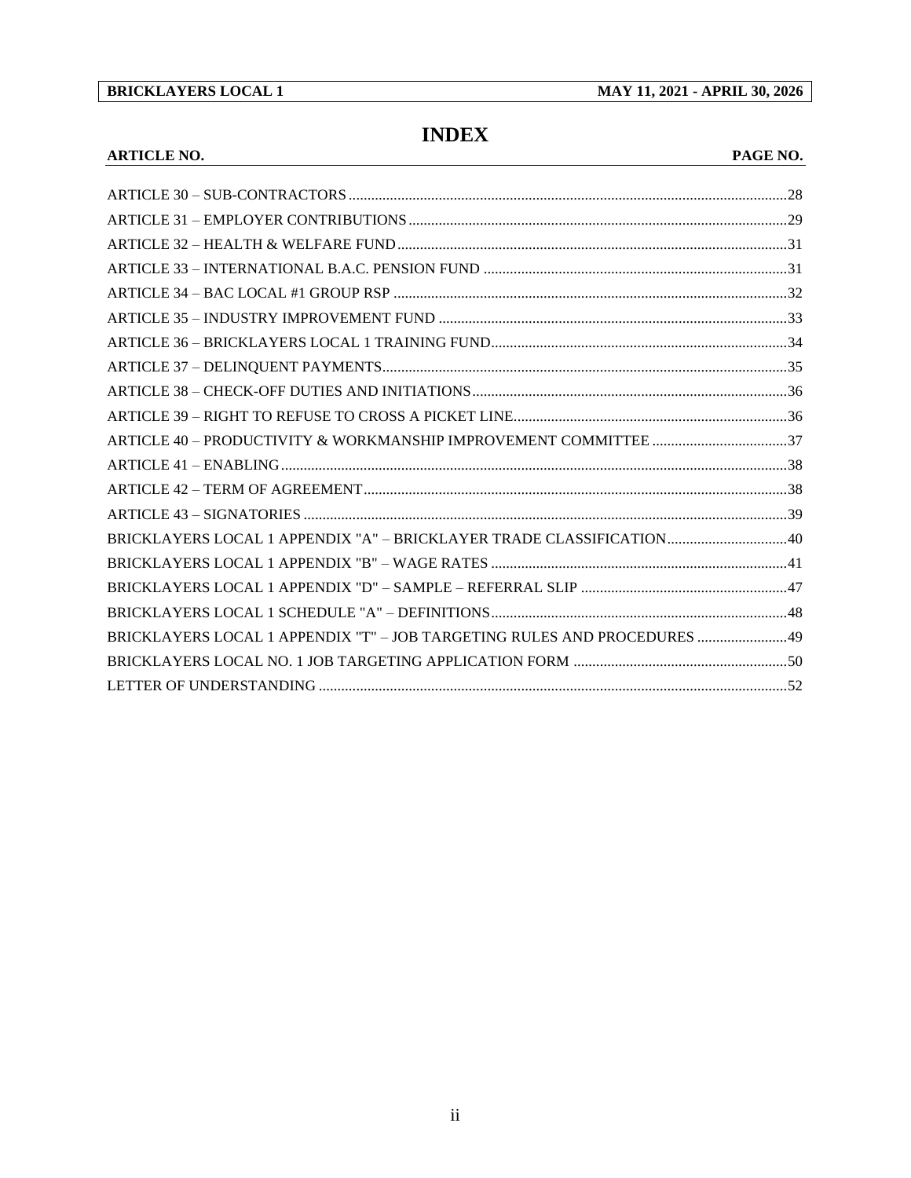# INDEX

| ARTICLE NO. | PAGE NO. |
|---|---|
| ARTICLE 30 – SUB-CONTRACTORS | 28 |
| ARTICLE 31 – EMPLOYER CONTRIBUTIONS | 29 |
| ARTICLE 32 – HEALTH & WELFARE FUND | 31 |
| ARTICLE 33 – INTERNATIONAL B.A.C. PENSION FUND | 31 |
| ARTICLE 34 – BAC LOCAL #1 GROUP RSP | 32 |
| ARTICLE 35 – INDUSTRY IMPROVEMENT FUND | 33 |
| ARTICLE 36 – BRICKLAYERS LOCAL 1 TRAINING FUND | 34 |
| ARTICLE 37 – DELINQUENT PAYMENTS | 35 |
| ARTICLE 38 – CHECK-OFF DUTIES AND INITIATIONS | 36 |
| ARTICLE 39 – RIGHT TO REFUSE TO CROSS A PICKET LINE | 36 |
| ARTICLE 40 – PRODUCTIVITY & WORKMANSHIP IMPROVEMENT COMMITTEE | 37 |
| ARTICLE 41 – ENABLING | 38 |
| ARTICLE 42 – TERM OF AGREEMENT | 38 |
| ARTICLE 43 – SIGNATORIES | 39 |
| BRICKLAYERS LOCAL 1 APPENDIX "A" – BRICKLAYER TRADE CLASSIFICATION | 40 |
| BRICKLAYERS LOCAL 1 APPENDIX "B" – WAGE RATES | 41 |
| BRICKLAYERS LOCAL 1 APPENDIX "D" – SAMPLE – REFERRAL SLIP | 47 |
| BRICKLAYERS LOCAL 1 SCHEDULE "A" – DEFINITIONS | 48 |
| BRICKLAYERS LOCAL 1 APPENDIX "T" – JOB TARGETING RULES AND PROCEDURES | 49 |
| BRICKLAYERS LOCAL NO. 1 JOB TARGETING APPLICATION FORM | 50 |
| LETTER OF UNDERSTANDING | 52 |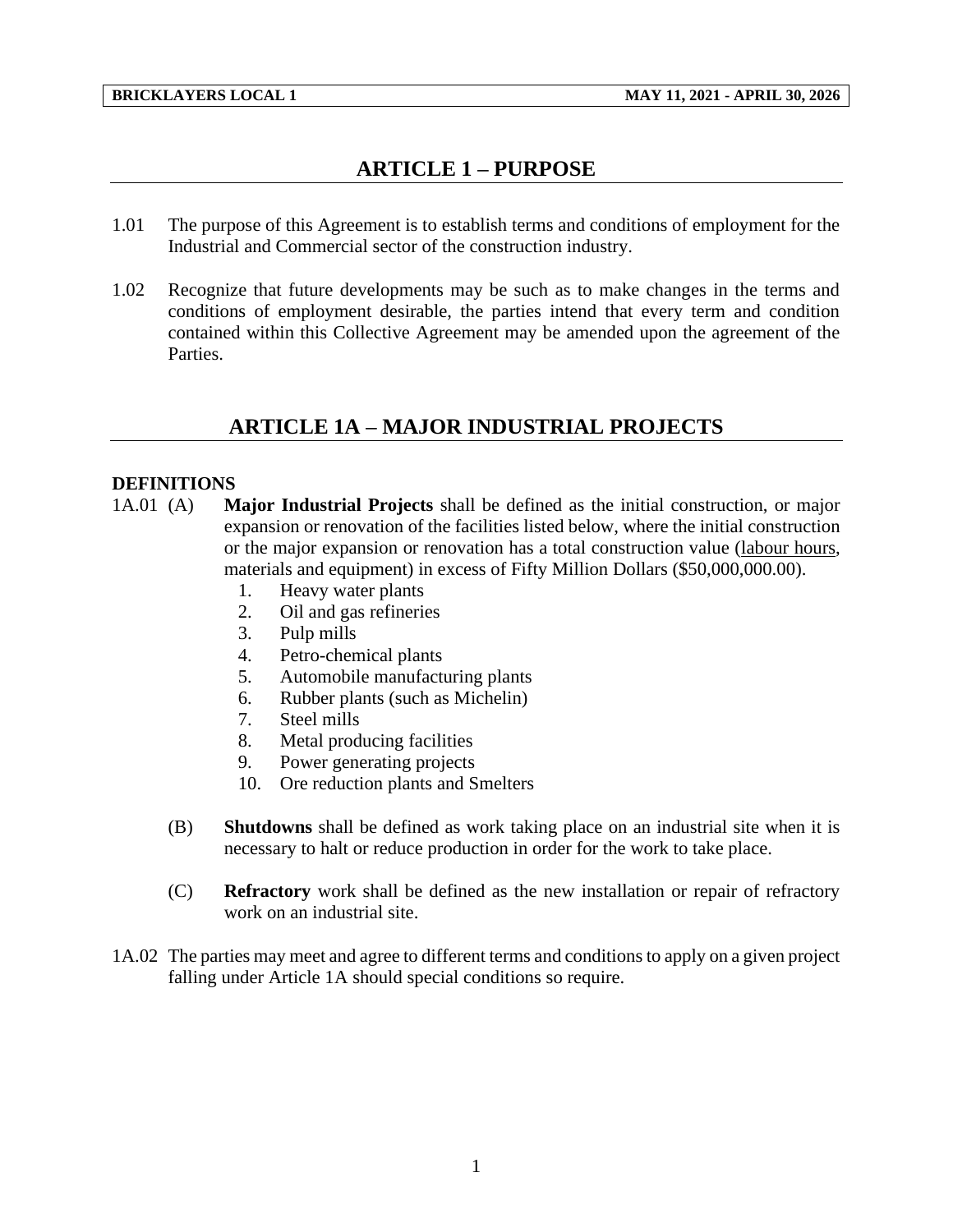## ARTICLE 1 – PURPOSE

1.01 The purpose of this Agreement is to establish terms and conditions of employment for the Industrial and Commercial sector of the construction industry.

1.02 Recognize that future developments may be such as to make changes in the terms and conditions of employment desirable, the parties intend that every term and condition contained within this Collective Agreement may be amended upon the agreement of the Parties.

## ARTICLE 1A – MAJOR INDUSTRIAL PROJECTS

**DEFINITIONS**

1A.01 (A) **Major Industrial Projects** shall be defined as the initial construction, or major expansion or renovation of the facilities listed below, where the initial construction or the major expansion or renovation has a total construction value (labour hours, materials and equipment) in excess of Fifty Million Dollars ($50,000,000.00).

1. Heavy water plants
2. Oil and gas refineries
3. Pulp mills
4. Petro-chemical plants
5. Automobile manufacturing plants
6. Rubber plants (such as Michelin)
7. Steel mills
8. Metal producing facilities
9. Power generating projects
10. Ore reduction plants and Smelters

(B) **Shutdowns** shall be defined as work taking place on an industrial site when it is necessary to halt or reduce production in order for the work to take place.

(C) **Refractory** work shall be defined as the new installation or repair of refractory work on an industrial site.

1A.02 The parties may meet and agree to different terms and conditions to apply on a given project falling under Article 1A should special conditions so require.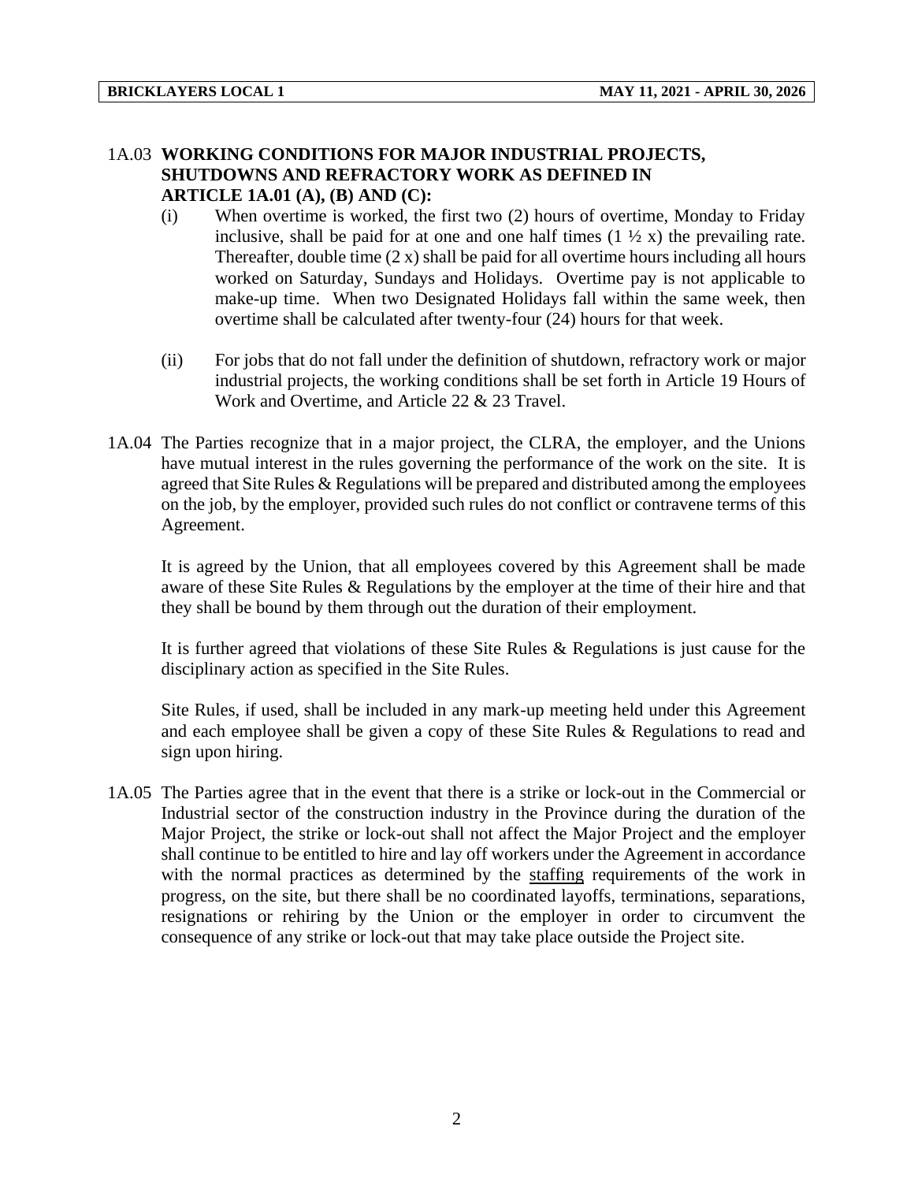1A.03 **WORKING CONDITIONS FOR MAJOR INDUSTRIAL PROJECTS, SHUTDOWNS AND REFRACTORY WORK AS DEFINED IN ARTICLE 1A.01 (A), (B) AND (C):**

(i) When overtime is worked, the first two (2) hours of overtime, Monday to Friday inclusive, shall be paid for at one and one half times (1 ½ x) the prevailing rate. Thereafter, double time (2 x) shall be paid for all overtime hours including all hours worked on Saturday, Sundays and Holidays. Overtime pay is not applicable to make-up time. When two Designated Holidays fall within the same week, then overtime shall be calculated after twenty-four (24) hours for that week.

(ii) For jobs that do not fall under the definition of shutdown, refractory work or major industrial projects, the working conditions shall be set forth in Article 19 Hours of Work and Overtime, and Article 22 & 23 Travel.

1A.04 The Parties recognize that in a major project, the CLRA, the employer, and the Unions have mutual interest in the rules governing the performance of the work on the site. It is agreed that Site Rules & Regulations will be prepared and distributed among the employees on the job, by the employer, provided such rules do not conflict or contravene terms of this Agreement.

It is agreed by the Union, that all employees covered by this Agreement shall be made aware of these Site Rules & Regulations by the employer at the time of their hire and that they shall be bound by them through out the duration of their employment.

It is further agreed that violations of these Site Rules & Regulations is just cause for the disciplinary action as specified in the Site Rules.

Site Rules, if used, shall be included in any mark-up meeting held under this Agreement and each employee shall be given a copy of these Site Rules & Regulations to read and sign upon hiring.

1A.05 The Parties agree that in the event that there is a strike or lock-out in the Commercial or Industrial sector of the construction industry in the Province during the duration of the Major Project, the strike or lock-out shall not affect the Major Project and the employer shall continue to be entitled to hire and lay off workers under the Agreement in accordance with the normal practices as determined by the staffing requirements of the work in progress, on the site, but there shall be no coordinated layoffs, terminations, separations, resignations or rehiring by the Union or the employer in order to circumvent the consequence of any strike or lock-out that may take place outside the Project site.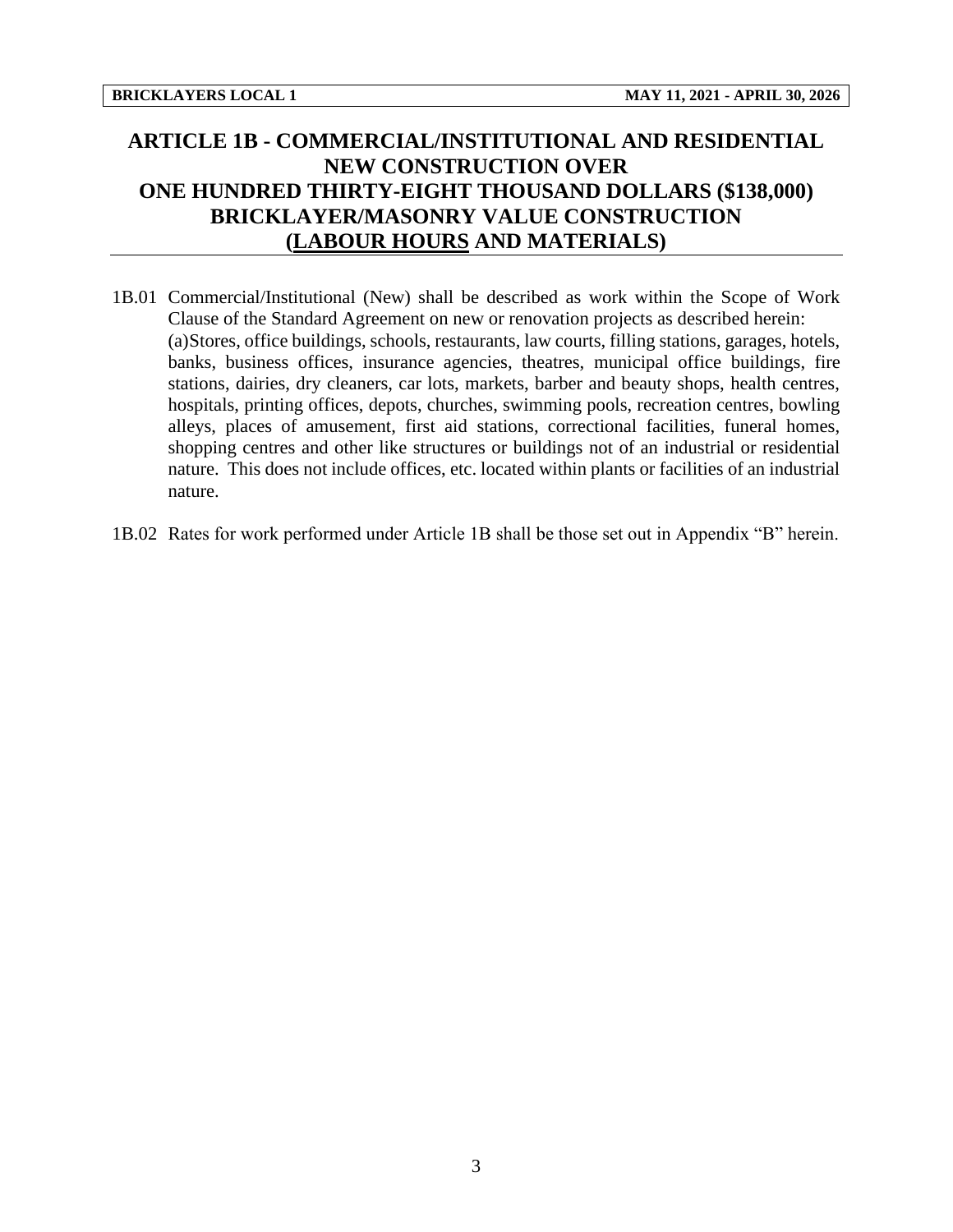# ARTICLE 1B - COMMERCIAL/INSTITUTIONAL AND RESIDENTIAL NEW CONSTRUCTION OVER ONE HUNDRED THIRTY-EIGHT THOUSAND DOLLARS ($138,000) BRICKLAYER/MASONRY VALUE CONSTRUCTION (LABOUR HOURS AND MATERIALS)

1B.01 Commercial/Institutional (New) shall be described as work within the Scope of Work Clause of the Standard Agreement on new or renovation projects as described herein:
(a)Stores, office buildings, schools, restaurants, law courts, filling stations, garages, hotels, banks, business offices, insurance agencies, theatres, municipal office buildings, fire stations, dairies, dry cleaners, car lots, markets, barber and beauty shops, health centres, hospitals, printing offices, depots, churches, swimming pools, recreation centres, bowling alleys, places of amusement, first aid stations, correctional facilities, funeral homes, shopping centres and other like structures or buildings not of an industrial or residential nature. This does not include offices, etc. located within plants or facilities of an industrial nature.

1B.02 Rates for work performed under Article 1B shall be those set out in Appendix "B" herein.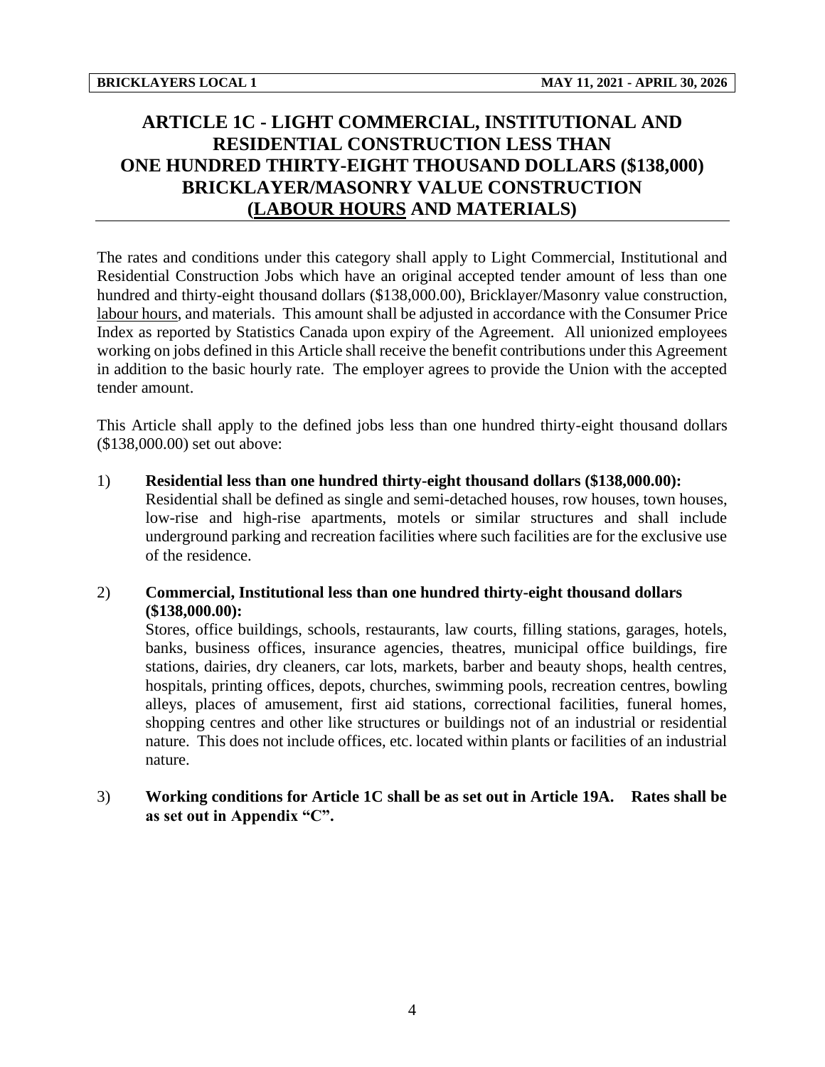# ARTICLE 1C - LIGHT COMMERCIAL, INSTITUTIONAL AND RESIDENTIAL CONSTRUCTION LESS THAN ONE HUNDRED THIRTY-EIGHT THOUSAND DOLLARS ($138,000) BRICKLAYER/MASONRY VALUE CONSTRUCTION (LABOUR HOURS AND MATERIALS)

The rates and conditions under this category shall apply to Light Commercial, Institutional and Residential Construction Jobs which have an original accepted tender amount of less than one hundred and thirty-eight thousand dollars ($138,000.00), Bricklayer/Masonry value construction, labour hours, and materials. This amount shall be adjusted in accordance with the Consumer Price Index as reported by Statistics Canada upon expiry of the Agreement. All unionized employees working on jobs defined in this Article shall receive the benefit contributions under this Agreement in addition to the basic hourly rate. The employer agrees to provide the Union with the accepted tender amount.

This Article shall apply to the defined jobs less than one hundred thirty-eight thousand dollars ($138,000.00) set out above:

1) **Residential less than one hundred thirty-eight thousand dollars ($138,000.00):** Residential shall be defined as single and semi-detached houses, row houses, town houses, low-rise and high-rise apartments, motels or similar structures and shall include underground parking and recreation facilities where such facilities are for the exclusive use of the residence.

2) **Commercial, Institutional less than one hundred thirty-eight thousand dollars ($138,000.00):** Stores, office buildings, schools, restaurants, law courts, filling stations, garages, hotels, banks, business offices, insurance agencies, theatres, municipal office buildings, fire stations, dairies, dry cleaners, car lots, markets, barber and beauty shops, health centres, hospitals, printing offices, depots, churches, swimming pools, recreation centres, bowling alleys, places of amusement, first aid stations, correctional facilities, funeral homes, shopping centres and other like structures or buildings not of an industrial or residential nature. This does not include offices, etc. located within plants or facilities of an industrial nature.

3) **Working conditions for Article 1C shall be as set out in Article 19A. Rates shall be as set out in Appendix "C".**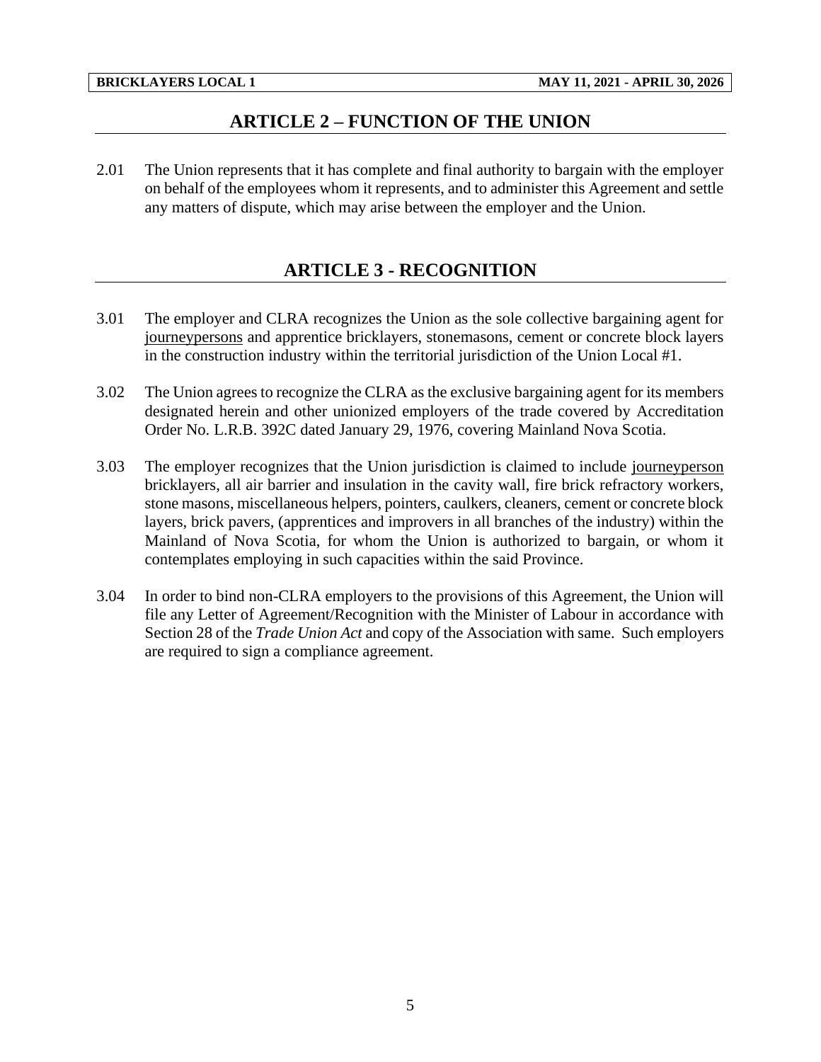## ARTICLE 2 – FUNCTION OF THE UNION

2.01 The Union represents that it has complete and final authority to bargain with the employer on behalf of the employees whom it represents, and to administer this Agreement and settle any matters of dispute, which may arise between the employer and the Union.

## ARTICLE 3 - RECOGNITION

3.01 The employer and CLRA recognizes the Union as the sole collective bargaining agent for journeypersons and apprentice bricklayers, stonemasons, cement or concrete block layers in the construction industry within the territorial jurisdiction of the Union Local #1.

3.02 The Union agrees to recognize the CLRA as the exclusive bargaining agent for its members designated herein and other unionized employers of the trade covered by Accreditation Order No. L.R.B. 392C dated January 29, 1976, covering Mainland Nova Scotia.

3.03 The employer recognizes that the Union jurisdiction is claimed to include journeyperson bricklayers, all air barrier and insulation in the cavity wall, fire brick refractory workers, stone masons, miscellaneous helpers, pointers, caulkers, cleaners, cement or concrete block layers, brick pavers, (apprentices and improvers in all branches of the industry) within the Mainland of Nova Scotia, for whom the Union is authorized to bargain, or whom it contemplates employing in such capacities within the said Province.

3.04 In order to bind non-CLRA employers to the provisions of this Agreement, the Union will file any Letter of Agreement/Recognition with the Minister of Labour in accordance with Section 28 of the *Trade Union Act* and copy of the Association with same. Such employers are required to sign a compliance agreement.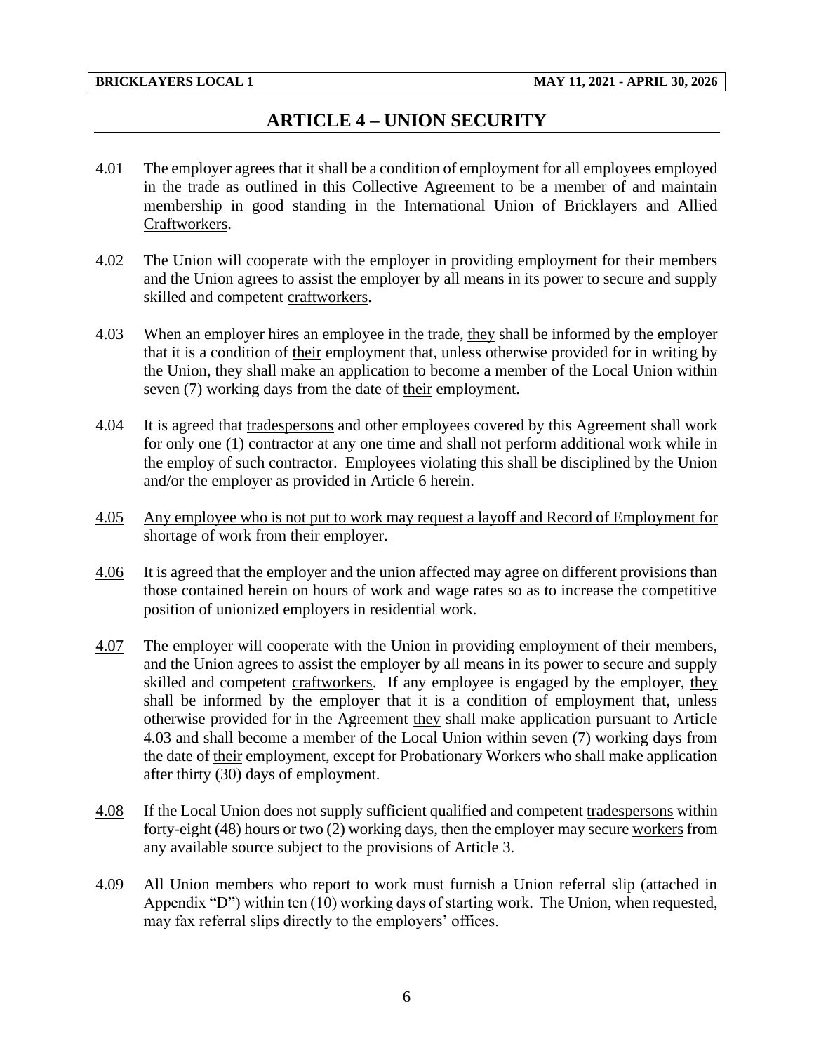## ARTICLE 4 – UNION SECURITY

4.01 The employer agrees that it shall be a condition of employment for all employees employed in the trade as outlined in this Collective Agreement to be a member of and maintain membership in good standing in the International Union of Bricklayers and Allied Craftworkers.

4.02 The Union will cooperate with the employer in providing employment for their members and the Union agrees to assist the employer by all means in its power to secure and supply skilled and competent craftworkers.

4.03 When an employer hires an employee in the trade, they shall be informed by the employer that it is a condition of their employment that, unless otherwise provided for in writing by the Union, they shall make an application to become a member of the Local Union within seven (7) working days from the date of their employment.

4.04 It is agreed that tradespersons and other employees covered by this Agreement shall work for only one (1) contractor at any one time and shall not perform additional work while in the employ of such contractor. Employees violating this shall be disciplined by the Union and/or the employer as provided in Article 6 herein.

4.05 Any employee who is not put to work may request a layoff and Record of Employment for shortage of work from their employer.

4.06 It is agreed that the employer and the union affected may agree on different provisions than those contained herein on hours of work and wage rates so as to increase the competitive position of unionized employers in residential work.

4.07 The employer will cooperate with the Union in providing employment of their members, and the Union agrees to assist the employer by all means in its power to secure and supply skilled and competent craftworkers. If any employee is engaged by the employer, they shall be informed by the employer that it is a condition of employment that, unless otherwise provided for in the Agreement they shall make application pursuant to Article 4.03 and shall become a member of the Local Union within seven (7) working days from the date of their employment, except for Probationary Workers who shall make application after thirty (30) days of employment.

4.08 If the Local Union does not supply sufficient qualified and competent tradespersons within forty-eight (48) hours or two (2) working days, then the employer may secure workers from any available source subject to the provisions of Article 3.

4.09 All Union members who report to work must furnish a Union referral slip (attached in Appendix "D") within ten (10) working days of starting work. The Union, when requested, may fax referral slips directly to the employers' offices.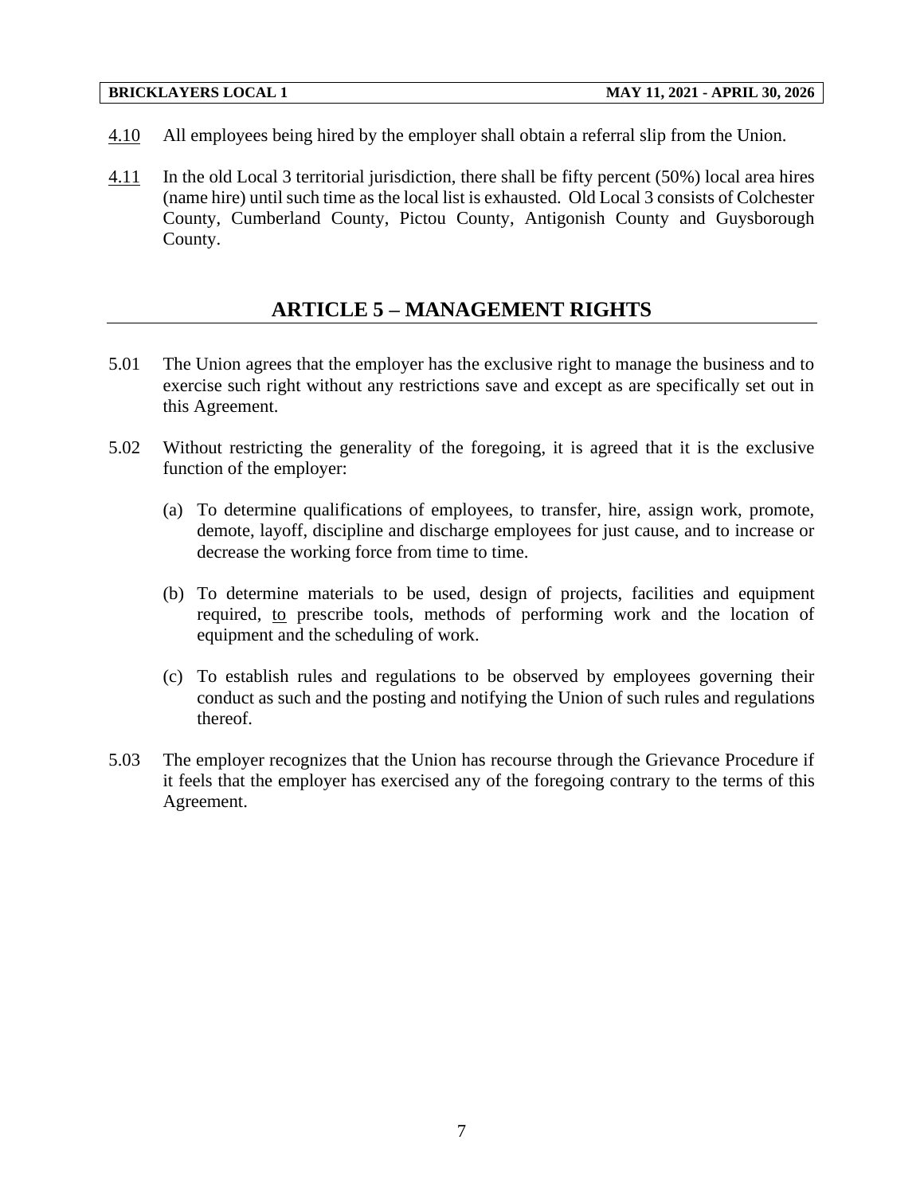4.10 All employees being hired by the employer shall obtain a referral slip from the Union.

4.11 In the old Local 3 territorial jurisdiction, there shall be fifty percent (50%) local area hires (name hire) until such time as the local list is exhausted. Old Local 3 consists of Colchester County, Cumberland County, Pictou County, Antigonish County and Guysborough County.

## ARTICLE 5 – MANAGEMENT RIGHTS

5.01 The Union agrees that the employer has the exclusive right to manage the business and to exercise such right without any restrictions save and except as are specifically set out in this Agreement.

5.02 Without restricting the generality of the foregoing, it is agreed that it is the exclusive function of the employer:

(a) To determine qualifications of employees, to transfer, hire, assign work, promote, demote, layoff, discipline and discharge employees for just cause, and to increase or decrease the working force from time to time.

(b) To determine materials to be used, design of projects, facilities and equipment required, to prescribe tools, methods of performing work and the location of equipment and the scheduling of work.

(c) To establish rules and regulations to be observed by employees governing their conduct as such and the posting and notifying the Union of such rules and regulations thereof.

5.03 The employer recognizes that the Union has recourse through the Grievance Procedure if it feels that the employer has exercised any of the foregoing contrary to the terms of this Agreement.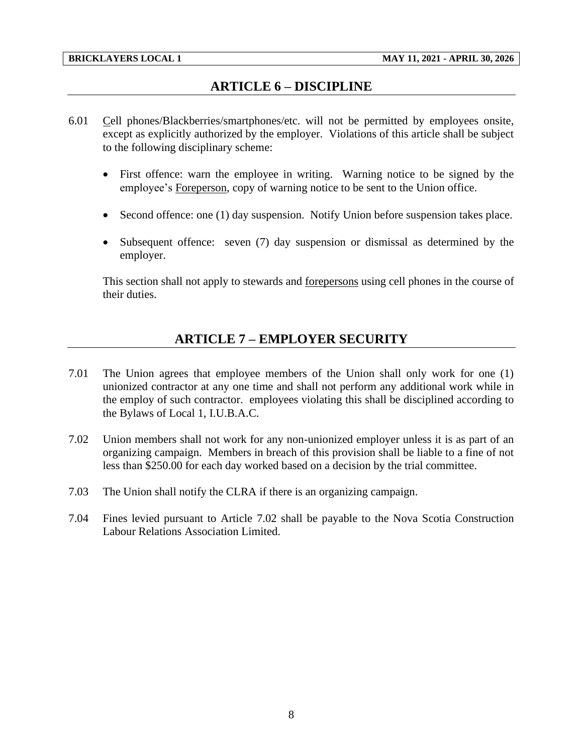## ARTICLE 6 – DISCIPLINE

6.01 Cell phones/Blackberries/smartphones/etc. will not be permitted by employees onsite, except as explicitly authorized by the employer. Violations of this article shall be subject to the following disciplinary scheme:

- First offence: warn the employee in writing. Warning notice to be signed by the employee's Foreperson, copy of warning notice to be sent to the Union office.
- Second offence: one (1) day suspension. Notify Union before suspension takes place.
- Subsequent offence: seven (7) day suspension or dismissal as determined by the employer.

This section shall not apply to stewards and forepersons using cell phones in the course of their duties.

## ARTICLE 7 – EMPLOYER SECURITY

7.01 The Union agrees that employee members of the Union shall only work for one (1) unionized contractor at any one time and shall not perform any additional work while in the employ of such contractor. employees violating this shall be disciplined according to the Bylaws of Local 1, I.U.B.A.C.

7.02 Union members shall not work for any non-unionized employer unless it is as part of an organizing campaign. Members in breach of this provision shall be liable to a fine of not less than $250.00 for each day worked based on a decision by the trial committee.

7.03 The Union shall notify the CLRA if there is an organizing campaign.

7.04 Fines levied pursuant to Article 7.02 shall be payable to the Nova Scotia Construction Labour Relations Association Limited.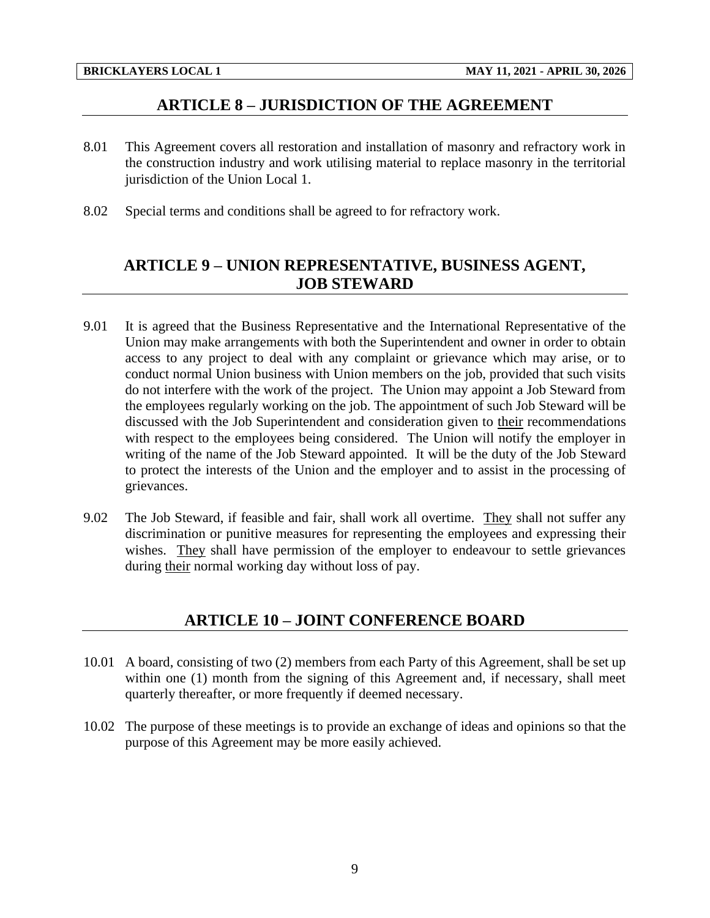## ARTICLE 8 – JURISDICTION OF THE AGREEMENT

8.01 This Agreement covers all restoration and installation of masonry and refractory work in the construction industry and work utilising material to replace masonry in the territorial jurisdiction of the Union Local 1.

8.02 Special terms and conditions shall be agreed to for refractory work.

## ARTICLE 9 – UNION REPRESENTATIVE, BUSINESS AGENT, JOB STEWARD

9.01 It is agreed that the Business Representative and the International Representative of the Union may make arrangements with both the Superintendent and owner in order to obtain access to any project to deal with any complaint or grievance which may arise, or to conduct normal Union business with Union members on the job, provided that such visits do not interfere with the work of the project. The Union may appoint a Job Steward from the employees regularly working on the job. The appointment of such Job Steward will be discussed with the Job Superintendent and consideration given to their recommendations with respect to the employees being considered. The Union will notify the employer in writing of the name of the Job Steward appointed. It will be the duty of the Job Steward to protect the interests of the Union and the employer and to assist in the processing of grievances.

9.02 The Job Steward, if feasible and fair, shall work all overtime. They shall not suffer any discrimination or punitive measures for representing the employees and expressing their wishes. They shall have permission of the employer to endeavour to settle grievances during their normal working day without loss of pay.

## ARTICLE 10 – JOINT CONFERENCE BOARD

10.01 A board, consisting of two (2) members from each Party of this Agreement, shall be set up within one (1) month from the signing of this Agreement and, if necessary, shall meet quarterly thereafter, or more frequently if deemed necessary.

10.02 The purpose of these meetings is to provide an exchange of ideas and opinions so that the purpose of this Agreement may be more easily achieved.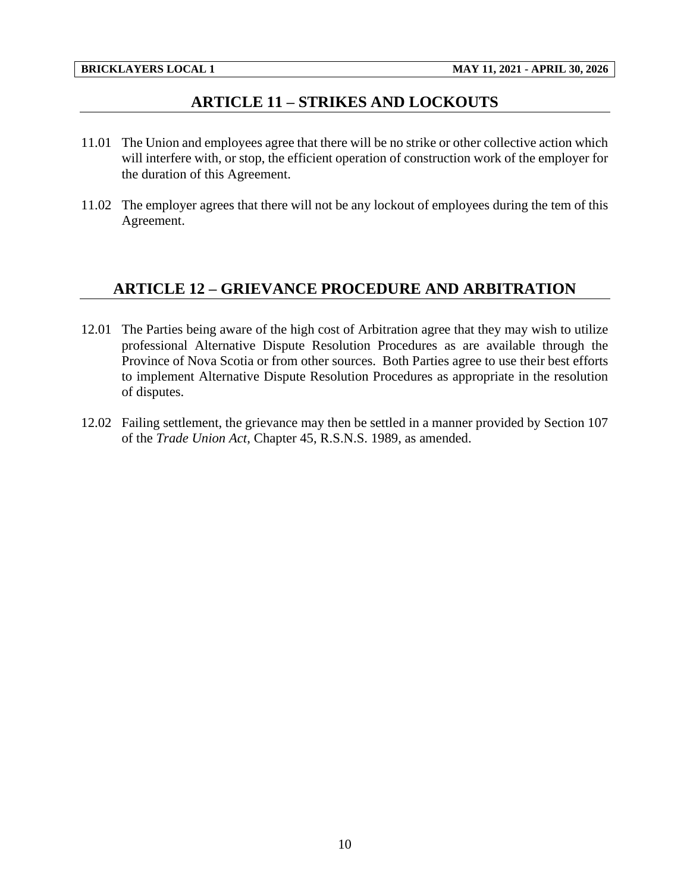## ARTICLE 11 – STRIKES AND LOCKOUTS

11.01 The Union and employees agree that there will be no strike or other collective action which will interfere with, or stop, the efficient operation of construction work of the employer for the duration of this Agreement.

11.02 The employer agrees that there will not be any lockout of employees during the tem of this Agreement.

## ARTICLE 12 – GRIEVANCE PROCEDURE AND ARBITRATION

12.01 The Parties being aware of the high cost of Arbitration agree that they may wish to utilize professional Alternative Dispute Resolution Procedures as are available through the Province of Nova Scotia or from other sources. Both Parties agree to use their best efforts to implement Alternative Dispute Resolution Procedures as appropriate in the resolution of disputes.

12.02 Failing settlement, the grievance may then be settled in a manner provided by Section 107 of the *Trade Union Act*, Chapter 45, R.S.N.S. 1989, as amended.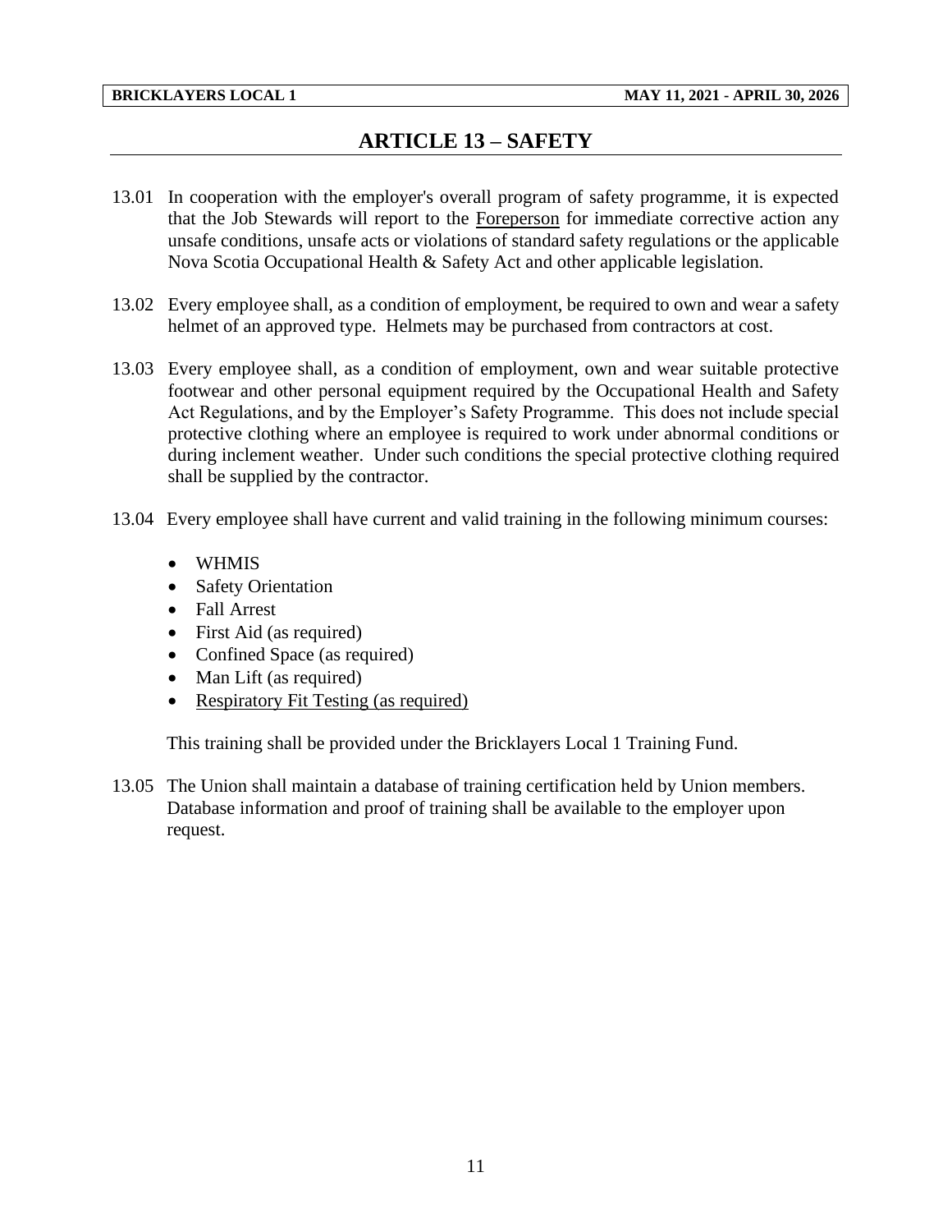# ARTICLE 13 – SAFETY

13.01 In cooperation with the employer's overall program of safety programme, it is expected that the Job Stewards will report to the Foreperson for immediate corrective action any unsafe conditions, unsafe acts or violations of standard safety regulations or the applicable Nova Scotia Occupational Health & Safety Act and other applicable legislation.

13.02 Every employee shall, as a condition of employment, be required to own and wear a safety helmet of an approved type. Helmets may be purchased from contractors at cost.

13.03 Every employee shall, as a condition of employment, own and wear suitable protective footwear and other personal equipment required by the Occupational Health and Safety Act Regulations, and by the Employer's Safety Programme. This does not include special protective clothing where an employee is required to work under abnormal conditions or during inclement weather. Under such conditions the special protective clothing required shall be supplied by the contractor.

13.04 Every employee shall have current and valid training in the following minimum courses:

- WHMIS
- Safety Orientation
- Fall Arrest
- First Aid (as required)
- Confined Space (as required)
- Man Lift (as required)
- Respiratory Fit Testing (as required)

This training shall be provided under the Bricklayers Local 1 Training Fund.

13.05 The Union shall maintain a database of training certification held by Union members. Database information and proof of training shall be available to the employer upon request.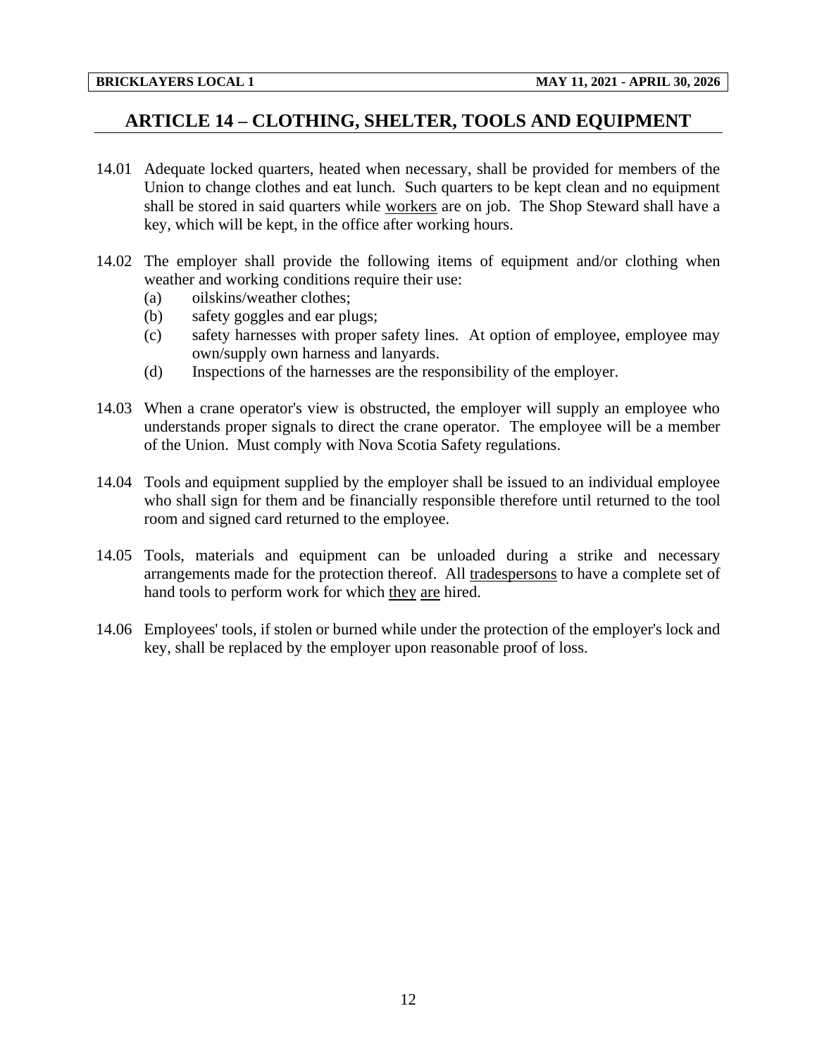## ARTICLE 14 – CLOTHING, SHELTER, TOOLS AND EQUIPMENT

14.01 Adequate locked quarters, heated when necessary, shall be provided for members of the Union to change clothes and eat lunch. Such quarters to be kept clean and no equipment shall be stored in said quarters while workers are on job. The Shop Steward shall have a key, which will be kept, in the office after working hours.

14.02 The employer shall provide the following items of equipment and/or clothing when weather and working conditions require their use:

- (a) oilskins/weather clothes;
- (b) safety goggles and ear plugs;
- (c) safety harnesses with proper safety lines. At option of employee, employee may own/supply own harness and lanyards.
- (d) Inspections of the harnesses are the responsibility of the employer.

14.03 When a crane operator's view is obstructed, the employer will supply an employee who understands proper signals to direct the crane operator. The employee will be a member of the Union. Must comply with Nova Scotia Safety regulations.

14.04 Tools and equipment supplied by the employer shall be issued to an individual employee who shall sign for them and be financially responsible therefore until returned to the tool room and signed card returned to the employee.

14.05 Tools, materials and equipment can be unloaded during a strike and necessary arrangements made for the protection thereof. All tradespersons to have a complete set of hand tools to perform work for which they are hired.

14.06 Employees' tools, if stolen or burned while under the protection of the employer's lock and key, shall be replaced by the employer upon reasonable proof of loss.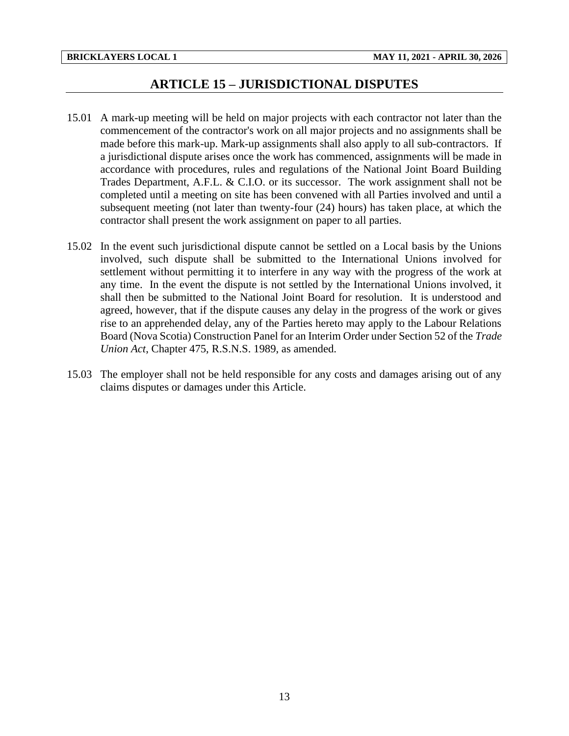# ARTICLE 15 – JURISDICTIONAL DISPUTES

15.01 A mark-up meeting will be held on major projects with each contractor not later than the commencement of the contractor's work on all major projects and no assignments shall be made before this mark-up. Mark-up assignments shall also apply to all sub-contractors. If a jurisdictional dispute arises once the work has commenced, assignments will be made in accordance with procedures, rules and regulations of the National Joint Board Building Trades Department, A.F.L. & C.I.O. or its successor. The work assignment shall not be completed until a meeting on site has been convened with all Parties involved and until a subsequent meeting (not later than twenty-four (24) hours) has taken place, at which the contractor shall present the work assignment on paper to all parties.

15.02 In the event such jurisdictional dispute cannot be settled on a Local basis by the Unions involved, such dispute shall be submitted to the International Unions involved for settlement without permitting it to interfere in any way with the progress of the work at any time. In the event the dispute is not settled by the International Unions involved, it shall then be submitted to the National Joint Board for resolution. It is understood and agreed, however, that if the dispute causes any delay in the progress of the work or gives rise to an apprehended delay, any of the Parties hereto may apply to the Labour Relations Board (Nova Scotia) Construction Panel for an Interim Order under Section 52 of the *Trade Union Act*, Chapter 475, R.S.N.S. 1989, as amended.

15.03 The employer shall not be held responsible for any costs and damages arising out of any claims disputes or damages under this Article.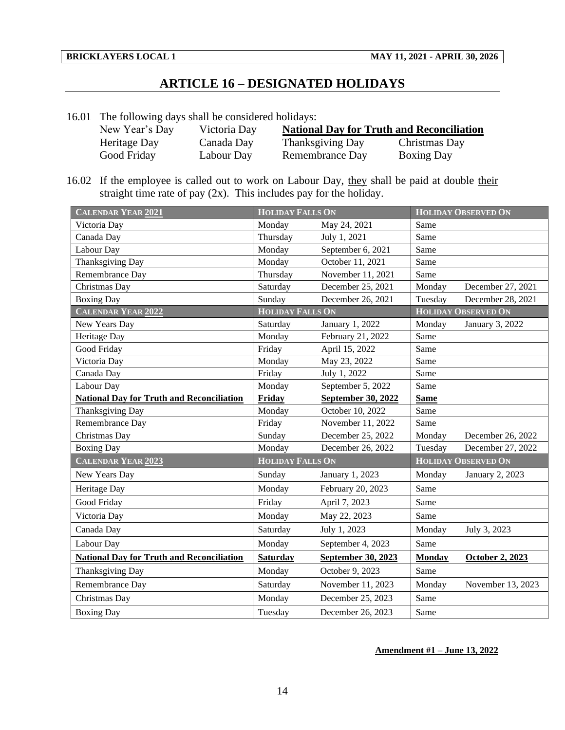## ARTICLE 16 – DESIGNATED HOLIDAYS

16.01 The following days shall be considered holidays:

| | | | |
|---|---|---|---|
| New Year's Day | Victoria Day | **National Day for Truth and Reconciliation** | |
| Heritage Day | Canada Day | Thanksgiving Day | Christmas Day |
| Good Friday | Labour Day | Remembrance Day | Boxing Day |

16.02 If the employee is called out to work on Labour Day, they shall be paid at double their straight time rate of pay (2x). This includes pay for the holiday.

| CALENDAR YEAR 2021 | HOLIDAY FALLS ON | | HOLIDAY OBSERVED ON | |
|---|---|---|---|---|
| Victoria Day | Monday | May 24, 2021 | Same | |
| Canada Day | Thursday | July 1, 2021 | Same | |
| Labour Day | Monday | September 6, 2021 | Same | |
| Thanksgiving Day | Monday | October 11, 2021 | Same | |
| Remembrance Day | Thursday | November 11, 2021 | Same | |
| Christmas Day | Saturday | December 25, 2021 | Monday | December 27, 2021 |
| Boxing Day | Sunday | December 26, 2021 | Tuesday | December 28, 2021 |
| **CALENDAR YEAR 2022** | **HOLIDAY FALLS ON** | | **HOLIDAY OBSERVED ON** | |
| New Years Day | Saturday | January 1, 2022 | Monday | January 3, 2022 |
| Heritage Day | Monday | February 21, 2022 | Same | |
| Good Friday | Friday | April 15, 2022 | Same | |
| Victoria Day | Monday | May 23, 2022 | Same | |
| Canada Day | Friday | July 1, 2022 | Same | |
| Labour Day | Monday | September 5, 2022 | Same | |
| **National Day for Truth and Reconciliation** | **Friday** | **September 30, 2022** | **Same** | |
| Thanksgiving Day | Monday | October 10, 2022 | Same | |
| Remembrance Day | Friday | November 11, 2022 | Same | |
| Christmas Day | Sunday | December 25, 2022 | Monday | December 26, 2022 |
| Boxing Day | Monday | December 26, 2022 | Tuesday | December 27, 2022 |
| **CALENDAR YEAR 2023** | **HOLIDAY FALLS ON** | | **HOLIDAY OBSERVED ON** | |
| New Years Day | Sunday | January 1, 2023 | Monday | January 2, 2023 |
| Heritage Day | Monday | February 20, 2023 | Same | |
| Good Friday | Friday | April 7, 2023 | Same | |
| Victoria Day | Monday | May 22, 2023 | Same | |
| Canada Day | Saturday | July 1, 2023 | Monday | July 3, 2023 |
| Labour Day | Monday | September 4, 2023 | Same | |
| **National Day for Truth and Reconciliation** | **Saturday** | **September 30, 2023** | **Monday** | **October 2, 2023** |
| Thanksgiving Day | Monday | October 9, 2023 | Same | |
| Remembrance Day | Saturday | November 11, 2023 | Monday | November 13, 2023 |
| Christmas Day | Monday | December 25, 2023 | Same | |
| Boxing Day | Tuesday | December 26, 2023 | Same | |

**Amendment #1 – June 13, 2022**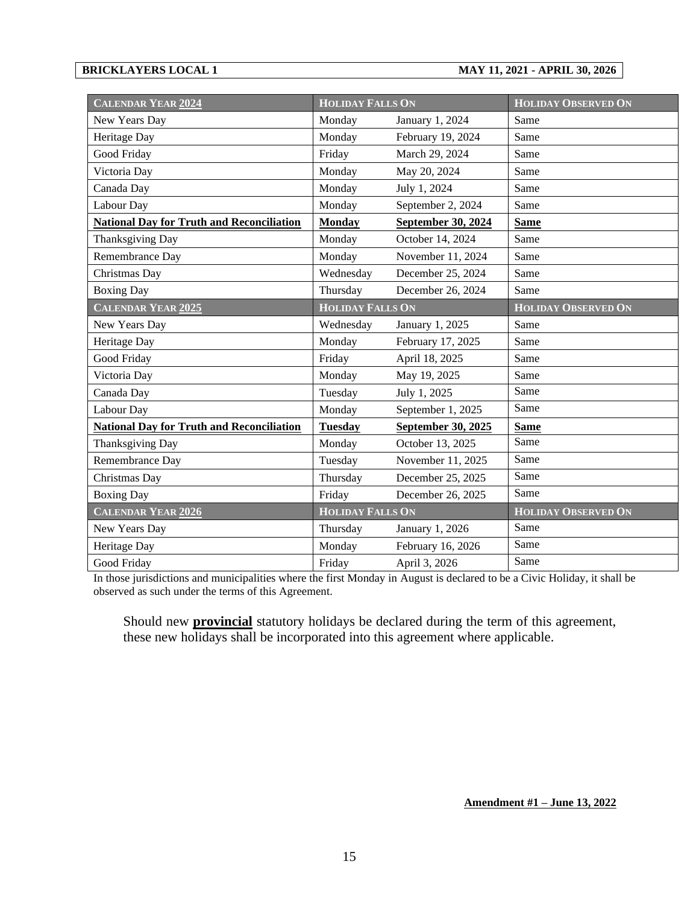| **Calendar Year 2024** | **Holiday Falls On** | | **Holiday Observed On** |
|---|---|---|---|
| New Years Day | Monday | January 1, 2024 | Same |
| Heritage Day | Monday | February 19, 2024 | Same |
| Good Friday | Friday | March 29, 2024 | Same |
| Victoria Day | Monday | May 20, 2024 | Same |
| Canada Day | Monday | July 1, 2024 | Same |
| Labour Day | Monday | September 2, 2024 | Same |
| **National Day for Truth and Reconciliation** | **Monday** | **September 30, 2024** | **Same** |
| Thanksgiving Day | Monday | October 14, 2024 | Same |
| Remembrance Day | Monday | November 11, 2024 | Same |
| Christmas Day | Wednesday | December 25, 2024 | Same |
| Boxing Day | Thursday | December 26, 2024 | Same |
| **Calendar Year 2025** | **Holiday Falls On** | | **Holiday Observed On** |
| New Years Day | Wednesday | January 1, 2025 | Same |
| Heritage Day | Monday | February 17, 2025 | Same |
| Good Friday | Friday | April 18, 2025 | Same |
| Victoria Day | Monday | May 19, 2025 | Same |
| Canada Day | Tuesday | July 1, 2025 | Same |
| Labour Day | Monday | September 1, 2025 | Same |
| **National Day for Truth and Reconciliation** | **Tuesday** | **September 30, 2025** | **Same** |
| Thanksgiving Day | Monday | October 13, 2025 | Same |
| Remembrance Day | Tuesday | November 11, 2025 | Same |
| Christmas Day | Thursday | December 25, 2025 | Same |
| Boxing Day | Friday | December 26, 2025 | Same |
| **Calendar Year 2026** | **Holiday Falls On** | | **Holiday Observed On** |
| New Years Day | Thursday | January 1, 2026 | Same |
| Heritage Day | Monday | February 16, 2026 | Same |
| Good Friday | Friday | April 3, 2026 | Same |

In those jurisdictions and municipalities where the first Monday in August is declared to be a Civic Holiday, it shall be observed as such under the terms of this Agreement.

Should new **provincial** statutory holidays be declared during the term of this agreement, these new holidays shall be incorporated into this agreement where applicable.

**Amendment #1 – June 13, 2022**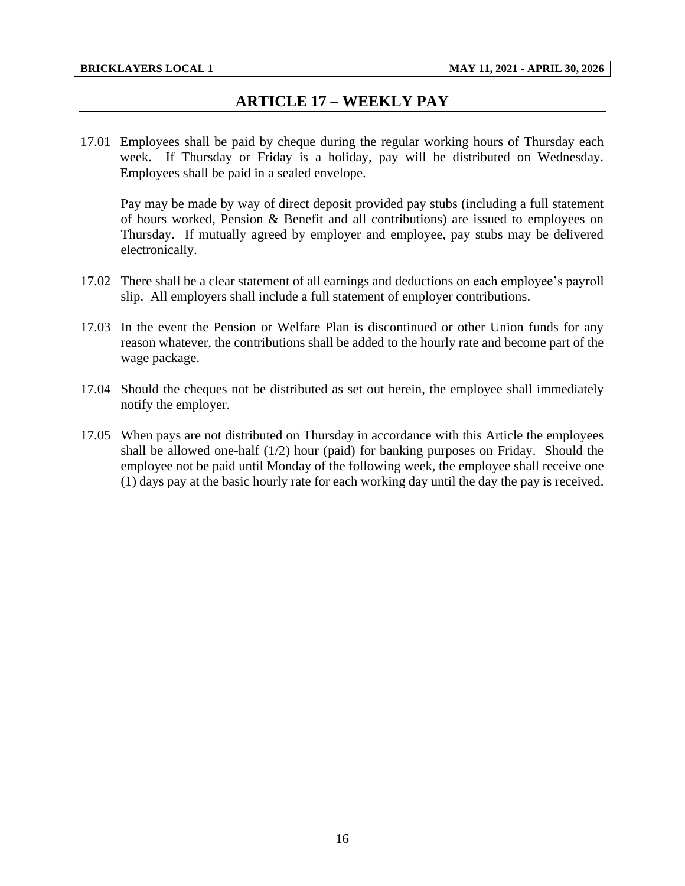# ARTICLE 17 – WEEKLY PAY

17.01 Employees shall be paid by cheque during the regular working hours of Thursday each week. If Thursday or Friday is a holiday, pay will be distributed on Wednesday. Employees shall be paid in a sealed envelope.

Pay may be made by way of direct deposit provided pay stubs (including a full statement of hours worked, Pension & Benefit and all contributions) are issued to employees on Thursday. If mutually agreed by employer and employee, pay stubs may be delivered electronically.

17.02 There shall be a clear statement of all earnings and deductions on each employee's payroll slip. All employers shall include a full statement of employer contributions.

17.03 In the event the Pension or Welfare Plan is discontinued or other Union funds for any reason whatever, the contributions shall be added to the hourly rate and become part of the wage package.

17.04 Should the cheques not be distributed as set out herein, the employee shall immediately notify the employer.

17.05 When pays are not distributed on Thursday in accordance with this Article the employees shall be allowed one-half (1/2) hour (paid) for banking purposes on Friday. Should the employee not be paid until Monday of the following week, the employee shall receive one (1) days pay at the basic hourly rate for each working day until the day the pay is received.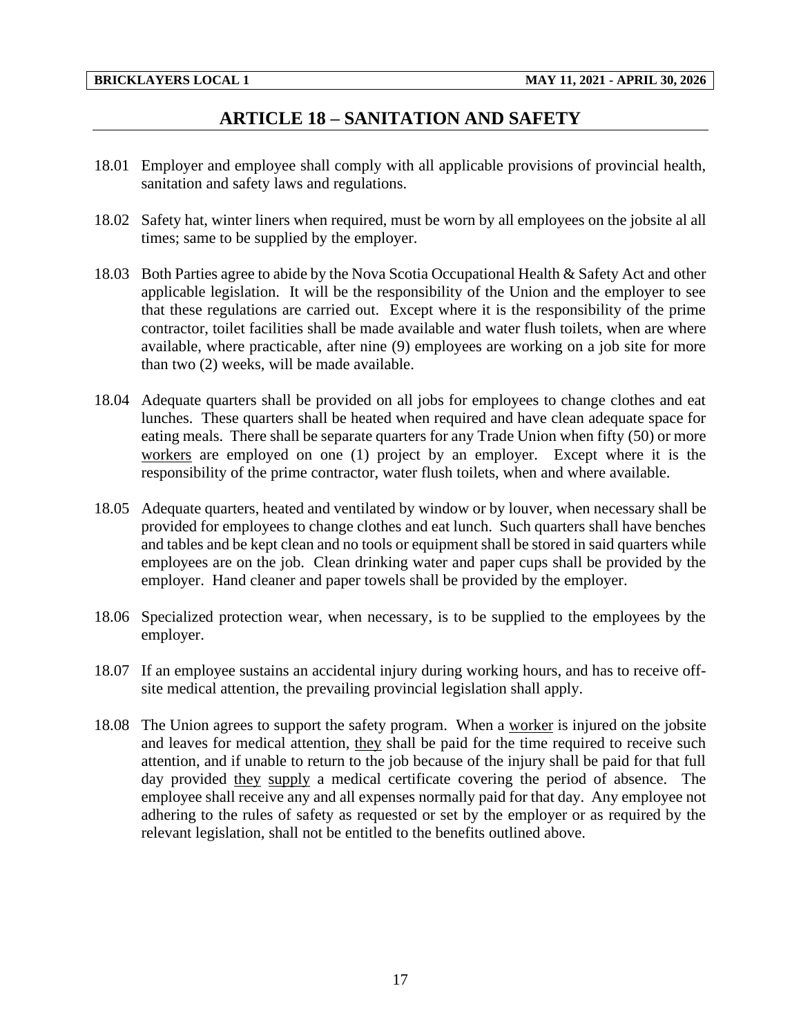# ARTICLE 18 – SANITATION AND SAFETY

18.01 Employer and employee shall comply with all applicable provisions of provincial health, sanitation and safety laws and regulations.

18.02 Safety hat, winter liners when required, must be worn by all employees on the jobsite al all times; same to be supplied by the employer.

18.03 Both Parties agree to abide by the Nova Scotia Occupational Health & Safety Act and other applicable legislation. It will be the responsibility of the Union and the employer to see that these regulations are carried out. Except where it is the responsibility of the prime contractor, toilet facilities shall be made available and water flush toilets, when are where available, where practicable, after nine (9) employees are working on a job site for more than two (2) weeks, will be made available.

18.04 Adequate quarters shall be provided on all jobs for employees to change clothes and eat lunches. These quarters shall be heated when required and have clean adequate space for eating meals. There shall be separate quarters for any Trade Union when fifty (50) or more workers are employed on one (1) project by an employer. Except where it is the responsibility of the prime contractor, water flush toilets, when and where available.

18.05 Adequate quarters, heated and ventilated by window or by louver, when necessary shall be provided for employees to change clothes and eat lunch. Such quarters shall have benches and tables and be kept clean and no tools or equipment shall be stored in said quarters while employees are on the job. Clean drinking water and paper cups shall be provided by the employer. Hand cleaner and paper towels shall be provided by the employer.

18.06 Specialized protection wear, when necessary, is to be supplied to the employees by the employer.

18.07 If an employee sustains an accidental injury during working hours, and has to receive off-site medical attention, the prevailing provincial legislation shall apply.

18.08 The Union agrees to support the safety program. When a worker is injured on the jobsite and leaves for medical attention, they shall be paid for the time required to receive such attention, and if unable to return to the job because of the injury shall be paid for that full day provided they supply a medical certificate covering the period of absence. The employee shall receive any and all expenses normally paid for that day. Any employee not adhering to the rules of safety as requested or set by the employer or as required by the relevant legislation, shall not be entitled to the benefits outlined above.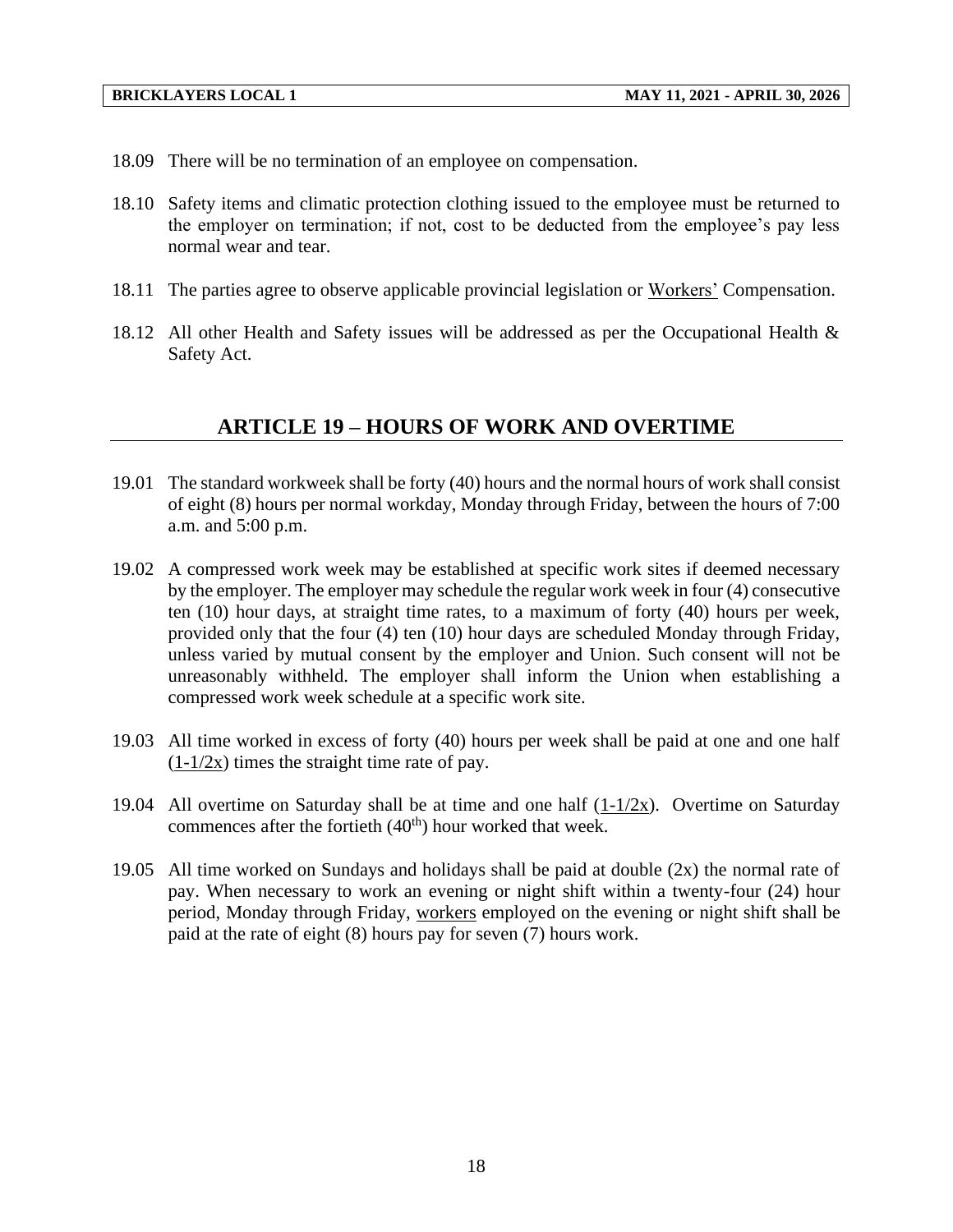18.09 There will be no termination of an employee on compensation.

18.10 Safety items and climatic protection clothing issued to the employee must be returned to the employer on termination; if not, cost to be deducted from the employee's pay less normal wear and tear.

18.11 The parties agree to observe applicable provincial legislation or Workers' Compensation.

18.12 All other Health and Safety issues will be addressed as per the Occupational Health & Safety Act.

## ARTICLE 19 – HOURS OF WORK AND OVERTIME

19.01 The standard workweek shall be forty (40) hours and the normal hours of work shall consist of eight (8) hours per normal workday, Monday through Friday, between the hours of 7:00 a.m. and 5:00 p.m.

19.02 A compressed work week may be established at specific work sites if deemed necessary by the employer. The employer may schedule the regular work week in four (4) consecutive ten (10) hour days, at straight time rates, to a maximum of forty (40) hours per week, provided only that the four (4) ten (10) hour days are scheduled Monday through Friday, unless varied by mutual consent by the employer and Union. Such consent will not be unreasonably withheld. The employer shall inform the Union when establishing a compressed work week schedule at a specific work site.

19.03 All time worked in excess of forty (40) hours per week shall be paid at one and one half (1-1/2x) times the straight time rate of pay.

19.04 All overtime on Saturday shall be at time and one half (1-1/2x). Overtime on Saturday commences after the fortieth (40th) hour worked that week.

19.05 All time worked on Sundays and holidays shall be paid at double (2x) the normal rate of pay. When necessary to work an evening or night shift within a twenty-four (24) hour period, Monday through Friday, workers employed on the evening or night shift shall be paid at the rate of eight (8) hours pay for seven (7) hours work.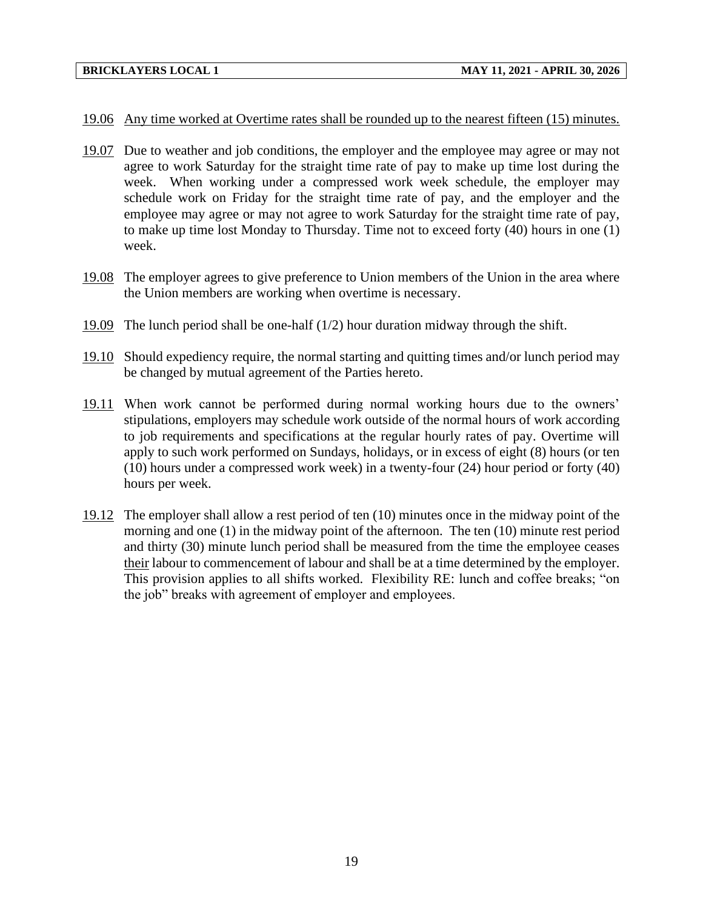19.06 Any time worked at Overtime rates shall be rounded up to the nearest fifteen (15) minutes.

19.07 Due to weather and job conditions, the employer and the employee may agree or may not agree to work Saturday for the straight time rate of pay to make up time lost during the week. When working under a compressed work week schedule, the employer may schedule work on Friday for the straight time rate of pay, and the employer and the employee may agree or may not agree to work Saturday for the straight time rate of pay, to make up time lost Monday to Thursday. Time not to exceed forty (40) hours in one (1) week.

19.08 The employer agrees to give preference to Union members of the Union in the area where the Union members are working when overtime is necessary.

19.09 The lunch period shall be one-half (1/2) hour duration midway through the shift.

19.10 Should expediency require, the normal starting and quitting times and/or lunch period may be changed by mutual agreement of the Parties hereto.

19.11 When work cannot be performed during normal working hours due to the owners' stipulations, employers may schedule work outside of the normal hours of work according to job requirements and specifications at the regular hourly rates of pay. Overtime will apply to such work performed on Sundays, holidays, or in excess of eight (8) hours (or ten (10) hours under a compressed work week) in a twenty-four (24) hour period or forty (40) hours per week.

19.12 The employer shall allow a rest period of ten (10) minutes once in the midway point of the morning and one (1) in the midway point of the afternoon. The ten (10) minute rest period and thirty (30) minute lunch period shall be measured from the time the employee ceases their labour to commencement of labour and shall be at a time determined by the employer. This provision applies to all shifts worked. Flexibility RE: lunch and coffee breaks; "on the job" breaks with agreement of employer and employees.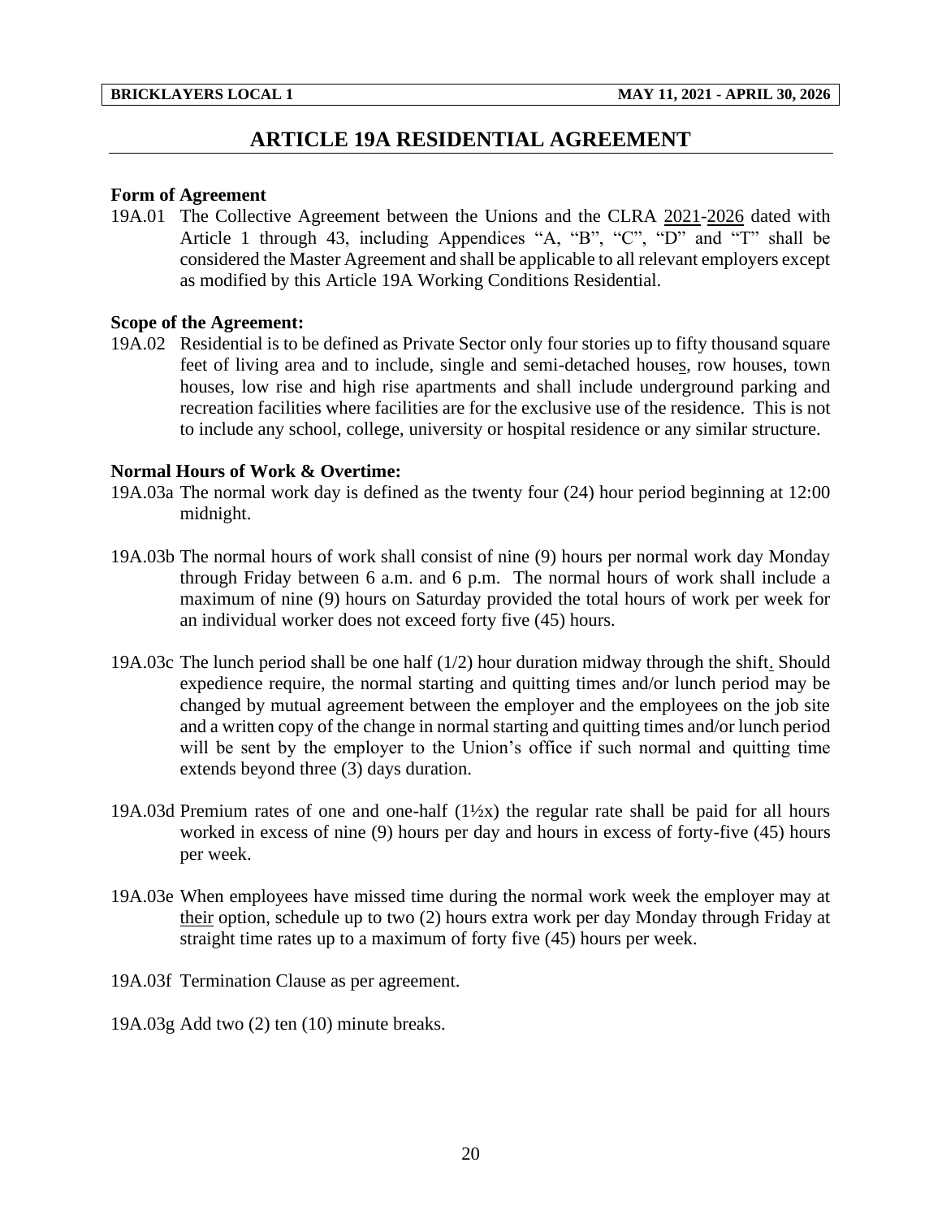# ARTICLE 19A RESIDENTIAL AGREEMENT

**Form of Agreement**

19A.01 The Collective Agreement between the Unions and the CLRA 2021-2026 dated with Article 1 through 43, including Appendices "A, "B", "C", "D" and "T" shall be considered the Master Agreement and shall be applicable to all relevant employers except as modified by this Article 19A Working Conditions Residential.

**Scope of the Agreement:**

19A.02 Residential is to be defined as Private Sector only four stories up to fifty thousand square feet of living area and to include, single and semi-detached houses, row houses, town houses, low rise and high rise apartments and shall include underground parking and recreation facilities where facilities are for the exclusive use of the residence. This is not to include any school, college, university or hospital residence or any similar structure.

**Normal Hours of Work & Overtime:**

19A.03a The normal work day is defined as the twenty four (24) hour period beginning at 12:00 midnight.

19A.03b The normal hours of work shall consist of nine (9) hours per normal work day Monday through Friday between 6 a.m. and 6 p.m. The normal hours of work shall include a maximum of nine (9) hours on Saturday provided the total hours of work per week for an individual worker does not exceed forty five (45) hours.

19A.03c The lunch period shall be one half (1/2) hour duration midway through the shift. Should expedience require, the normal starting and quitting times and/or lunch period may be changed by mutual agreement between the employer and the employees on the job site and a written copy of the change in normal starting and quitting times and/or lunch period will be sent by the employer to the Union's office if such normal and quitting time extends beyond three (3) days duration.

19A.03d Premium rates of one and one-half (1½x) the regular rate shall be paid for all hours worked in excess of nine (9) hours per day and hours in excess of forty-five (45) hours per week.

19A.03e When employees have missed time during the normal work week the employer may at their option, schedule up to two (2) hours extra work per day Monday through Friday at straight time rates up to a maximum of forty five (45) hours per week.

19A.03f Termination Clause as per agreement.

19A.03g Add two (2) ten (10) minute breaks.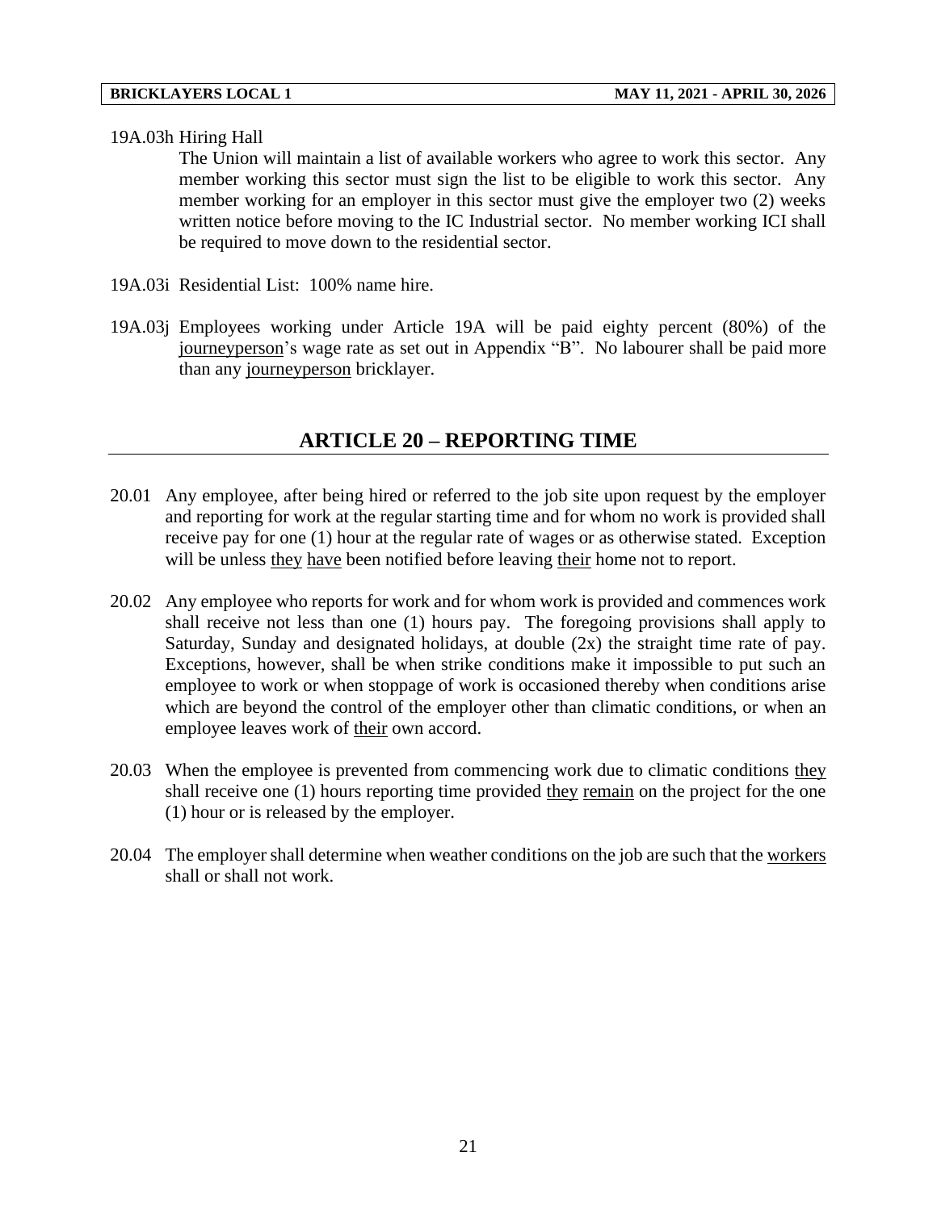19A.03h Hiring Hall

The Union will maintain a list of available workers who agree to work this sector. Any member working this sector must sign the list to be eligible to work this sector. Any member working for an employer in this sector must give the employer two (2) weeks written notice before moving to the IC Industrial sector. No member working ICI shall be required to move down to the residential sector.

19A.03i Residential List: 100% name hire.

19A.03j Employees working under Article 19A will be paid eighty percent (80%) of the journeyperson's wage rate as set out in Appendix "B". No labourer shall be paid more than any journeyperson bricklayer.

## ARTICLE 20 – REPORTING TIME

20.01 Any employee, after being hired or referred to the job site upon request by the employer and reporting for work at the regular starting time and for whom no work is provided shall receive pay for one (1) hour at the regular rate of wages or as otherwise stated. Exception will be unless they have been notified before leaving their home not to report.

20.02 Any employee who reports for work and for whom work is provided and commences work shall receive not less than one (1) hours pay. The foregoing provisions shall apply to Saturday, Sunday and designated holidays, at double (2x) the straight time rate of pay. Exceptions, however, shall be when strike conditions make it impossible to put such an employee to work or when stoppage of work is occasioned thereby when conditions arise which are beyond the control of the employer other than climatic conditions, or when an employee leaves work of their own accord.

20.03 When the employee is prevented from commencing work due to climatic conditions they shall receive one (1) hours reporting time provided they remain on the project for the one (1) hour or is released by the employer.

20.04 The employer shall determine when weather conditions on the job are such that the workers shall or shall not work.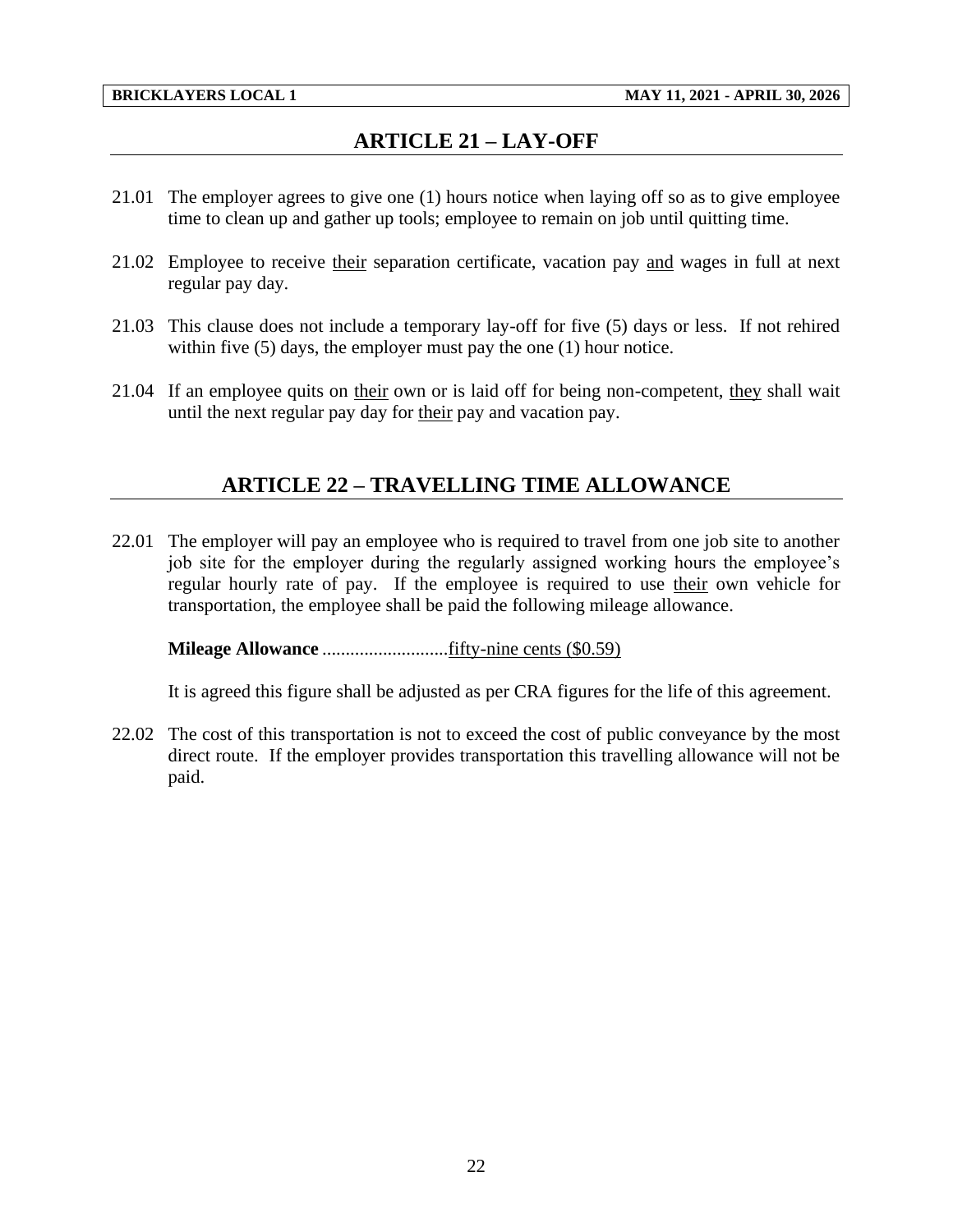## ARTICLE 21 – LAY-OFF

21.01 The employer agrees to give one (1) hours notice when laying off so as to give employee time to clean up and gather up tools; employee to remain on job until quitting time.

21.02 Employee to receive their separation certificate, vacation pay and wages in full at next regular pay day.

21.03 This clause does not include a temporary lay-off for five (5) days or less. If not rehired within five (5) days, the employer must pay the one (1) hour notice.

21.04 If an employee quits on their own or is laid off for being non-competent, they shall wait until the next regular pay day for their pay and vacation pay.

## ARTICLE 22 – TRAVELLING TIME ALLOWANCE

22.01 The employer will pay an employee who is required to travel from one job site to another job site for the employer during the regularly assigned working hours the employee's regular hourly rate of pay. If the employee is required to use their own vehicle for transportation, the employee shall be paid the following mileage allowance.

**Mileage Allowance** ..........................fifty-nine cents ($0.59)

It is agreed this figure shall be adjusted as per CRA figures for the life of this agreement.

22.02 The cost of this transportation is not to exceed the cost of public conveyance by the most direct route. If the employer provides transportation this travelling allowance will not be paid.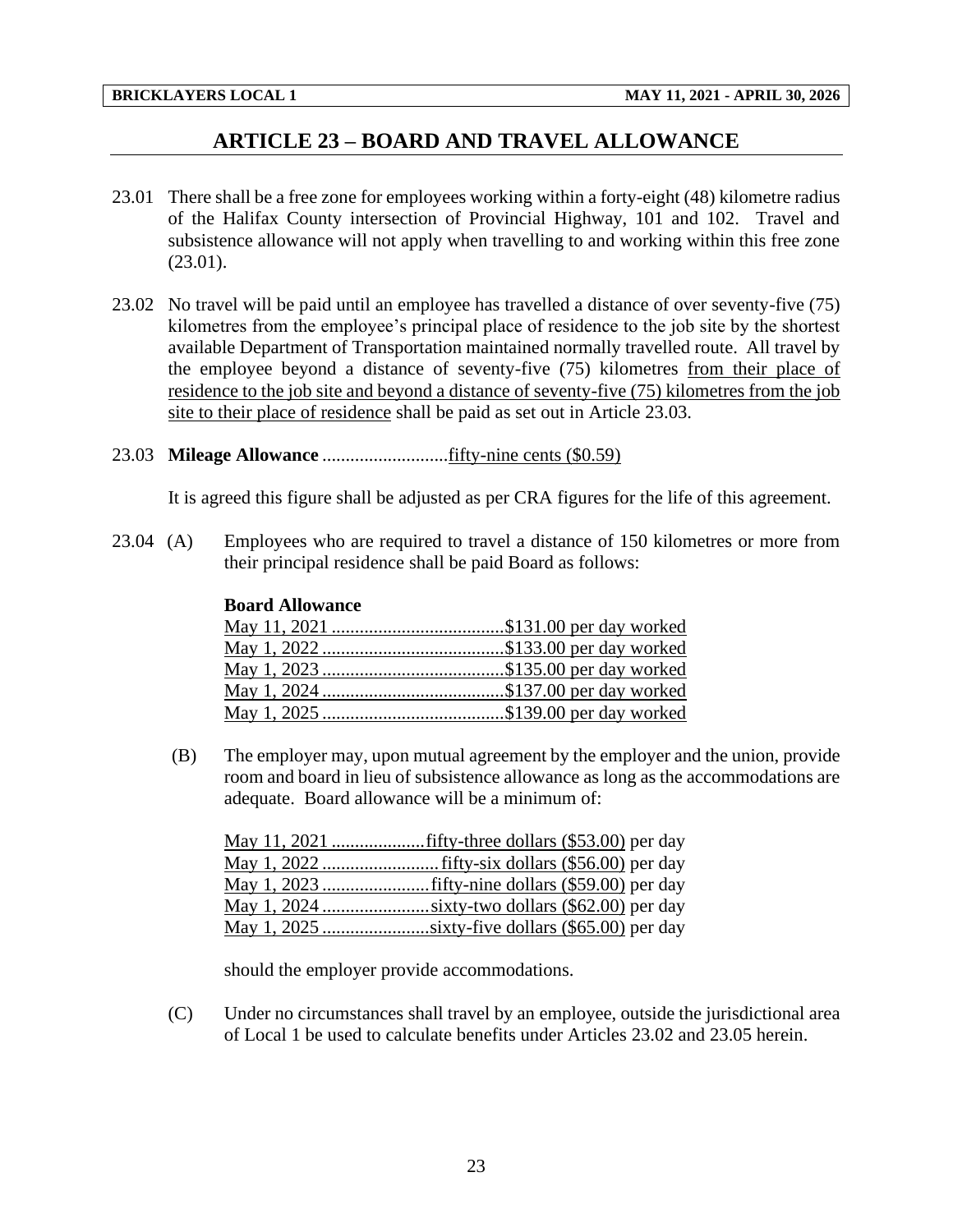# ARTICLE 23 – BOARD AND TRAVEL ALLOWANCE

23.01 There shall be a free zone for employees working within a forty-eight (48) kilometre radius of the Halifax County intersection of Provincial Highway, 101 and 102. Travel and subsistence allowance will not apply when travelling to and working within this free zone (23.01).

23.02 No travel will be paid until an employee has travelled a distance of over seventy-five (75) kilometres from the employee's principal place of residence to the job site by the shortest available Department of Transportation maintained normally travelled route. All travel by the employee beyond a distance of seventy-five (75) kilometres from their place of residence to the job site and beyond a distance of seventy-five (75) kilometres from the job site to their place of residence shall be paid as set out in Article 23.03.

23.03 **Mileage Allowance** ..........................fifty-nine cents ($0.59)

It is agreed this figure shall be adjusted as per CRA figures for the life of this agreement.

23.04 (A) Employees who are required to travel a distance of 150 kilometres or more from their principal residence shall be paid Board as follows:

**Board Allowance**

May 11, 2021 ....................................$131.00 per day worked
May 1, 2022 ......................................$133.00 per day worked
May 1, 2023 ......................................$135.00 per day worked
May 1, 2024 ......................................$137.00 per day worked
May 1, 2025 ......................................$139.00 per day worked

(B) The employer may, upon mutual agreement by the employer and the union, provide room and board in lieu of subsistence allowance as long as the accommodations are adequate. Board allowance will be a minimum of:

May 11, 2021 ....................fifty-three dollars ($53.00) per day
May 1, 2022 .........................fifty-six dollars ($56.00) per day
May 1, 2023 .......................fifty-nine dollars ($59.00) per day
May 1, 2024 .......................sixty-two dollars ($62.00) per day
May 1, 2025 .......................sixty-five dollars ($65.00) per day

should the employer provide accommodations.

(C) Under no circumstances shall travel by an employee, outside the jurisdictional area of Local 1 be used to calculate benefits under Articles 23.02 and 23.05 herein.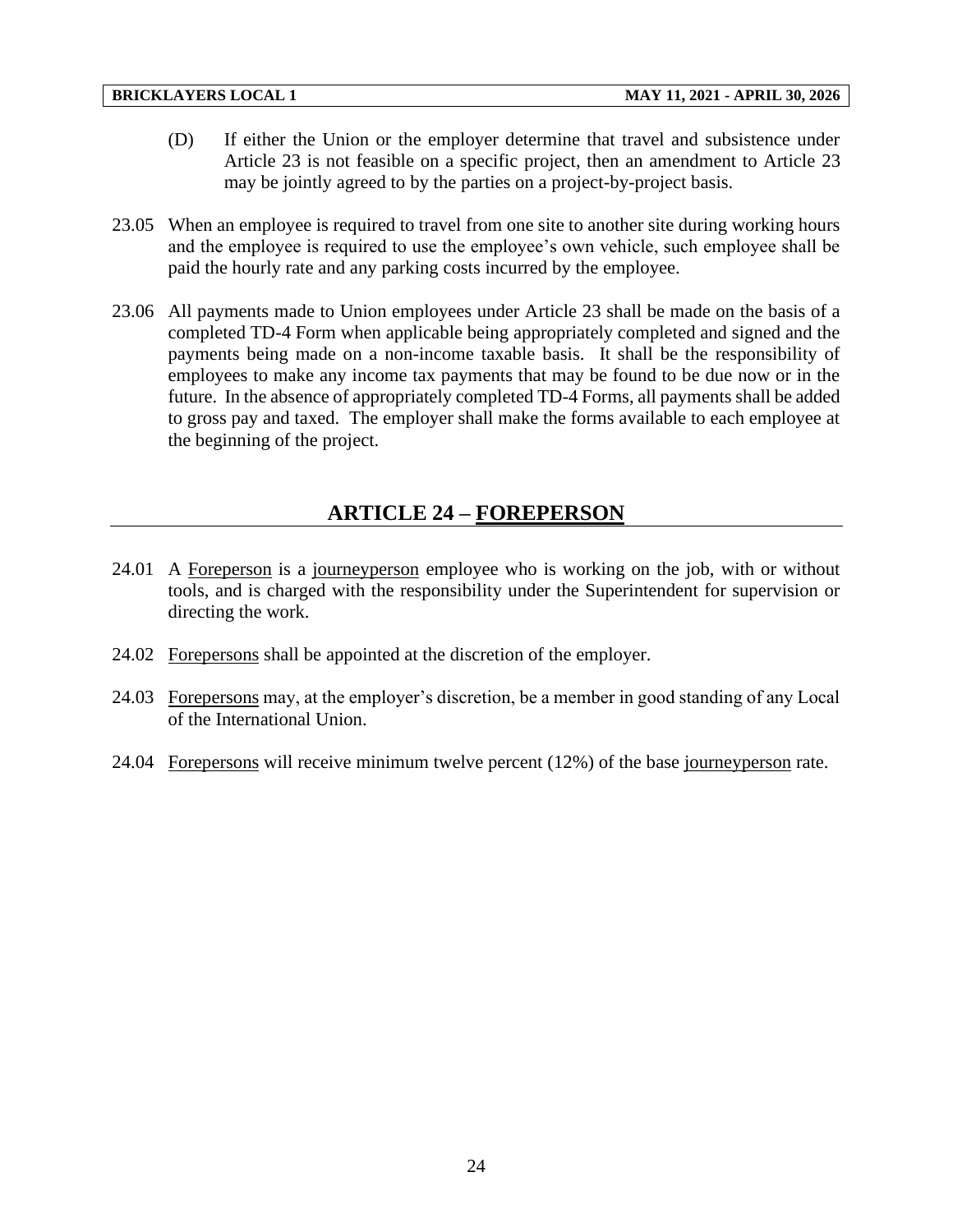(D) If either the Union or the employer determine that travel and subsistence under Article 23 is not feasible on a specific project, then an amendment to Article 23 may be jointly agreed to by the parties on a project-by-project basis.

23.05 When an employee is required to travel from one site to another site during working hours and the employee is required to use the employee's own vehicle, such employee shall be paid the hourly rate and any parking costs incurred by the employee.

23.06 All payments made to Union employees under Article 23 shall be made on the basis of a completed TD-4 Form when applicable being appropriately completed and signed and the payments being made on a non-income taxable basis. It shall be the responsibility of employees to make any income tax payments that may be found to be due now or in the future. In the absence of appropriately completed TD-4 Forms, all payments shall be added to gross pay and taxed. The employer shall make the forms available to each employee at the beginning of the project.

## ARTICLE 24 – FOREPERSON

24.01 A Foreperson is a journeyperson employee who is working on the job, with or without tools, and is charged with the responsibility under the Superintendent for supervision or directing the work.

24.02 Forepersons shall be appointed at the discretion of the employer.

24.03 Forepersons may, at the employer's discretion, be a member in good standing of any Local of the International Union.

24.04 Forepersons will receive minimum twelve percent (12%) of the base journeyperson rate.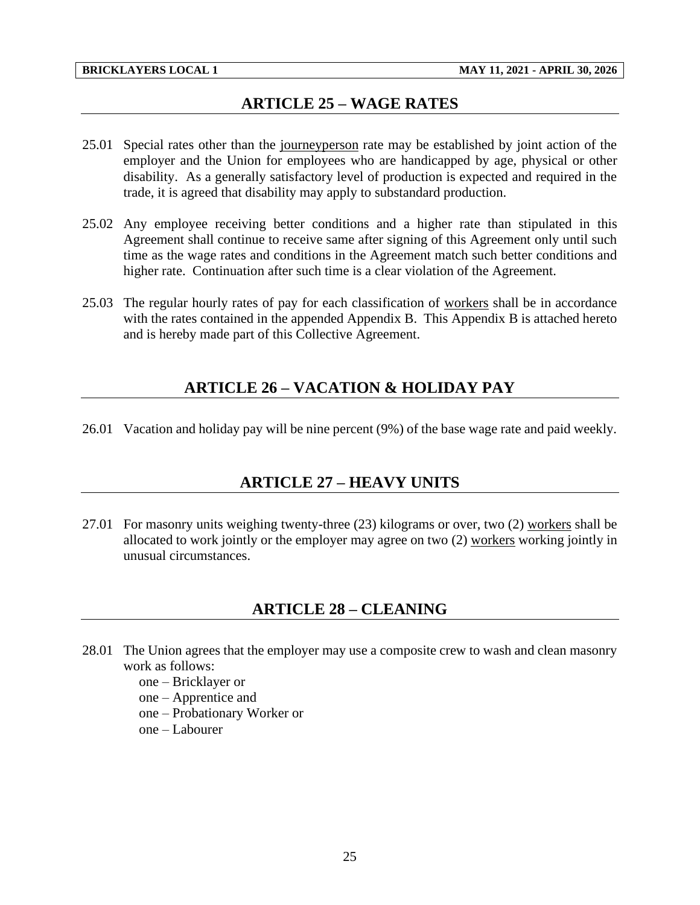## ARTICLE 25 – WAGE RATES

25.01 Special rates other than the journeyperson rate may be established by joint action of the employer and the Union for employees who are handicapped by age, physical or other disability. As a generally satisfactory level of production is expected and required in the trade, it is agreed that disability may apply to substandard production.

25.02 Any employee receiving better conditions and a higher rate than stipulated in this Agreement shall continue to receive same after signing of this Agreement only until such time as the wage rates and conditions in the Agreement match such better conditions and higher rate. Continuation after such time is a clear violation of the Agreement.

25.03 The regular hourly rates of pay for each classification of workers shall be in accordance with the rates contained in the appended Appendix B. This Appendix B is attached hereto and is hereby made part of this Collective Agreement.

## ARTICLE 26 – VACATION & HOLIDAY PAY

26.01 Vacation and holiday pay will be nine percent (9%) of the base wage rate and paid weekly.

## ARTICLE 27 – HEAVY UNITS

27.01 For masonry units weighing twenty-three (23) kilograms or over, two (2) workers shall be allocated to work jointly or the employer may agree on two (2) workers working jointly in unusual circumstances.

## ARTICLE 28 – CLEANING

28.01 The Union agrees that the employer may use a composite crew to wash and clean masonry work as follows:

one – Bricklayer or
one – Apprentice and
one – Probationary Worker or
one – Labourer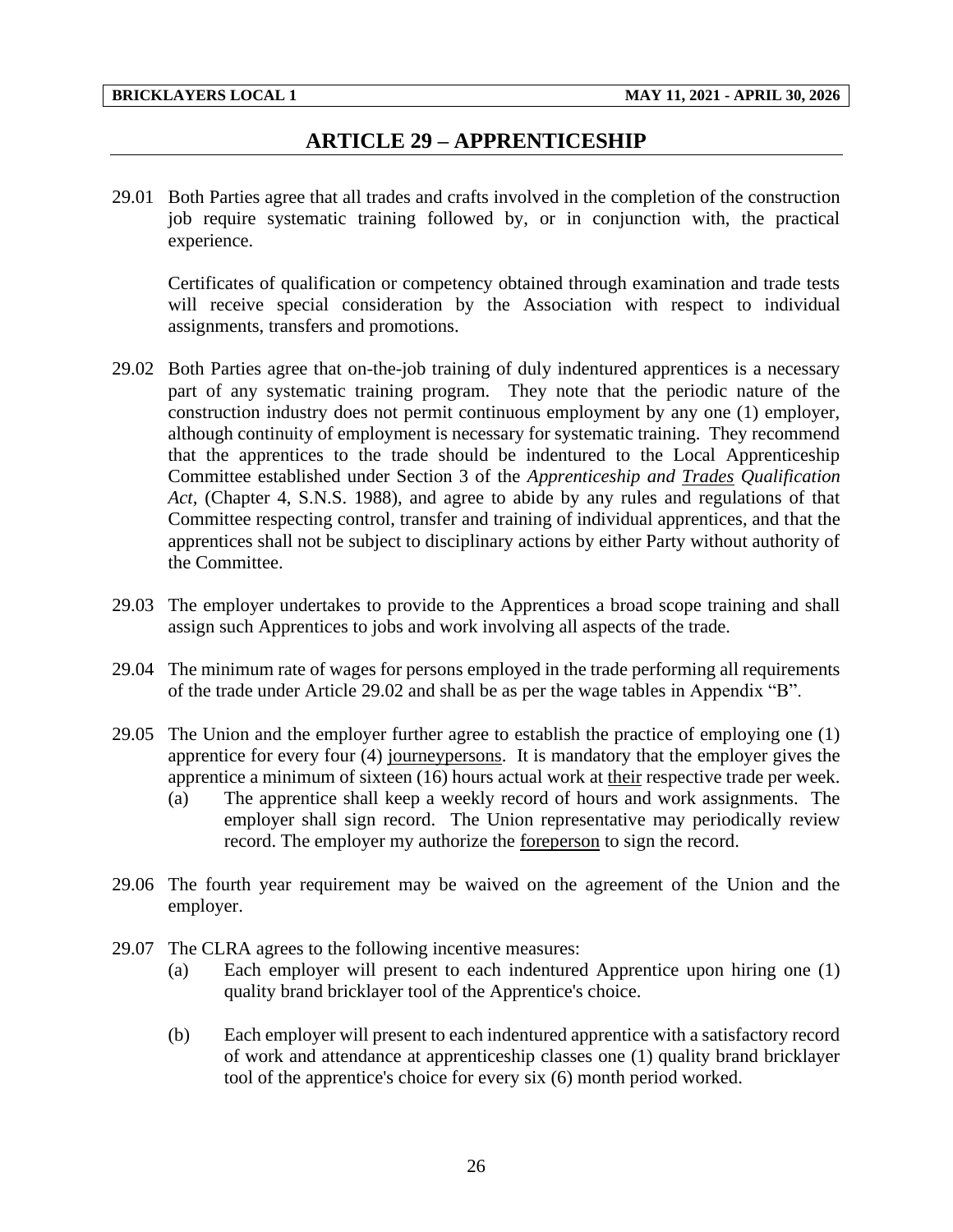## ARTICLE 29 – APPRENTICESHIP

29.01 Both Parties agree that all trades and crafts involved in the completion of the construction job require systematic training followed by, or in conjunction with, the practical experience.

Certificates of qualification or competency obtained through examination and trade tests will receive special consideration by the Association with respect to individual assignments, transfers and promotions.

29.02 Both Parties agree that on-the-job training of duly indentured apprentices is a necessary part of any systematic training program. They note that the periodic nature of the construction industry does not permit continuous employment by any one (1) employer, although continuity of employment is necessary for systematic training. They recommend that the apprentices to the trade should be indentured to the Local Apprenticeship Committee established under Section 3 of the *Apprenticeship and Trades Qualification Act*, (Chapter 4, S.N.S. 1988), and agree to abide by any rules and regulations of that Committee respecting control, transfer and training of individual apprentices, and that the apprentices shall not be subject to disciplinary actions by either Party without authority of the Committee.

29.03 The employer undertakes to provide to the Apprentices a broad scope training and shall assign such Apprentices to jobs and work involving all aspects of the trade.

29.04 The minimum rate of wages for persons employed in the trade performing all requirements of the trade under Article 29.02 and shall be as per the wage tables in Appendix "B".

29.05 The Union and the employer further agree to establish the practice of employing one (1) apprentice for every four (4) journeypersons. It is mandatory that the employer gives the apprentice a minimum of sixteen (16) hours actual work at their respective trade per week.

(a) The apprentice shall keep a weekly record of hours and work assignments. The employer shall sign record. The Union representative may periodically review record. The employer my authorize the foreperson to sign the record.

29.06 The fourth year requirement may be waived on the agreement of the Union and the employer.

29.07 The CLRA agrees to the following incentive measures:

(a) Each employer will present to each indentured Apprentice upon hiring one (1) quality brand bricklayer tool of the Apprentice's choice.

(b) Each employer will present to each indentured apprentice with a satisfactory record of work and attendance at apprenticeship classes one (1) quality brand bricklayer tool of the apprentice's choice for every six (6) month period worked.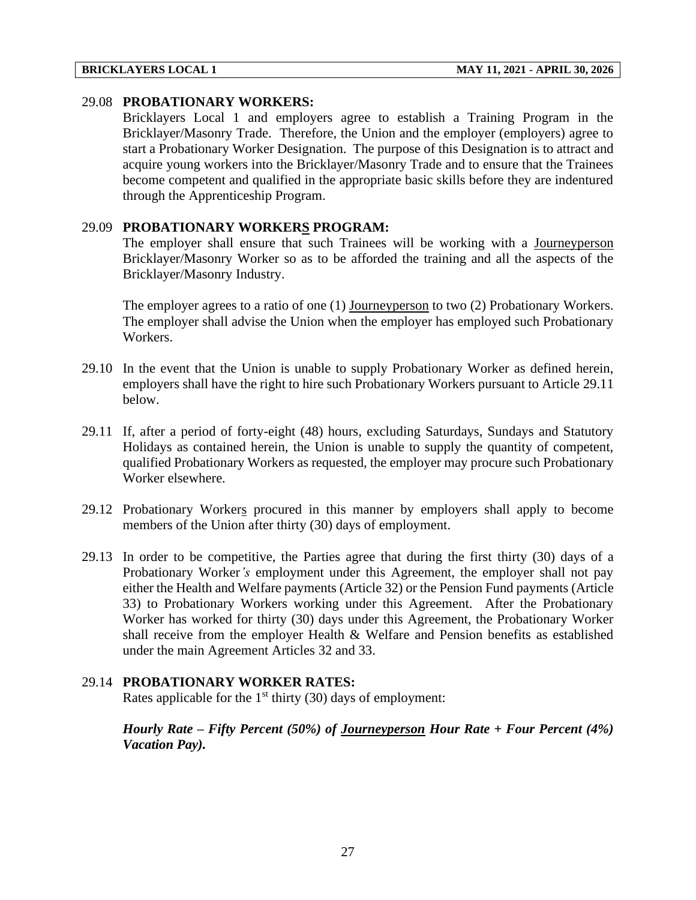29.08 **PROBATIONARY WORKERS:**

Bricklayers Local 1 and employers agree to establish a Training Program in the Bricklayer/Masonry Trade. Therefore, the Union and the employer (employers) agree to start a Probationary Worker Designation. The purpose of this Designation is to attract and acquire young workers into the Bricklayer/Masonry Trade and to ensure that the Trainees become competent and qualified in the appropriate basic skills before they are indentured through the Apprenticeship Program.

29.09 **PROBATIONARY WORKERS PROGRAM:**

The employer shall ensure that such Trainees will be working with a Journeyperson Bricklayer/Masonry Worker so as to be afforded the training and all the aspects of the Bricklayer/Masonry Industry.

The employer agrees to a ratio of one (1) Journeyperson to two (2) Probationary Workers. The employer shall advise the Union when the employer has employed such Probationary Workers.

29.10 In the event that the Union is unable to supply Probationary Worker as defined herein, employers shall have the right to hire such Probationary Workers pursuant to Article 29.11 below.

29.11 If, after a period of forty-eight (48) hours, excluding Saturdays, Sundays and Statutory Holidays as contained herein, the Union is unable to supply the quantity of competent, qualified Probationary Workers as requested, the employer may procure such Probationary Worker elsewhere.

29.12 Probationary Workers procured in this manner by employers shall apply to become members of the Union after thirty (30) days of employment.

29.13 In order to be competitive, the Parties agree that during the first thirty (30) days of a Probationary Worker*'s* employment under this Agreement, the employer shall not pay either the Health and Welfare payments (Article 32) or the Pension Fund payments (Article 33) to Probationary Workers working under this Agreement. After the Probationary Worker has worked for thirty (30) days under this Agreement, the Probationary Worker shall receive from the employer Health & Welfare and Pension benefits as established under the main Agreement Articles 32 and 33.

29.14 **PROBATIONARY WORKER RATES:**

Rates applicable for the 1st thirty (30) days of employment:

***Hourly Rate – Fifty Percent (50%) of Journeyperson Hour Rate + Four Percent (4%) Vacation Pay).***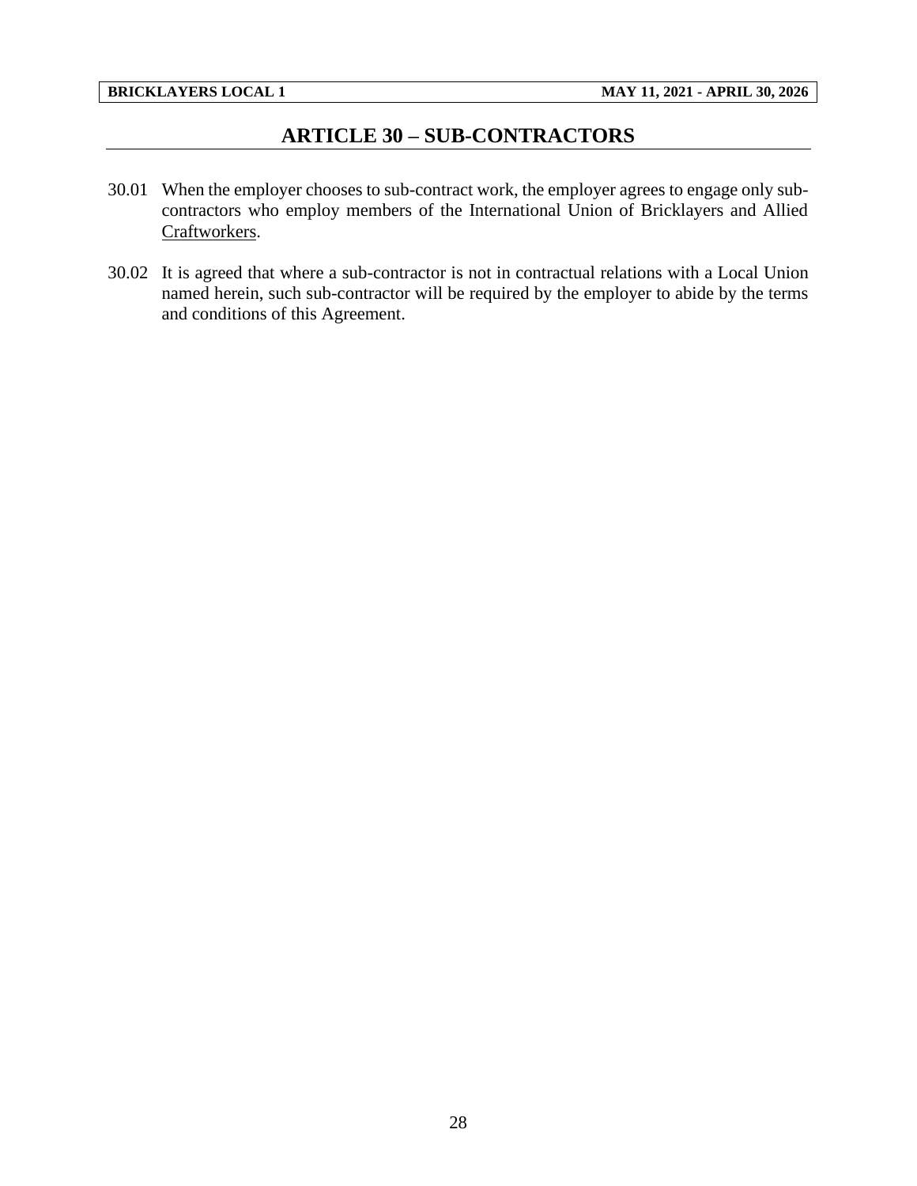## ARTICLE 30 – SUB-CONTRACTORS

30.01 When the employer chooses to sub-contract work, the employer agrees to engage only sub-contractors who employ members of the International Union of Bricklayers and Allied Craftworkers.

30.02 It is agreed that where a sub-contractor is not in contractual relations with a Local Union named herein, such sub-contractor will be required by the employer to abide by the terms and conditions of this Agreement.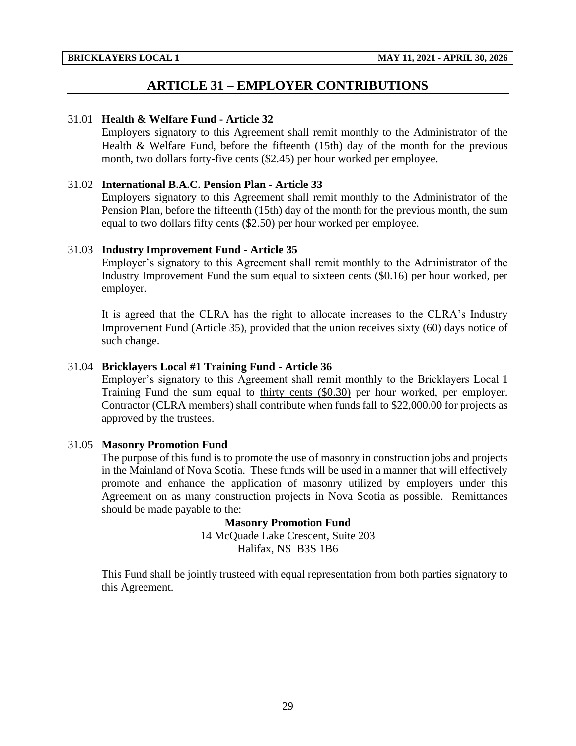# ARTICLE 31 – EMPLOYER CONTRIBUTIONS

31.01 **Health & Welfare Fund - Article 32**

Employers signatory to this Agreement shall remit monthly to the Administrator of the Health & Welfare Fund, before the fifteenth (15th) day of the month for the previous month, two dollars forty-five cents ($2.45) per hour worked per employee.

31.02 **International B.A.C. Pension Plan - Article 33**

Employers signatory to this Agreement shall remit monthly to the Administrator of the Pension Plan, before the fifteenth (15th) day of the month for the previous month, the sum equal to two dollars fifty cents ($2.50) per hour worked per employee.

31.03 **Industry Improvement Fund - Article 35**

Employer's signatory to this Agreement shall remit monthly to the Administrator of the Industry Improvement Fund the sum equal to sixteen cents ($0.16) per hour worked, per employer.

It is agreed that the CLRA has the right to allocate increases to the CLRA's Industry Improvement Fund (Article 35), provided that the union receives sixty (60) days notice of such change.

31.04 **Bricklayers Local #1 Training Fund - Article 36**

Employer's signatory to this Agreement shall remit monthly to the Bricklayers Local 1 Training Fund the sum equal to thirty cents ($0.30) per hour worked, per employer. Contractor (CLRA members) shall contribute when funds fall to $22,000.00 for projects as approved by the trustees.

31.05 **Masonry Promotion Fund**

The purpose of this fund is to promote the use of masonry in construction jobs and projects in the Mainland of Nova Scotia. These funds will be used in a manner that will effectively promote and enhance the application of masonry utilized by employers under this Agreement on as many construction projects in Nova Scotia as possible. Remittances should be made payable to the:

**Masonry Promotion Fund**
14 McQuade Lake Crescent, Suite 203
Halifax, NS B3S 1B6

This Fund shall be jointly trusteed with equal representation from both parties signatory to this Agreement.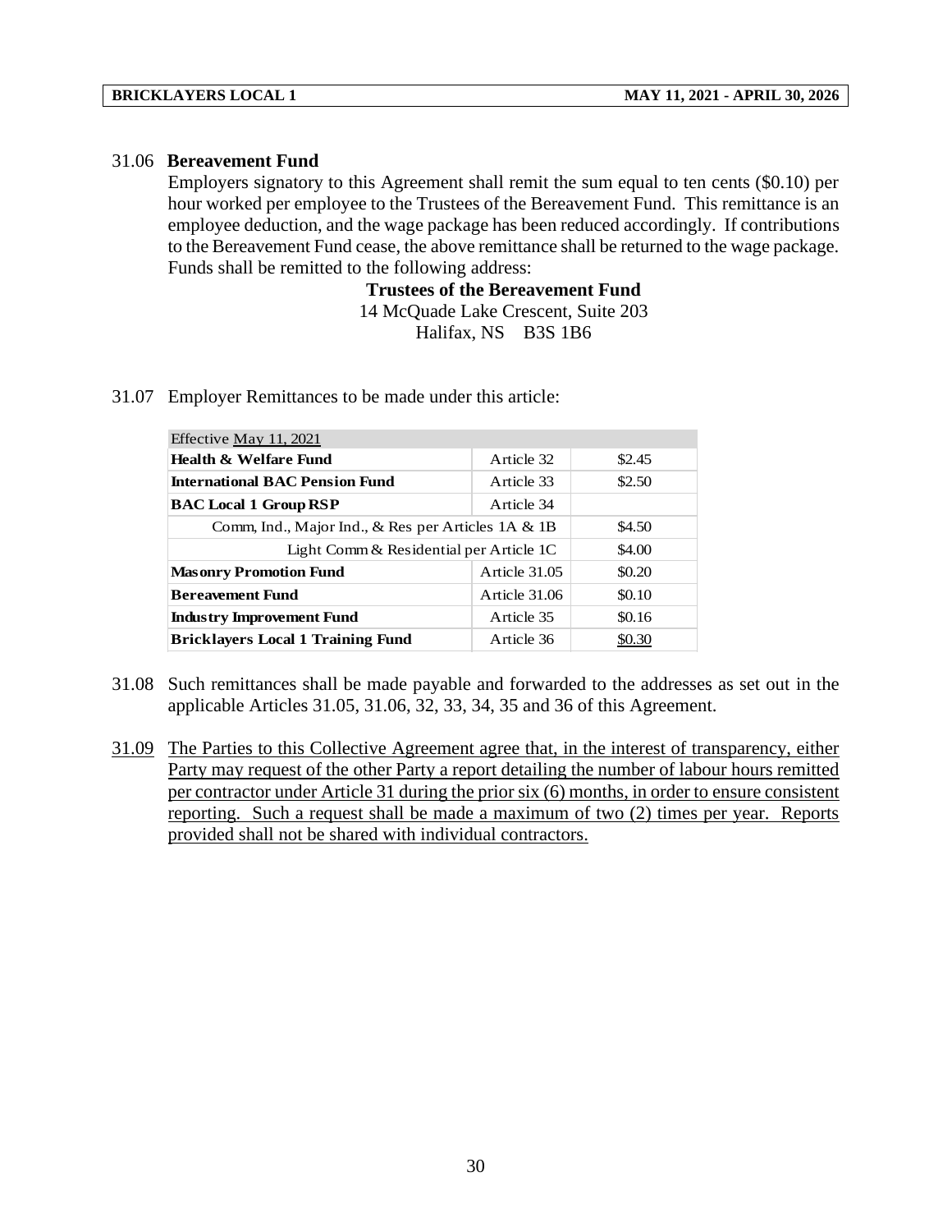31.06 **Bereavement Fund**

Employers signatory to this Agreement shall remit the sum equal to ten cents ($0.10) per hour worked per employee to the Trustees of the Bereavement Fund. This remittance is an employee deduction, and the wage package has been reduced accordingly. If contributions to the Bereavement Fund cease, the above remittance shall be returned to the wage package. Funds shall be remitted to the following address:

**Trustees of the Bereavement Fund**
14 McQuade Lake Crescent, Suite 203
Halifax, NS B3S 1B6

31.07 Employer Remittances to be made under this article:

| Effective May 11, 2021 | | |
|---|---|---|
| **Health & Welfare Fund** | Article 32 | $2.45 |
| **International BAC Pension Fund** | Article 33 | $2.50 |
| **BAC Local 1 Group RSP** | Article 34 | |
| Comm, Ind., Major Ind., & Res per Articles 1A & 1B | | $4.50 |
| Light Comm & Residential per Article 1C | | $4.00 |
| **Masonry Promotion Fund** | Article 31.05 | $0.20 |
| **Bereavement Fund** | Article 31.06 | $0.10 |
| **Industry Improvement Fund** | Article 35 | $0.16 |
| **Bricklayers Local 1 Training Fund** | Article 36 | $0.30 |

31.08 Such remittances shall be made payable and forwarded to the addresses as set out in the applicable Articles 31.05, 31.06, 32, 33, 34, 35 and 36 of this Agreement.

31.09 The Parties to this Collective Agreement agree that, in the interest of transparency, either Party may request of the other Party a report detailing the number of labour hours remitted per contractor under Article 31 during the prior six (6) months, in order to ensure consistent reporting. Such a request shall be made a maximum of two (2) times per year. Reports provided shall not be shared with individual contractors.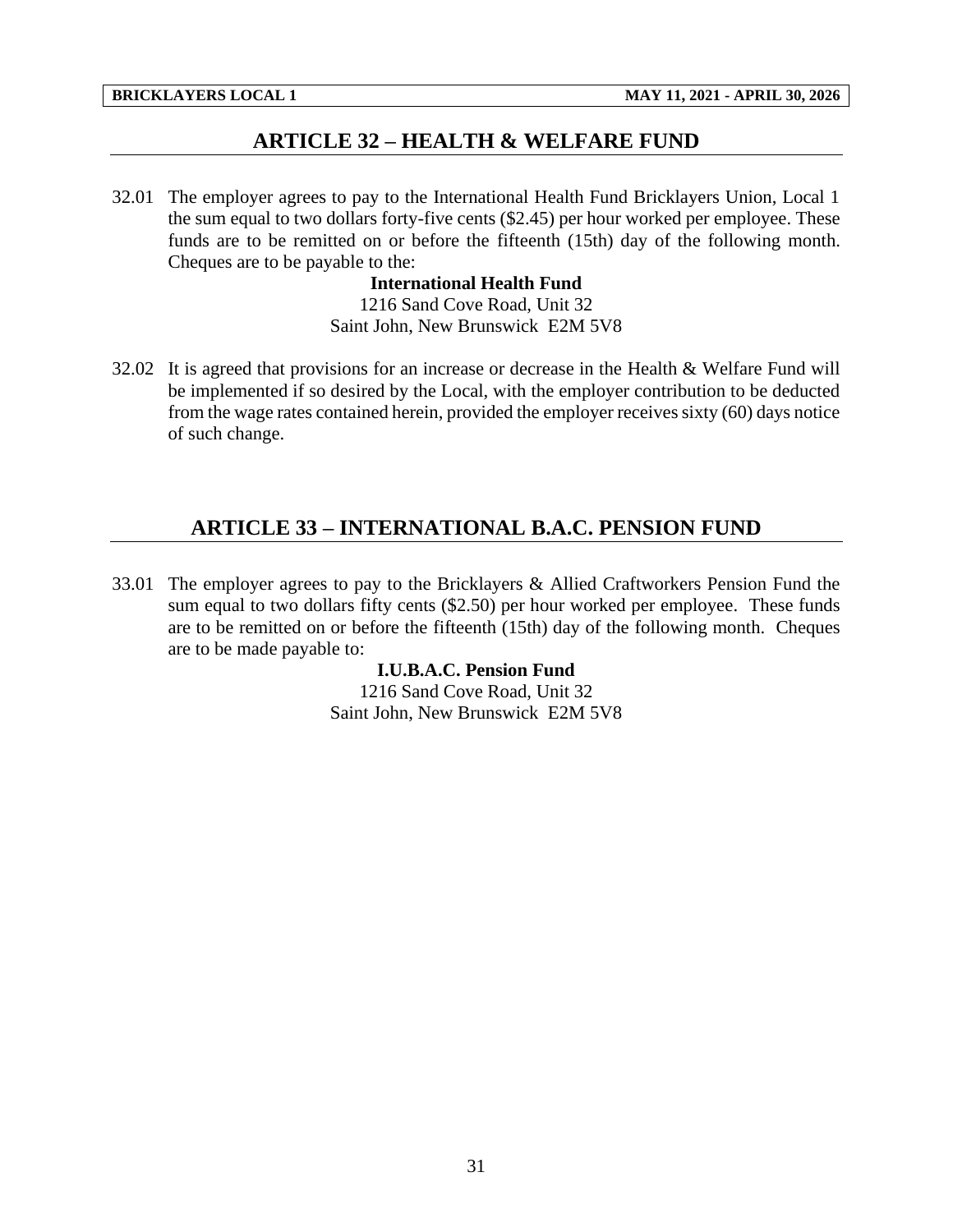## ARTICLE 32 – HEALTH & WELFARE FUND

32.01 The employer agrees to pay to the International Health Fund Bricklayers Union, Local 1 the sum equal to two dollars forty-five cents ($2.45) per hour worked per employee. These funds are to be remitted on or before the fifteenth (15th) day of the following month. Cheques are to be payable to the:

**International Health Fund**
1216 Sand Cove Road, Unit 32
Saint John, New Brunswick E2M 5V8

32.02 It is agreed that provisions for an increase or decrease in the Health & Welfare Fund will be implemented if so desired by the Local, with the employer contribution to be deducted from the wage rates contained herein, provided the employer receives sixty (60) days notice of such change.

## ARTICLE 33 – INTERNATIONAL B.A.C. PENSION FUND

33.01 The employer agrees to pay to the Bricklayers & Allied Craftworkers Pension Fund the sum equal to two dollars fifty cents ($2.50) per hour worked per employee. These funds are to be remitted on or before the fifteenth (15th) day of the following month. Cheques are to be made payable to:

**I.U.B.A.C. Pension Fund**
1216 Sand Cove Road, Unit 32
Saint John, New Brunswick E2M 5V8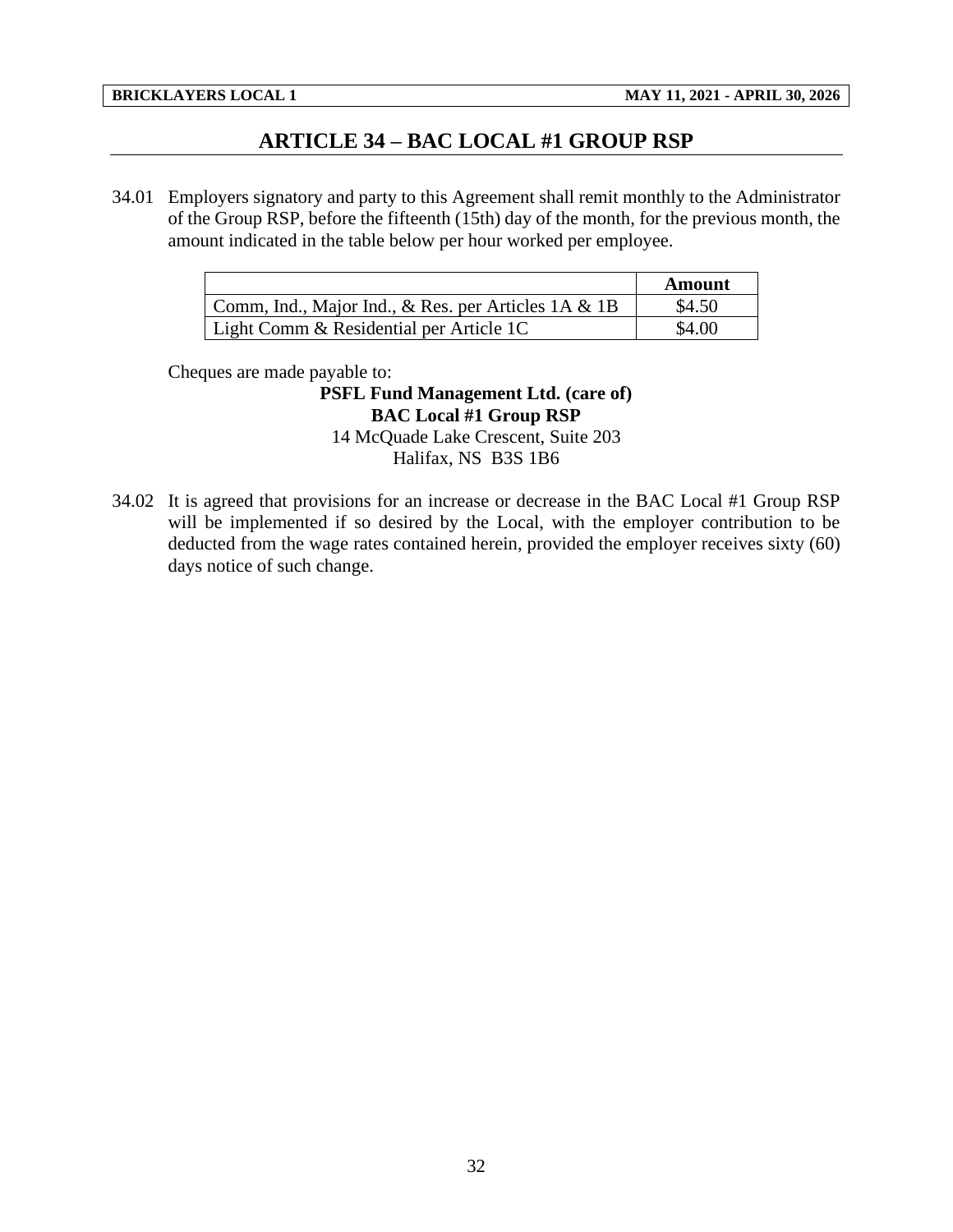# ARTICLE 34 – BAC LOCAL #1 GROUP RSP

34.01 Employers signatory and party to this Agreement shall remit monthly to the Administrator of the Group RSP, before the fifteenth (15th) day of the month, for the previous month, the amount indicated in the table below per hour worked per employee.

| | **Amount** |
|---|---|
| Comm, Ind., Major Ind., & Res. per Articles 1A & 1B | $4.50 |
| Light Comm & Residential per Article 1C | $4.00 |

Cheques are made payable to:

**PSFL Fund Management Ltd. (care of)**
**BAC Local #1 Group RSP**
14 McQuade Lake Crescent, Suite 203
Halifax, NS B3S 1B6

34.02 It is agreed that provisions for an increase or decrease in the BAC Local #1 Group RSP will be implemented if so desired by the Local, with the employer contribution to be deducted from the wage rates contained herein, provided the employer receives sixty (60) days notice of such change.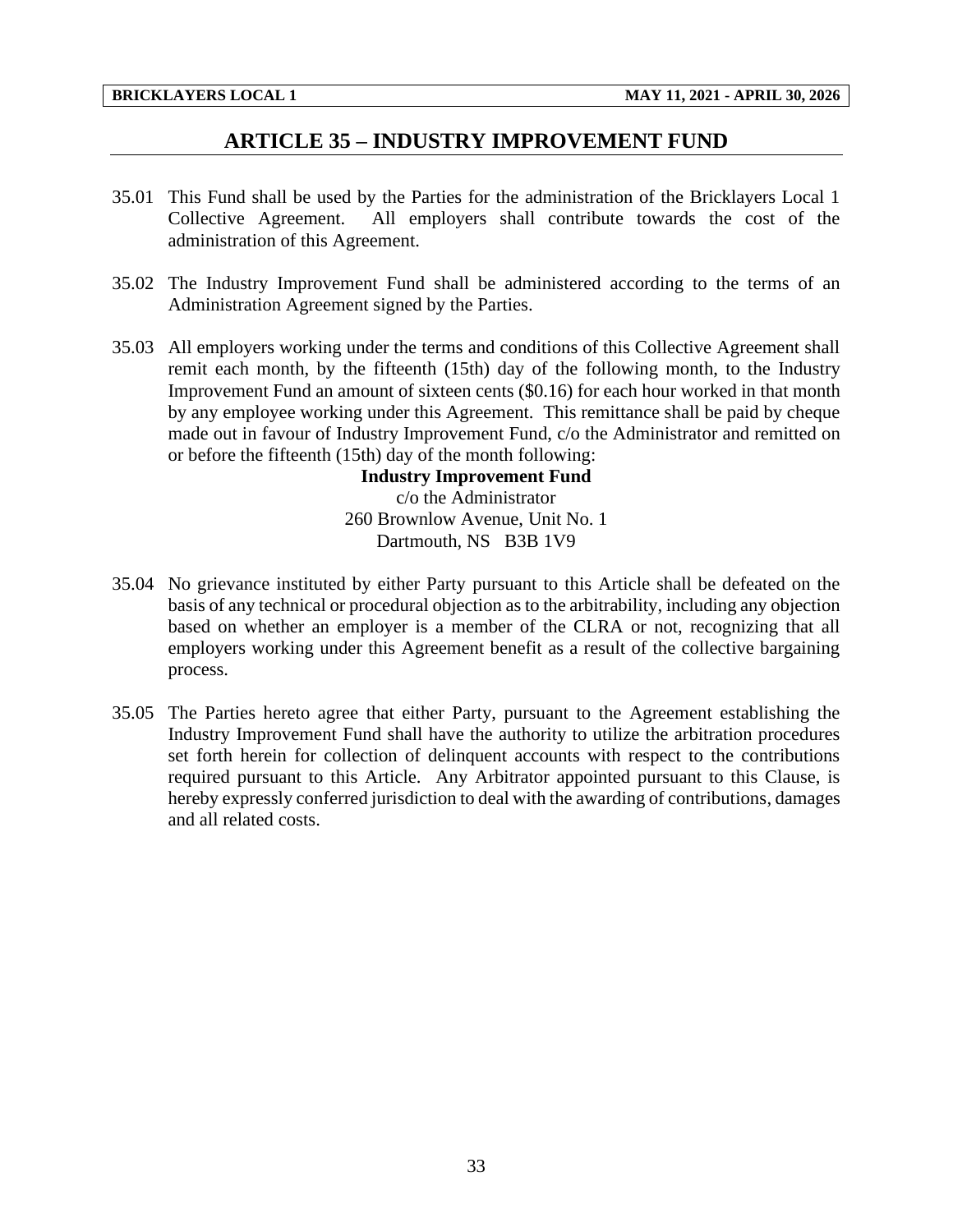# ARTICLE 35 – INDUSTRY IMPROVEMENT FUND

35.01 This Fund shall be used by the Parties for the administration of the Bricklayers Local 1 Collective Agreement. All employers shall contribute towards the cost of the administration of this Agreement.

35.02 The Industry Improvement Fund shall be administered according to the terms of an Administration Agreement signed by the Parties.

35.03 All employers working under the terms and conditions of this Collective Agreement shall remit each month, by the fifteenth (15th) day of the following month, to the Industry Improvement Fund an amount of sixteen cents ($0.16) for each hour worked in that month by any employee working under this Agreement. This remittance shall be paid by cheque made out in favour of Industry Improvement Fund, c/o the Administrator and remitted on or before the fifteenth (15th) day of the month following:

**Industry Improvement Fund**
c/o the Administrator
260 Brownlow Avenue, Unit No. 1
Dartmouth, NS B3B 1V9

35.04 No grievance instituted by either Party pursuant to this Article shall be defeated on the basis of any technical or procedural objection as to the arbitrability, including any objection based on whether an employer is a member of the CLRA or not, recognizing that all employers working under this Agreement benefit as a result of the collective bargaining process.

35.05 The Parties hereto agree that either Party, pursuant to the Agreement establishing the Industry Improvement Fund shall have the authority to utilize the arbitration procedures set forth herein for collection of delinquent accounts with respect to the contributions required pursuant to this Article. Any Arbitrator appointed pursuant to this Clause, is hereby expressly conferred jurisdiction to deal with the awarding of contributions, damages and all related costs.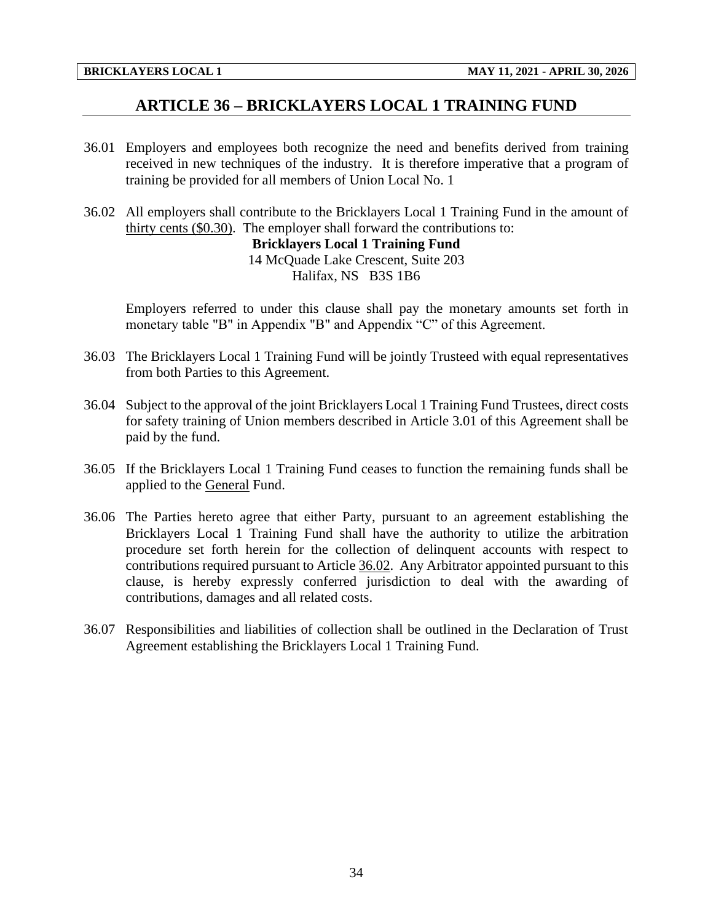# ARTICLE 36 – BRICKLAYERS LOCAL 1 TRAINING FUND

36.01 Employers and employees both recognize the need and benefits derived from training received in new techniques of the industry. It is therefore imperative that a program of training be provided for all members of Union Local No. 1

36.02 All employers shall contribute to the Bricklayers Local 1 Training Fund in the amount of thirty cents ($0.30). The employer shall forward the contributions to:

**Bricklayers Local 1 Training Fund**
14 McQuade Lake Crescent, Suite 203
Halifax, NS B3S 1B6

Employers referred to under this clause shall pay the monetary amounts set forth in monetary table "B" in Appendix "B" and Appendix "C" of this Agreement.

36.03 The Bricklayers Local 1 Training Fund will be jointly Trusteed with equal representatives from both Parties to this Agreement.

36.04 Subject to the approval of the joint Bricklayers Local 1 Training Fund Trustees, direct costs for safety training of Union members described in Article 3.01 of this Agreement shall be paid by the fund.

36.05 If the Bricklayers Local 1 Training Fund ceases to function the remaining funds shall be applied to the General Fund.

36.06 The Parties hereto agree that either Party, pursuant to an agreement establishing the Bricklayers Local 1 Training Fund shall have the authority to utilize the arbitration procedure set forth herein for the collection of delinquent accounts with respect to contributions required pursuant to Article 36.02. Any Arbitrator appointed pursuant to this clause, is hereby expressly conferred jurisdiction to deal with the awarding of contributions, damages and all related costs.

36.07 Responsibilities and liabilities of collection shall be outlined in the Declaration of Trust Agreement establishing the Bricklayers Local 1 Training Fund.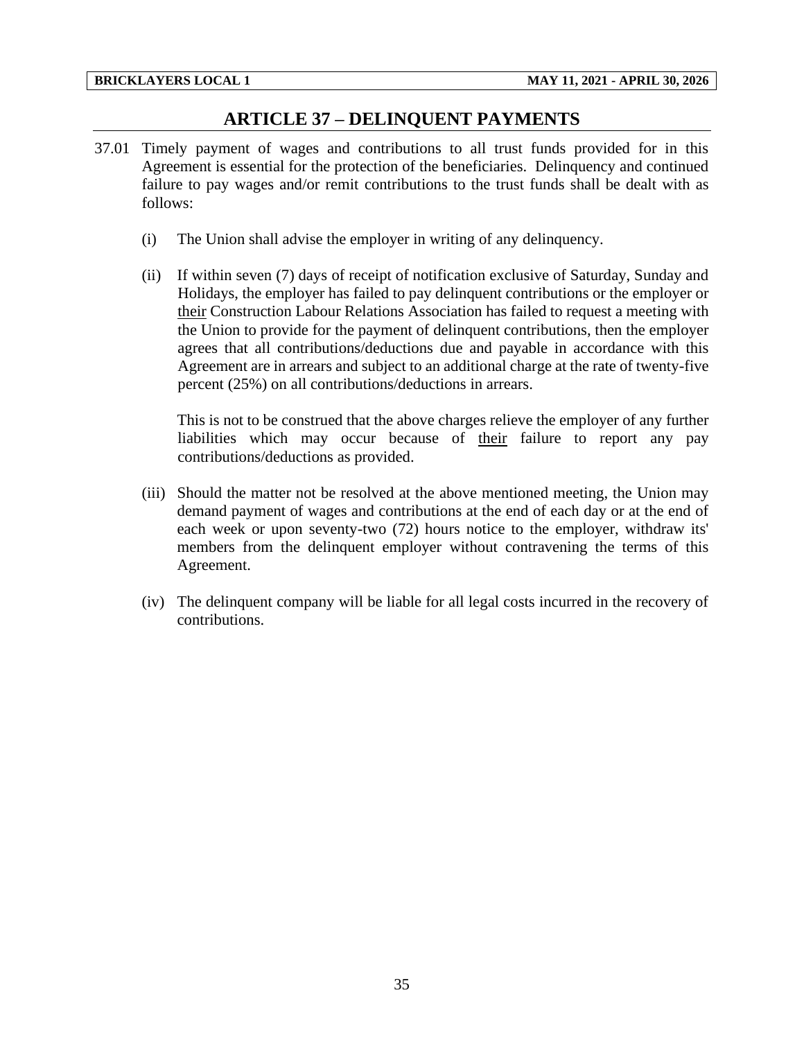# ARTICLE 37 – DELINQUENT PAYMENTS

37.01 Timely payment of wages and contributions to all trust funds provided for in this Agreement is essential for the protection of the beneficiaries. Delinquency and continued failure to pay wages and/or remit contributions to the trust funds shall be dealt with as follows:

(i) The Union shall advise the employer in writing of any delinquency.

(ii) If within seven (7) days of receipt of notification exclusive of Saturday, Sunday and Holidays, the employer has failed to pay delinquent contributions or the employer or <u>their</u> Construction Labour Relations Association has failed to request a meeting with the Union to provide for the payment of delinquent contributions, then the employer agrees that all contributions/deductions due and payable in accordance with this Agreement are in arrears and subject to an additional charge at the rate of twenty-five percent (25%) on all contributions/deductions in arrears.

This is not to be construed that the above charges relieve the employer of any further liabilities which may occur because of <u>their</u> failure to report any pay contributions/deductions as provided.

(iii) Should the matter not be resolved at the above mentioned meeting, the Union may demand payment of wages and contributions at the end of each day or at the end of each week or upon seventy-two (72) hours notice to the employer, withdraw its' members from the delinquent employer without contravening the terms of this Agreement.

(iv) The delinquent company will be liable for all legal costs incurred in the recovery of contributions.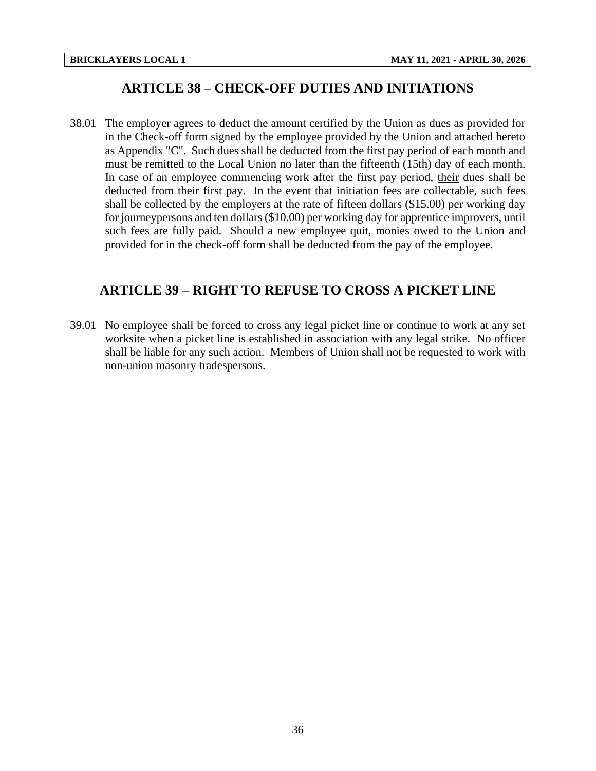## ARTICLE 38 – CHECK-OFF DUTIES AND INITIATIONS

38.01 The employer agrees to deduct the amount certified by the Union as dues as provided for in the Check-off form signed by the employee provided by the Union and attached hereto as Appendix "C". Such dues shall be deducted from the first pay period of each month and must be remitted to the Local Union no later than the fifteenth (15th) day of each month. In case of an employee commencing work after the first pay period, their dues shall be deducted from their first pay. In the event that initiation fees are collectable, such fees shall be collected by the employers at the rate of fifteen dollars ($15.00) per working day for journeypersons and ten dollars ($10.00) per working day for apprentice improvers, until such fees are fully paid. Should a new employee quit, monies owed to the Union and provided for in the check-off form shall be deducted from the pay of the employee.

## ARTICLE 39 – RIGHT TO REFUSE TO CROSS A PICKET LINE

39.01 No employee shall be forced to cross any legal picket line or continue to work at any set worksite when a picket line is established in association with any legal strike. No officer shall be liable for any such action. Members of Union shall not be requested to work with non-union masonry tradespersons.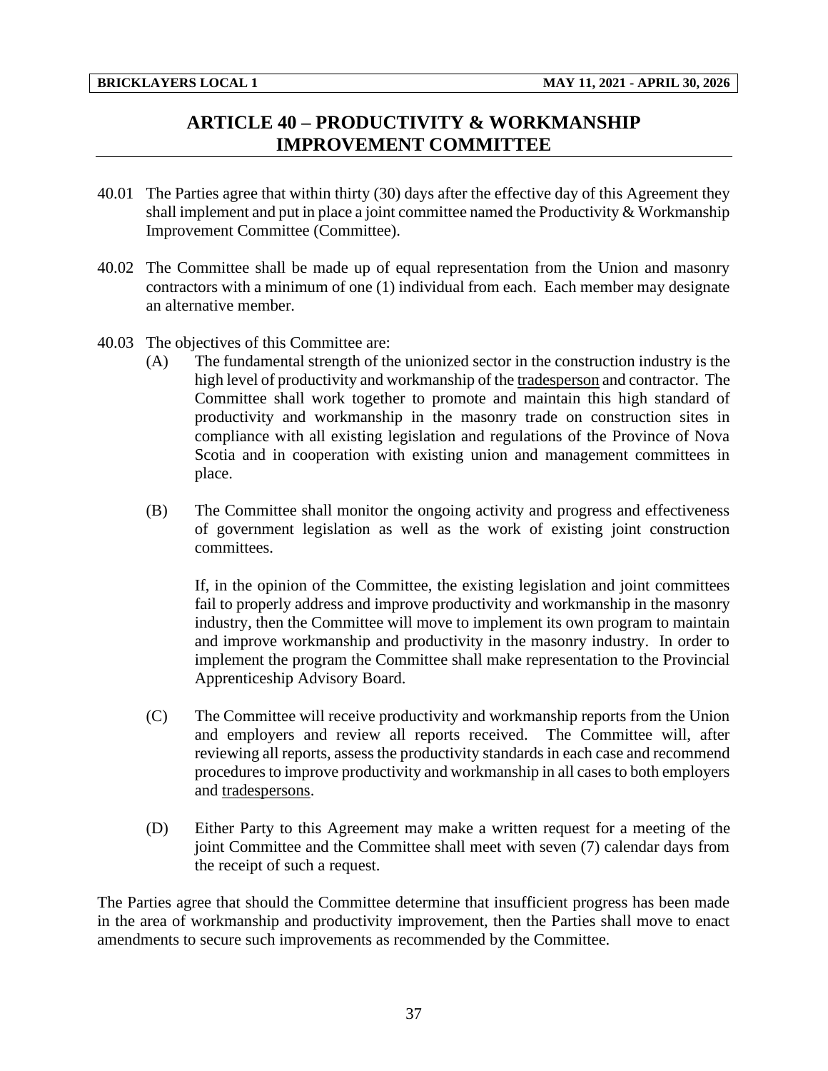# ARTICLE 40 – PRODUCTIVITY & WORKMANSHIP IMPROVEMENT COMMITTEE

40.01 The Parties agree that within thirty (30) days after the effective day of this Agreement they shall implement and put in place a joint committee named the Productivity & Workmanship Improvement Committee (Committee).

40.02 The Committee shall be made up of equal representation from the Union and masonry contractors with a minimum of one (1) individual from each. Each member may designate an alternative member.

40.03 The objectives of this Committee are:

(A) The fundamental strength of the unionized sector in the construction industry is the high level of productivity and workmanship of the tradesperson and contractor. The Committee shall work together to promote and maintain this high standard of productivity and workmanship in the masonry trade on construction sites in compliance with all existing legislation and regulations of the Province of Nova Scotia and in cooperation with existing union and management committees in place.

(B) The Committee shall monitor the ongoing activity and progress and effectiveness of government legislation as well as the work of existing joint construction committees.

If, in the opinion of the Committee, the existing legislation and joint committees fail to properly address and improve productivity and workmanship in the masonry industry, then the Committee will move to implement its own program to maintain and improve workmanship and productivity in the masonry industry. In order to implement the program the Committee shall make representation to the Provincial Apprenticeship Advisory Board.

(C) The Committee will receive productivity and workmanship reports from the Union and employers and review all reports received. The Committee will, after reviewing all reports, assess the productivity standards in each case and recommend procedures to improve productivity and workmanship in all cases to both employers and tradespersons.

(D) Either Party to this Agreement may make a written request for a meeting of the joint Committee and the Committee shall meet with seven (7) calendar days from the receipt of such a request.

The Parties agree that should the Committee determine that insufficient progress has been made in the area of workmanship and productivity improvement, then the Parties shall move to enact amendments to secure such improvements as recommended by the Committee.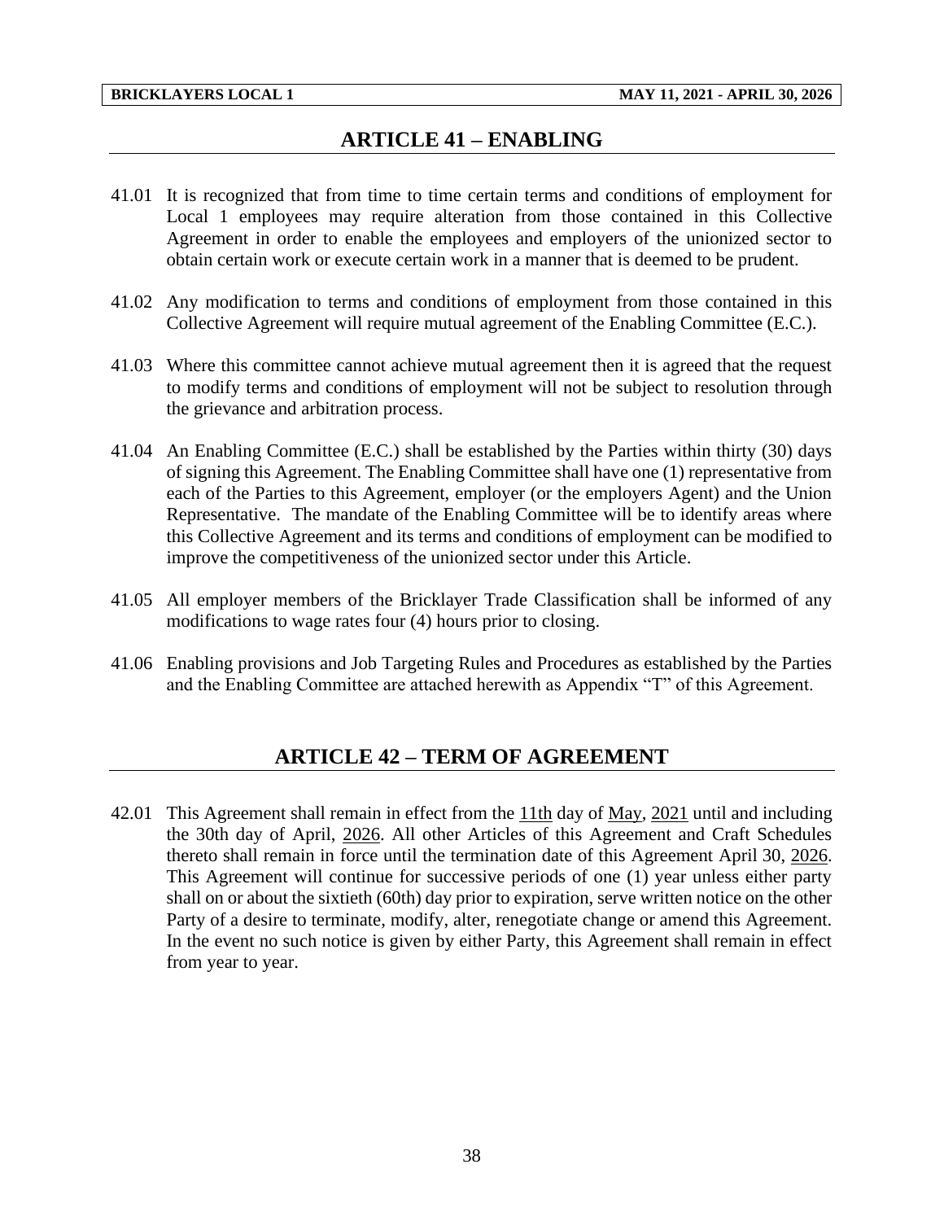## ARTICLE 41 – ENABLING

41.01 It is recognized that from time to time certain terms and conditions of employment for Local 1 employees may require alteration from those contained in this Collective Agreement in order to enable the employees and employers of the unionized sector to obtain certain work or execute certain work in a manner that is deemed to be prudent.

41.02 Any modification to terms and conditions of employment from those contained in this Collective Agreement will require mutual agreement of the Enabling Committee (E.C.).

41.03 Where this committee cannot achieve mutual agreement then it is agreed that the request to modify terms and conditions of employment will not be subject to resolution through the grievance and arbitration process.

41.04 An Enabling Committee (E.C.) shall be established by the Parties within thirty (30) days of signing this Agreement. The Enabling Committee shall have one (1) representative from each of the Parties to this Agreement, employer (or the employers Agent) and the Union Representative. The mandate of the Enabling Committee will be to identify areas where this Collective Agreement and its terms and conditions of employment can be modified to improve the competitiveness of the unionized sector under this Article.

41.05 All employer members of the Bricklayer Trade Classification shall be informed of any modifications to wage rates four (4) hours prior to closing.

41.06 Enabling provisions and Job Targeting Rules and Procedures as established by the Parties and the Enabling Committee are attached herewith as Appendix "T" of this Agreement.

## ARTICLE 42 – TERM OF AGREEMENT

42.01 This Agreement shall remain in effect from the 11th day of May, 2021 until and including the 30th day of April, 2026. All other Articles of this Agreement and Craft Schedules thereto shall remain in force until the termination date of this Agreement April 30, 2026. This Agreement will continue for successive periods of one (1) year unless either party shall on or about the sixtieth (60th) day prior to expiration, serve written notice on the other Party of a desire to terminate, modify, alter, renegotiate change or amend this Agreement. In the event no such notice is given by either Party, this Agreement shall remain in effect from year to year.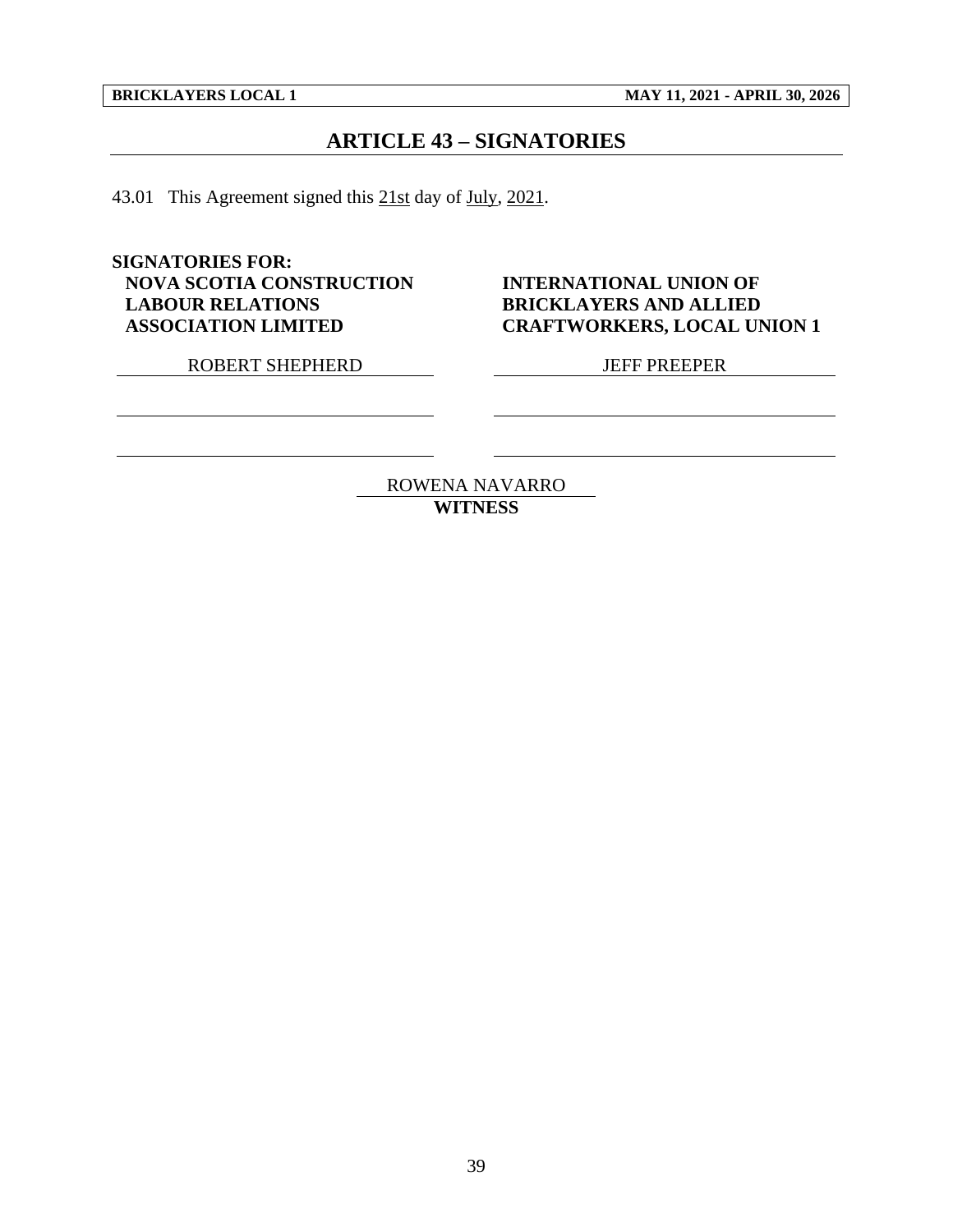## ARTICLE 43 – SIGNATORIES

43.01 This Agreement signed this 21st day of July, 2021.

**SIGNATORIES FOR:**

| **NOVA SCOTIA CONSTRUCTION LABOUR RELATIONS ASSOCIATION LIMITED** | **INTERNATIONAL UNION OF BRICKLAYERS AND ALLIED CRAFTWORKERS, LOCAL UNION 1** |
|---|---|
| ROBERT SHEPHERD | JEFF PREEPER |
| | |
| | |

ROWENA NAVARRO
**WITNESS**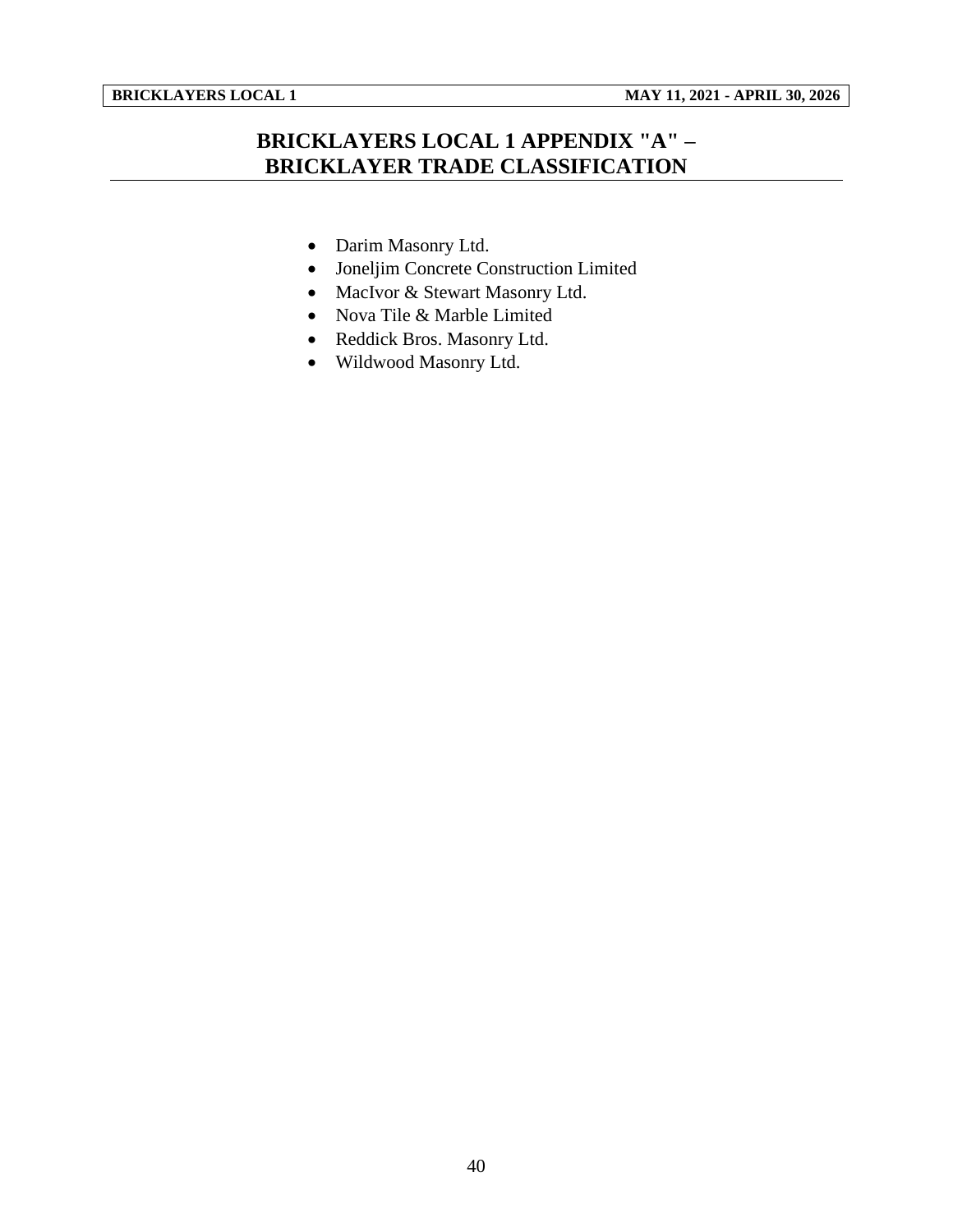# BRICKLAYERS LOCAL 1 APPENDIX "A" – BRICKLAYER TRADE CLASSIFICATION

- Darim Masonry Ltd.
- Joneljim Concrete Construction Limited
- MacIvor & Stewart Masonry Ltd.
- Nova Tile & Marble Limited
- Reddick Bros. Masonry Ltd.
- Wildwood Masonry Ltd.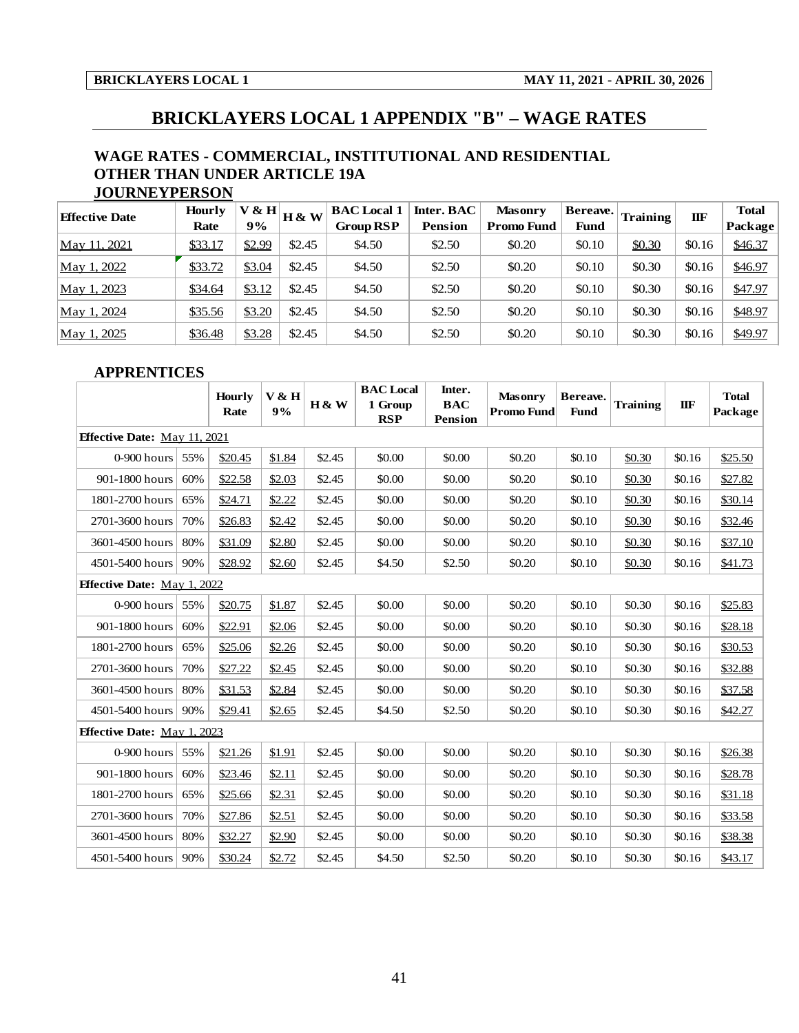# BRICKLAYERS LOCAL 1 APPENDIX "B" – WAGE RATES

## WAGE RATES - COMMERCIAL, INSTITUTIONAL AND RESIDENTIAL OTHER THAN UNDER ARTICLE 19A

### JOURNEYPERSON

| Effective Date | Hourly Rate | V & H 9% | H & W | BAC Local 1 Group RSP | Inter. BAC Pension | Masonry Promo Fund | Bereave. Fund | Training | IIF | Total Package |
|---|---|---|---|---|---|---|---|---|---|---|
| May 11, 2021 | $33.17 | $2.99 | $2.45 | $4.50 | $2.50 | $0.20 | $0.10 | $0.30 | $0.16 | $46.37 |
| May 1, 2022 | $33.72 | $3.04 | $2.45 | $4.50 | $2.50 | $0.20 | $0.10 | $0.30 | $0.16 | $46.97 |
| May 1, 2023 | $34.64 | $3.12 | $2.45 | $4.50 | $2.50 | $0.20 | $0.10 | $0.30 | $0.16 | $47.97 |
| May 1, 2024 | $35.56 | $3.20 | $2.45 | $4.50 | $2.50 | $0.20 | $0.10 | $0.30 | $0.16 | $48.97 |
| May 1, 2025 | $36.48 | $3.28 | $2.45 | $4.50 | $2.50 | $0.20 | $0.10 | $0.30 | $0.16 | $49.97 |

### APPRENTICES

| | | Hourly Rate | V & H 9% | H & W | BAC Local 1 Group RSP | Inter. BAC Pension | Masonry Promo Fund | Bereave. Fund | Training | IIF | Total Package |
|---|---|---|---|---|---|---|---|---|---|---|---|
| **Effective Date:** May 11, 2021 | | | | | | | | | | | |
| 0-900 hours | 55% | $20.45 | $1.84 | $2.45 | $0.00 | $0.00 | $0.20 | $0.10 | $0.30 | $0.16 | $25.50 |
| 901-1800 hours | 60% | $22.58 | $2.03 | $2.45 | $0.00 | $0.00 | $0.20 | $0.10 | $0.30 | $0.16 | $27.82 |
| 1801-2700 hours | 65% | $24.71 | $2.22 | $2.45 | $0.00 | $0.00 | $0.20 | $0.10 | $0.30 | $0.16 | $30.14 |
| 2701-3600 hours | 70% | $26.83 | $2.42 | $2.45 | $0.00 | $0.00 | $0.20 | $0.10 | $0.30 | $0.16 | $32.46 |
| 3601-4500 hours | 80% | $31.09 | $2.80 | $2.45 | $0.00 | $0.00 | $0.20 | $0.10 | $0.30 | $0.16 | $37.10 |
| 4501-5400 hours | 90% | $28.92 | $2.60 | $2.45 | $4.50 | $2.50 | $0.20 | $0.10 | $0.30 | $0.16 | $41.73 |
| **Effective Date:** May 1, 2022 | | | | | | | | | | | |
| 0-900 hours | 55% | $20.75 | $1.87 | $2.45 | $0.00 | $0.00 | $0.20 | $0.10 | $0.30 | $0.16 | $25.83 |
| 901-1800 hours | 60% | $22.91 | $2.06 | $2.45 | $0.00 | $0.00 | $0.20 | $0.10 | $0.30 | $0.16 | $28.18 |
| 1801-2700 hours | 65% | $25.06 | $2.26 | $2.45 | $0.00 | $0.00 | $0.20 | $0.10 | $0.30 | $0.16 | $30.53 |
| 2701-3600 hours | 70% | $27.22 | $2.45 | $2.45 | $0.00 | $0.00 | $0.20 | $0.10 | $0.30 | $0.16 | $32.88 |
| 3601-4500 hours | 80% | $31.53 | $2.84 | $2.45 | $0.00 | $0.00 | $0.20 | $0.10 | $0.30 | $0.16 | $37.58 |
| 4501-5400 hours | 90% | $29.41 | $2.65 | $2.45 | $4.50 | $2.50 | $0.20 | $0.10 | $0.30 | $0.16 | $42.27 |
| **Effective Date:** May 1, 2023 | | | | | | | | | | | |
| 0-900 hours | 55% | $21.26 | $1.91 | $2.45 | $0.00 | $0.00 | $0.20 | $0.10 | $0.30 | $0.16 | $26.38 |
| 901-1800 hours | 60% | $23.46 | $2.11 | $2.45 | $0.00 | $0.00 | $0.20 | $0.10 | $0.30 | $0.16 | $28.78 |
| 1801-2700 hours | 65% | $25.66 | $2.31 | $2.45 | $0.00 | $0.00 | $0.20 | $0.10 | $0.30 | $0.16 | $31.18 |
| 2701-3600 hours | 70% | $27.86 | $2.51 | $2.45 | $0.00 | $0.00 | $0.20 | $0.10 | $0.30 | $0.16 | $33.58 |
| 3601-4500 hours | 80% | $32.27 | $2.90 | $2.45 | $0.00 | $0.00 | $0.20 | $0.10 | $0.30 | $0.16 | $38.38 |
| 4501-5400 hours | 90% | $30.24 | $2.72 | $2.45 | $4.50 | $2.50 | $0.20 | $0.10 | $0.30 | $0.16 | $43.17 |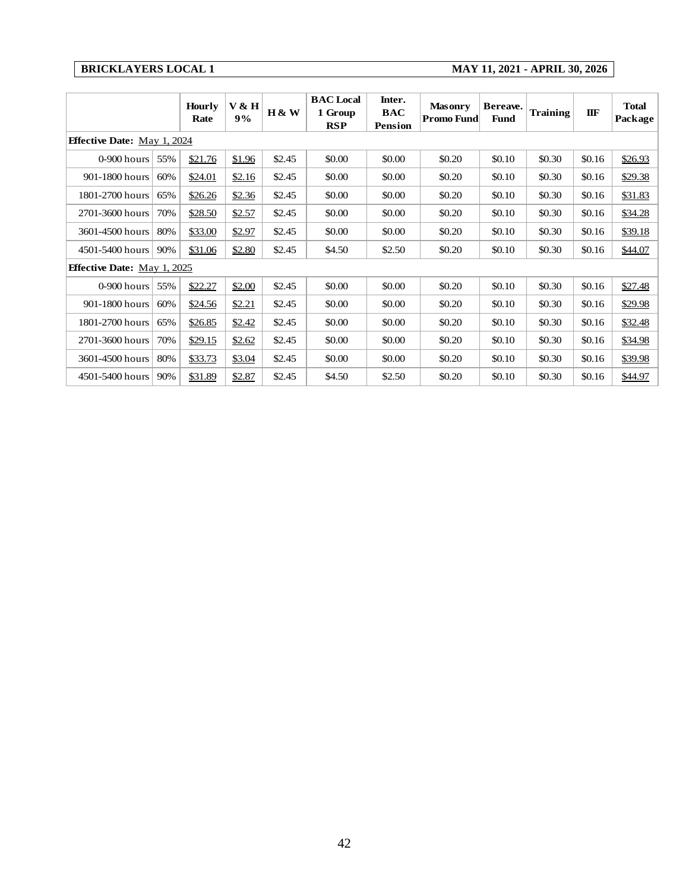**BRICKLAYERS LOCAL 1** **MAY 11, 2021 - APRIL 30, 2026**

| | | Hourly Rate | V & H 9% | H & W | BAC Local 1 Group RSP | Inter. BAC Pension | Masonry Promo Fund | Bereave. Fund | Training | IIF | Total Package |
|---|---|---|---|---|---|---|---|---|---|---|---|
| **Effective Date:** May 1, 2024 | | | | | | | | | | | |
| 0-900 hours | 55% | $21.76 | $1.96 | $2.45 | $0.00 | $0.00 | $0.20 | $0.10 | $0.30 | $0.16 | $26.93 |
| 901-1800 hours | 60% | $24.01 | $2.16 | $2.45 | $0.00 | $0.00 | $0.20 | $0.10 | $0.30 | $0.16 | $29.38 |
| 1801-2700 hours | 65% | $26.26 | $2.36 | $2.45 | $0.00 | $0.00 | $0.20 | $0.10 | $0.30 | $0.16 | $31.83 |
| 2701-3600 hours | 70% | $28.50 | $2.57 | $2.45 | $0.00 | $0.00 | $0.20 | $0.10 | $0.30 | $0.16 | $34.28 |
| 3601-4500 hours | 80% | $33.00 | $2.97 | $2.45 | $0.00 | $0.00 | $0.20 | $0.10 | $0.30 | $0.16 | $39.18 |
| 4501-5400 hours | 90% | $31.06 | $2.80 | $2.45 | $4.50 | $2.50 | $0.20 | $0.10 | $0.30 | $0.16 | $44.07 |
| **Effective Date:** May 1, 2025 | | | | | | | | | | | |
| 0-900 hours | 55% | $22.27 | $2.00 | $2.45 | $0.00 | $0.00 | $0.20 | $0.10 | $0.30 | $0.16 | $27.48 |
| 901-1800 hours | 60% | $24.56 | $2.21 | $2.45 | $0.00 | $0.00 | $0.20 | $0.10 | $0.30 | $0.16 | $29.98 |
| 1801-2700 hours | 65% | $26.85 | $2.42 | $2.45 | $0.00 | $0.00 | $0.20 | $0.10 | $0.30 | $0.16 | $32.48 |
| 2701-3600 hours | 70% | $29.15 | $2.62 | $2.45 | $0.00 | $0.00 | $0.20 | $0.10 | $0.30 | $0.16 | $34.98 |
| 3601-4500 hours | 80% | $33.73 | $3.04 | $2.45 | $0.00 | $0.00 | $0.20 | $0.10 | $0.30 | $0.16 | $39.98 |
| 4501-5400 hours | 90% | $31.89 | $2.87 | $2.45 | $4.50 | $2.50 | $0.20 | $0.10 | $0.30 | $0.16 | $44.97 |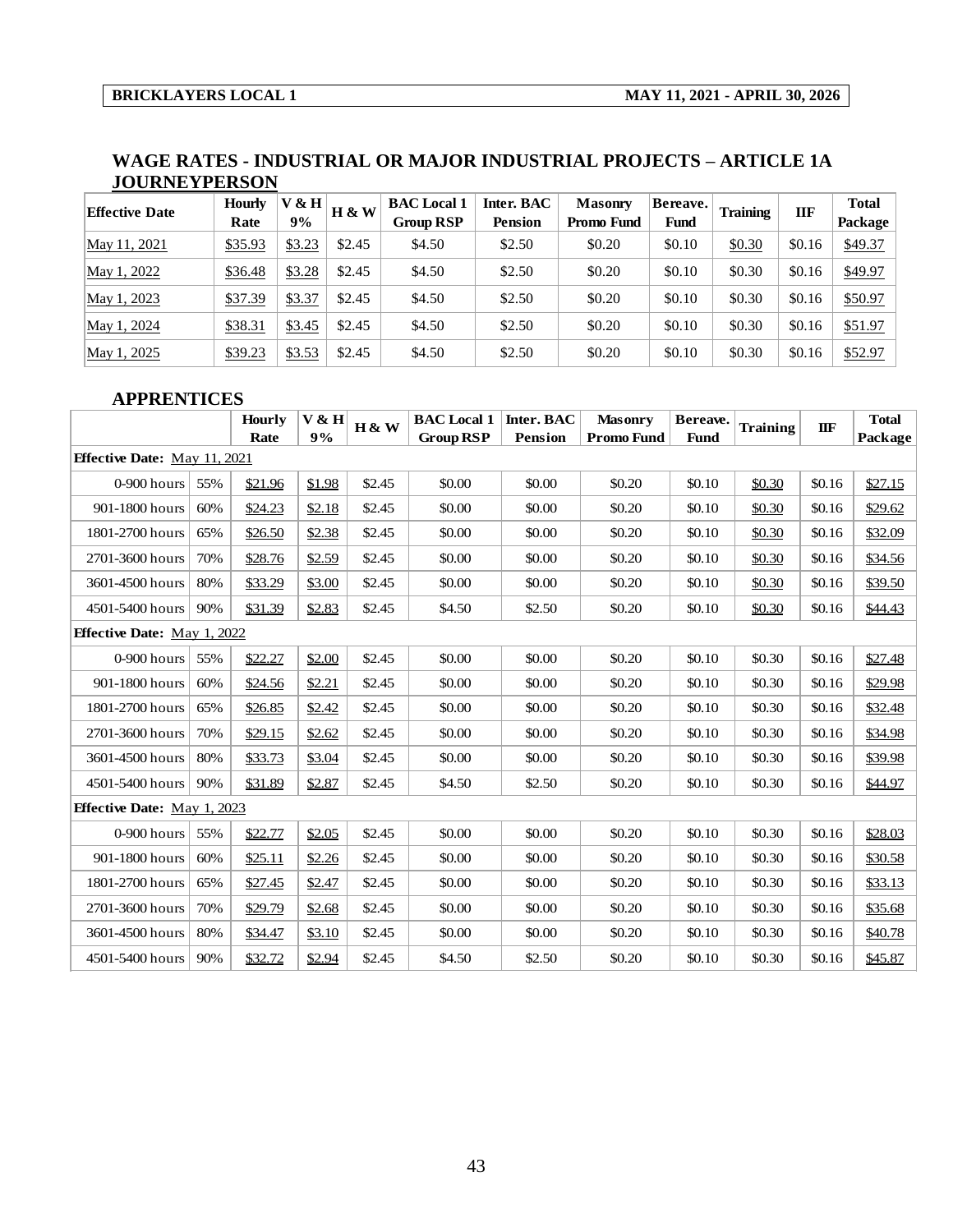## WAGE RATES - INDUSTRIAL OR MAJOR INDUSTRIAL PROJECTS – ARTICLE 1A

### JOURNEYPERSON

| Effective Date | Hourly Rate | V & H 9% | H & W | BAC Local 1 Group RSP | Inter. BAC Pension | Masonry Promo Fund | Bereave. Fund | Training | IIF | Total Package |
|---|---|---|---|---|---|---|---|---|---|---|
| May 11, 2021 | $35.93 | $3.23 | $2.45 | $4.50 | $2.50 | $0.20 | $0.10 | $0.30 | $0.16 | $49.37 |
| May 1, 2022 | $36.48 | $3.28 | $2.45 | $4.50 | $2.50 | $0.20 | $0.10 | $0.30 | $0.16 | $49.97 |
| May 1, 2023 | $37.39 | $3.37 | $2.45 | $4.50 | $2.50 | $0.20 | $0.10 | $0.30 | $0.16 | $50.97 |
| May 1, 2024 | $38.31 | $3.45 | $2.45 | $4.50 | $2.50 | $0.20 | $0.10 | $0.30 | $0.16 | $51.97 |
| May 1, 2025 | $39.23 | $3.53 | $2.45 | $4.50 | $2.50 | $0.20 | $0.10 | $0.30 | $0.16 | $52.97 |

### APPRENTICES

| | | Hourly Rate | V & H 9% | H & W | BAC Local 1 Group RSP | Inter. BAC Pension | Masonry Promo Fund | Bereave. Fund | Training | IIF | Total Package |
|---|---|---|---|---|---|---|---|---|---|---|---|
| **Effective Date:** May 11, 2021 | | | | | | | | | | | |
| 0-900 hours | 55% | $21.96 | $1.98 | $2.45 | $0.00 | $0.00 | $0.20 | $0.10 | $0.30 | $0.16 | $27.15 |
| 901-1800 hours | 60% | $24.23 | $2.18 | $2.45 | $0.00 | $0.00 | $0.20 | $0.10 | $0.30 | $0.16 | $29.62 |
| 1801-2700 hours | 65% | $26.50 | $2.38 | $2.45 | $0.00 | $0.00 | $0.20 | $0.10 | $0.30 | $0.16 | $32.09 |
| 2701-3600 hours | 70% | $28.76 | $2.59 | $2.45 | $0.00 | $0.00 | $0.20 | $0.10 | $0.30 | $0.16 | $34.56 |
| 3601-4500 hours | 80% | $33.29 | $3.00 | $2.45 | $0.00 | $0.00 | $0.20 | $0.10 | $0.30 | $0.16 | $39.50 |
| 4501-5400 hours | 90% | $31.39 | $2.83 | $2.45 | $4.50 | $2.50 | $0.20 | $0.10 | $0.30 | $0.16 | $44.43 |
| **Effective Date:** May 1, 2022 | | | | | | | | | | | |
| 0-900 hours | 55% | $22.27 | $2.00 | $2.45 | $0.00 | $0.00 | $0.20 | $0.10 | $0.30 | $0.16 | $27.48 |
| 901-1800 hours | 60% | $24.56 | $2.21 | $2.45 | $0.00 | $0.00 | $0.20 | $0.10 | $0.30 | $0.16 | $29.98 |
| 1801-2700 hours | 65% | $26.85 | $2.42 | $2.45 | $0.00 | $0.00 | $0.20 | $0.10 | $0.30 | $0.16 | $32.48 |
| 2701-3600 hours | 70% | $29.15 | $2.62 | $2.45 | $0.00 | $0.00 | $0.20 | $0.10 | $0.30 | $0.16 | $34.98 |
| 3601-4500 hours | 80% | $33.73 | $3.04 | $2.45 | $0.00 | $0.00 | $0.20 | $0.10 | $0.30 | $0.16 | $39.98 |
| 4501-5400 hours | 90% | $31.89 | $2.87 | $2.45 | $4.50 | $2.50 | $0.20 | $0.10 | $0.30 | $0.16 | $44.97 |
| **Effective Date:** May 1, 2023 | | | | | | | | | | | |
| 0-900 hours | 55% | $22.77 | $2.05 | $2.45 | $0.00 | $0.00 | $0.20 | $0.10 | $0.30 | $0.16 | $28.03 |
| 901-1800 hours | 60% | $25.11 | $2.26 | $2.45 | $0.00 | $0.00 | $0.20 | $0.10 | $0.30 | $0.16 | $30.58 |
| 1801-2700 hours | 65% | $27.45 | $2.47 | $2.45 | $0.00 | $0.00 | $0.20 | $0.10 | $0.30 | $0.16 | $33.13 |
| 2701-3600 hours | 70% | $29.79 | $2.68 | $2.45 | $0.00 | $0.00 | $0.20 | $0.10 | $0.30 | $0.16 | $35.68 |
| 3601-4500 hours | 80% | $34.47 | $3.10 | $2.45 | $0.00 | $0.00 | $0.20 | $0.10 | $0.30 | $0.16 | $40.78 |
| 4501-5400 hours | 90% | $32.72 | $2.94 | $2.45 | $4.50 | $2.50 | $0.20 | $0.10 | $0.30 | $0.16 | $45.87 |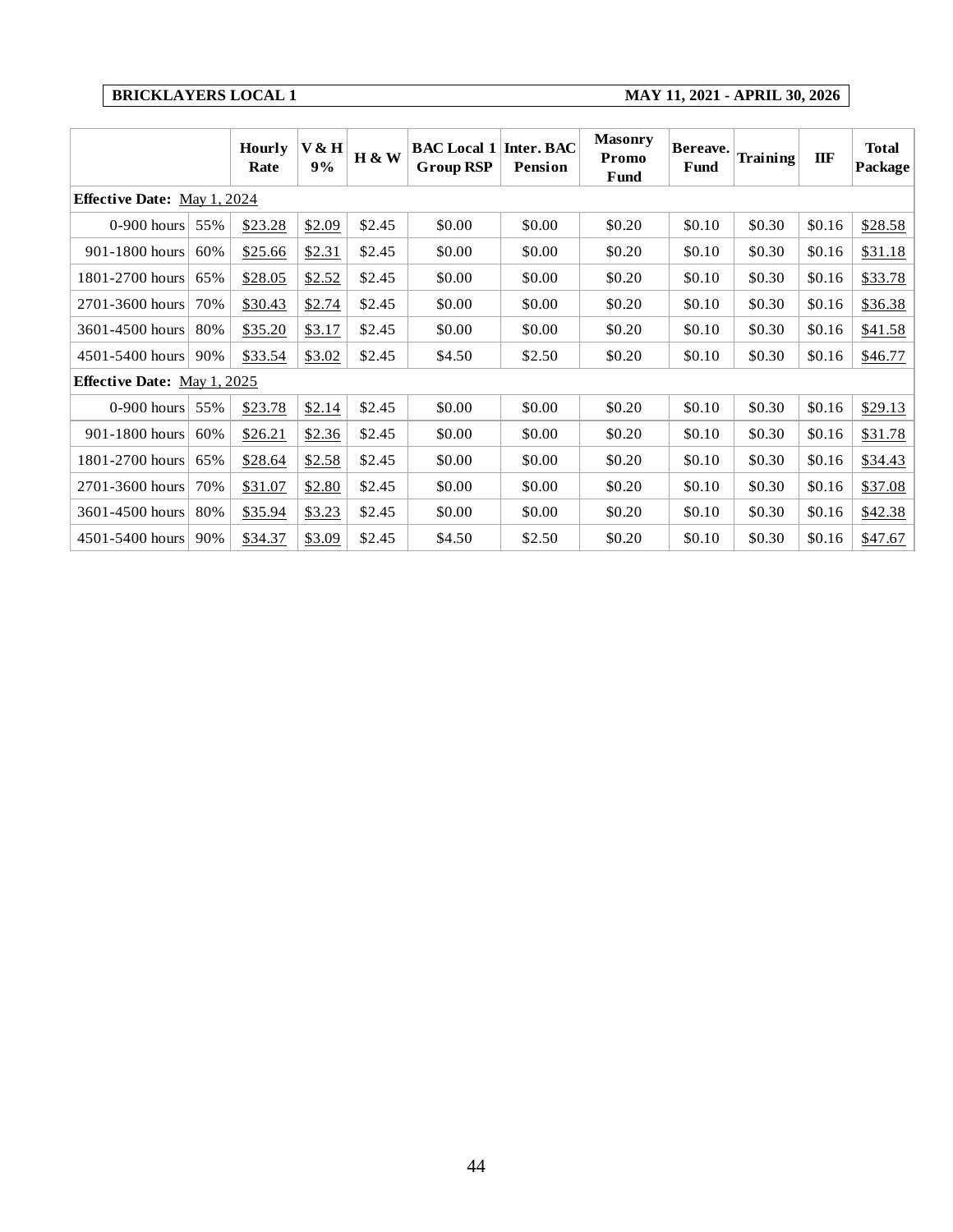**BRICKLAYERS LOCAL 1** | **MAY 11, 2021 - APRIL 30, 2026**

| | | Hourly Rate | V & H 9% | H & W | BAC Local 1 Group RSP | Inter. BAC Pension | Masonry Promo Fund | Bereave. Fund | Training | IIF | Total Package |
|---|---|---|---|---|---|---|---|---|---|---|---|
| **Effective Date:** May 1, 2024 | | | | | | | | | | | |
| 0-900 hours | 55% | $23.28 | $2.09 | $2.45 | $0.00 | $0.00 | $0.20 | $0.10 | $0.30 | $0.16 | $28.58 |
| 901-1800 hours | 60% | $25.66 | $2.31 | $2.45 | $0.00 | $0.00 | $0.20 | $0.10 | $0.30 | $0.16 | $31.18 |
| 1801-2700 hours | 65% | $28.05 | $2.52 | $2.45 | $0.00 | $0.00 | $0.20 | $0.10 | $0.30 | $0.16 | $33.78 |
| 2701-3600 hours | 70% | $30.43 | $2.74 | $2.45 | $0.00 | $0.00 | $0.20 | $0.10 | $0.30 | $0.16 | $36.38 |
| 3601-4500 hours | 80% | $35.20 | $3.17 | $2.45 | $0.00 | $0.00 | $0.20 | $0.10 | $0.30 | $0.16 | $41.58 |
| 4501-5400 hours | 90% | $33.54 | $3.02 | $2.45 | $4.50 | $2.50 | $0.20 | $0.10 | $0.30 | $0.16 | $46.77 |
| **Effective Date:** May 1, 2025 | | | | | | | | | | | |
| 0-900 hours | 55% | $23.78 | $2.14 | $2.45 | $0.00 | $0.00 | $0.20 | $0.10 | $0.30 | $0.16 | $29.13 |
| 901-1800 hours | 60% | $26.21 | $2.36 | $2.45 | $0.00 | $0.00 | $0.20 | $0.10 | $0.30 | $0.16 | $31.78 |
| 1801-2700 hours | 65% | $28.64 | $2.58 | $2.45 | $0.00 | $0.00 | $0.20 | $0.10 | $0.30 | $0.16 | $34.43 |
| 2701-3600 hours | 70% | $31.07 | $2.80 | $2.45 | $0.00 | $0.00 | $0.20 | $0.10 | $0.30 | $0.16 | $37.08 |
| 3601-4500 hours | 80% | $35.94 | $3.23 | $2.45 | $0.00 | $0.00 | $0.20 | $0.10 | $0.30 | $0.16 | $42.38 |
| 4501-5400 hours | 90% | $34.37 | $3.09 | $2.45 | $4.50 | $2.50 | $0.20 | $0.10 | $0.30 | $0.16 | $47.67 |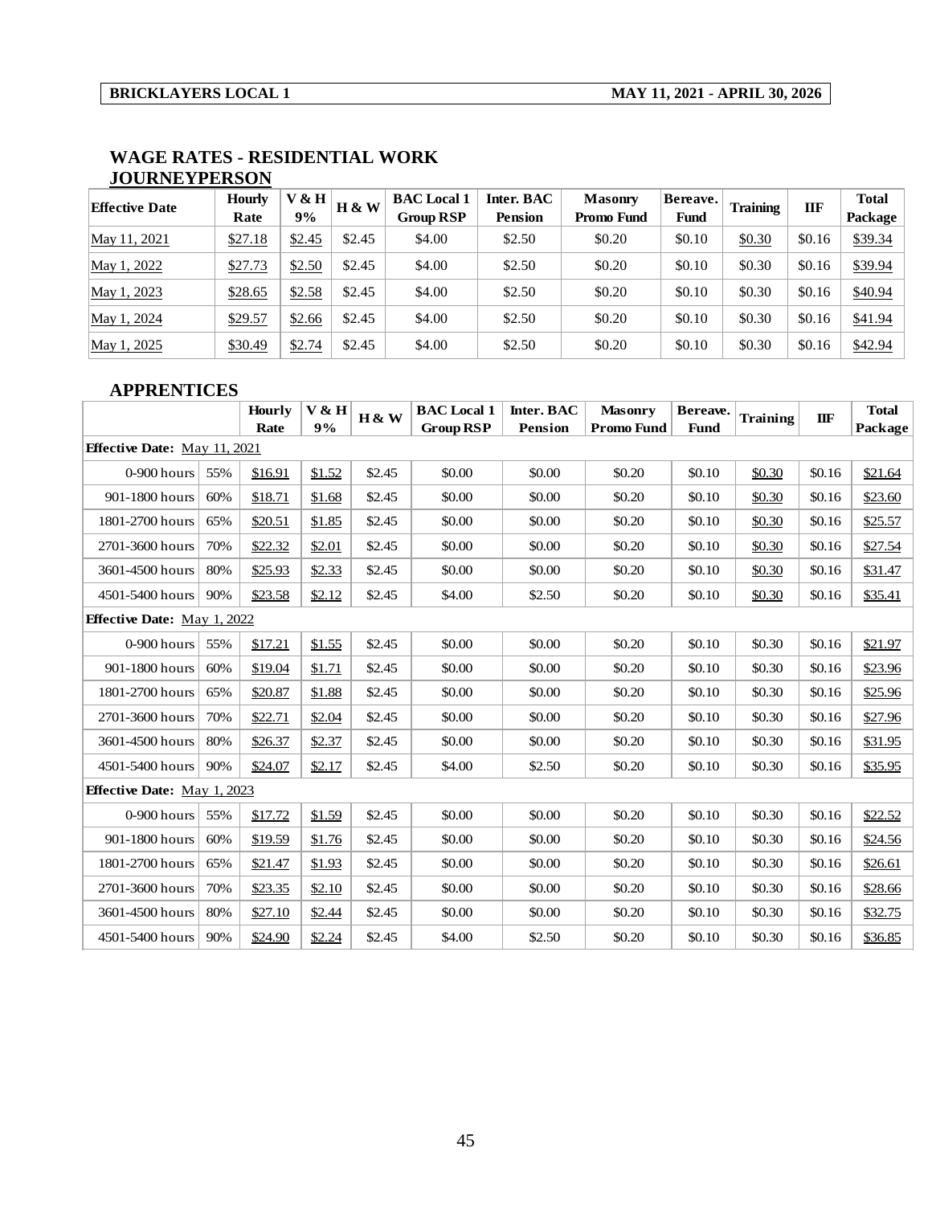| BRICKLAYERS LOCAL 1 | MAY 11, 2021 - APRIL 30, 2026 |
|---|---|

## WAGE RATES - RESIDENTIAL WORK

### JOURNEYPERSON

| Effective Date | Hourly Rate | V & H 9% | H & W | BAC Local 1 Group RSP | Inter. BAC Pension | Masonry Promo Fund | Bereave. Fund | Training | IIF | Total Package |
|---|---|---|---|---|---|---|---|---|---|---|
| May 11, 2021 | $27.18 | $2.45 | $2.45 | $4.00 | $2.50 | $0.20 | $0.10 | $0.30 | $0.16 | $39.34 |
| May 1, 2022 | $27.73 | $2.50 | $2.45 | $4.00 | $2.50 | $0.20 | $0.10 | $0.30 | $0.16 | $39.94 |
| May 1, 2023 | $28.65 | $2.58 | $2.45 | $4.00 | $2.50 | $0.20 | $0.10 | $0.30 | $0.16 | $40.94 |
| May 1, 2024 | $29.57 | $2.66 | $2.45 | $4.00 | $2.50 | $0.20 | $0.10 | $0.30 | $0.16 | $41.94 |
| May 1, 2025 | $30.49 | $2.74 | $2.45 | $4.00 | $2.50 | $0.20 | $0.10 | $0.30 | $0.16 | $42.94 |

### APPRENTICES

| | | Hourly Rate | V & H 9% | H & W | BAC Local 1 Group RSP | Inter. BAC Pension | Masonry Promo Fund | Bereave. Fund | Training | IIF | Total Package |
|---|---|---|---|---|---|---|---|---|---|---|---|
| **Effective Date:** May 11, 2021 | | | | | | | | | | | |
| 0-900 hours | 55% | $16.91 | $1.52 | $2.45 | $0.00 | $0.00 | $0.20 | $0.10 | $0.30 | $0.16 | $21.64 |
| 901-1800 hours | 60% | $18.71 | $1.68 | $2.45 | $0.00 | $0.00 | $0.20 | $0.10 | $0.30 | $0.16 | $23.60 |
| 1801-2700 hours | 65% | $20.51 | $1.85 | $2.45 | $0.00 | $0.00 | $0.20 | $0.10 | $0.30 | $0.16 | $25.57 |
| 2701-3600 hours | 70% | $22.32 | $2.01 | $2.45 | $0.00 | $0.00 | $0.20 | $0.10 | $0.30 | $0.16 | $27.54 |
| 3601-4500 hours | 80% | $25.93 | $2.33 | $2.45 | $0.00 | $0.00 | $0.20 | $0.10 | $0.30 | $0.16 | $31.47 |
| 4501-5400 hours | 90% | $23.58 | $2.12 | $2.45 | $4.00 | $2.50 | $0.20 | $0.10 | $0.30 | $0.16 | $35.41 |
| **Effective Date:** May 1, 2022 | | | | | | | | | | | |
| 0-900 hours | 55% | $17.21 | $1.55 | $2.45 | $0.00 | $0.00 | $0.20 | $0.10 | $0.30 | $0.16 | $21.97 |
| 901-1800 hours | 60% | $19.04 | $1.71 | $2.45 | $0.00 | $0.00 | $0.20 | $0.10 | $0.30 | $0.16 | $23.96 |
| 1801-2700 hours | 65% | $20.87 | $1.88 | $2.45 | $0.00 | $0.00 | $0.20 | $0.10 | $0.30 | $0.16 | $25.96 |
| 2701-3600 hours | 70% | $22.71 | $2.04 | $2.45 | $0.00 | $0.00 | $0.20 | $0.10 | $0.30 | $0.16 | $27.96 |
| 3601-4500 hours | 80% | $26.37 | $2.37 | $2.45 | $0.00 | $0.00 | $0.20 | $0.10 | $0.30 | $0.16 | $31.95 |
| 4501-5400 hours | 90% | $24.07 | $2.17 | $2.45 | $4.00 | $2.50 | $0.20 | $0.10 | $0.30 | $0.16 | $35.95 |
| **Effective Date:** May 1, 2023 | | | | | | | | | | | |
| 0-900 hours | 55% | $17.72 | $1.59 | $2.45 | $0.00 | $0.00 | $0.20 | $0.10 | $0.30 | $0.16 | $22.52 |
| 901-1800 hours | 60% | $19.59 | $1.76 | $2.45 | $0.00 | $0.00 | $0.20 | $0.10 | $0.30 | $0.16 | $24.56 |
| 1801-2700 hours | 65% | $21.47 | $1.93 | $2.45 | $0.00 | $0.00 | $0.20 | $0.10 | $0.30 | $0.16 | $26.61 |
| 2701-3600 hours | 70% | $23.35 | $2.10 | $2.45 | $0.00 | $0.00 | $0.20 | $0.10 | $0.30 | $0.16 | $28.66 |
| 3601-4500 hours | 80% | $27.10 | $2.44 | $2.45 | $0.00 | $0.00 | $0.20 | $0.10 | $0.30 | $0.16 | $32.75 |
| 4501-5400 hours | 90% | $24.90 | $2.24 | $2.45 | $4.00 | $2.50 | $0.20 | $0.10 | $0.30 | $0.16 | $36.85 |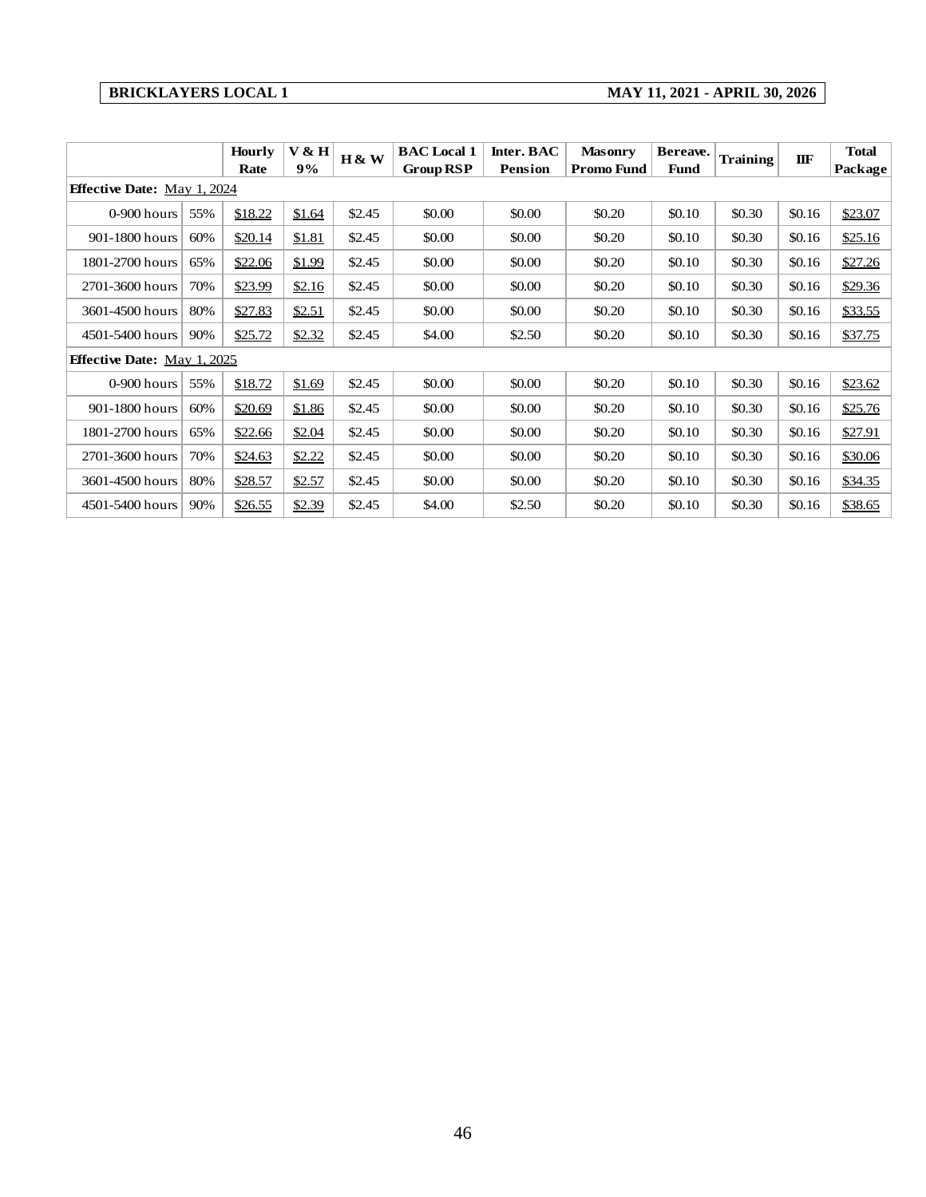| BRICKLAYERS LOCAL 1 | MAY 11, 2021 - APRIL 30, 2026 |
|---|---|

| | | Hourly Rate | V & H 9% | H & W | BAC Local 1 Group RSP | Inter. BAC Pension | Masonry Promo Fund | Bereave. Fund | Training | IIF | Total Package |
|---|---|---|---|---|---|---|---|---|---|---|---|
| **Effective Date:** May 1, 2024 | | | | | | | | | | | |
| 0-900 hours | 55% | $18.22 | $1.64 | $2.45 | $0.00 | $0.00 | $0.20 | $0.10 | $0.30 | $0.16 | $23.07 |
| 901-1800 hours | 60% | $20.14 | $1.81 | $2.45 | $0.00 | $0.00 | $0.20 | $0.10 | $0.30 | $0.16 | $25.16 |
| 1801-2700 hours | 65% | $22.06 | $1.99 | $2.45 | $0.00 | $0.00 | $0.20 | $0.10 | $0.30 | $0.16 | $27.26 |
| 2701-3600 hours | 70% | $23.99 | $2.16 | $2.45 | $0.00 | $0.00 | $0.20 | $0.10 | $0.30 | $0.16 | $29.36 |
| 3601-4500 hours | 80% | $27.83 | $2.51 | $2.45 | $0.00 | $0.00 | $0.20 | $0.10 | $0.30 | $0.16 | $33.55 |
| 4501-5400 hours | 90% | $25.72 | $2.32 | $2.45 | $4.00 | $2.50 | $0.20 | $0.10 | $0.30 | $0.16 | $37.75 |
| **Effective Date:** May 1, 2025 | | | | | | | | | | | |
| 0-900 hours | 55% | $18.72 | $1.69 | $2.45 | $0.00 | $0.00 | $0.20 | $0.10 | $0.30 | $0.16 | $23.62 |
| 901-1800 hours | 60% | $20.69 | $1.86 | $2.45 | $0.00 | $0.00 | $0.20 | $0.10 | $0.30 | $0.16 | $25.76 |
| 1801-2700 hours | 65% | $22.66 | $2.04 | $2.45 | $0.00 | $0.00 | $0.20 | $0.10 | $0.30 | $0.16 | $27.91 |
| 2701-3600 hours | 70% | $24.63 | $2.22 | $2.45 | $0.00 | $0.00 | $0.20 | $0.10 | $0.30 | $0.16 | $30.06 |
| 3601-4500 hours | 80% | $28.57 | $2.57 | $2.45 | $0.00 | $0.00 | $0.20 | $0.10 | $0.30 | $0.16 | $34.35 |
| 4501-5400 hours | 90% | $26.55 | $2.39 | $2.45 | $4.00 | $2.50 | $0.20 | $0.10 | $0.30 | $0.16 | $38.65 |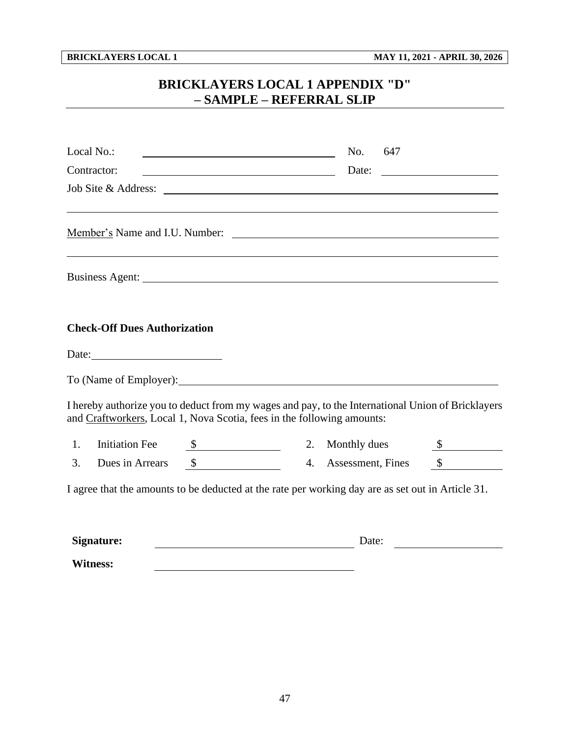# BRICKLAYERS LOCAL 1 APPENDIX "D" – SAMPLE – REFERRAL SLIP

Local No.: ______________________________ No. 647

Contractor: ______________________________ Date: ____________________

Job Site & Address: ______________________________________________________

______________________________________________________________________

Member's Name and I.U. Number: ____________________________________________

______________________________________________________________________

Business Agent: __________________________________________________________

**Check-Off Dues Authorization**

Date: ______________________

To (Name of Employer): ____________________________________________________

I hereby authorize you to deduct from my wages and pay, to the International Union of Bricklayers and Craftworkers, Local 1, Nova Scotia, fees in the following amounts:

| | | | | | |
|---|---|---|---|---|---|
| 1. | Initiation Fee | $ ____________ | 2. | Monthly dues | $ __________ |
| 3. | Dues in Arrears | $ ____________ | 4. | Assessment, Fines | $ __________ |

I agree that the amounts to be deducted at the rate per working day are as set out in Article 31.

**Signature:** ______________________________ Date: ____________________

**Witness:** ______________________________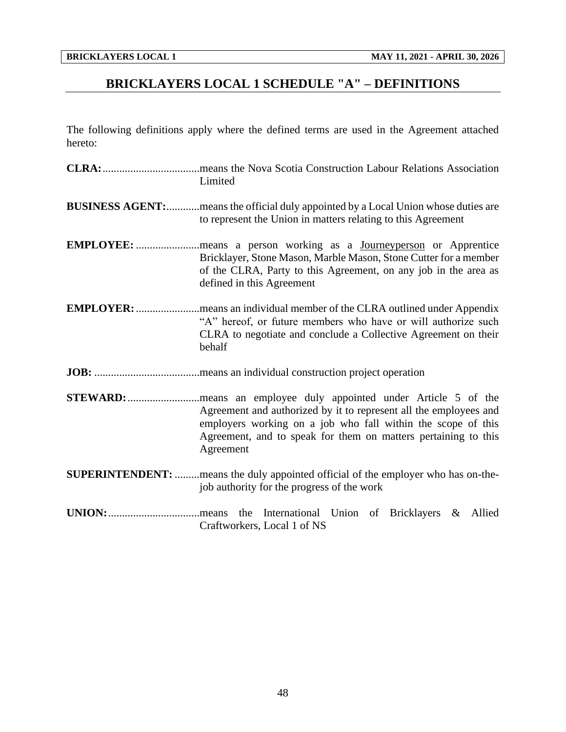# BRICKLAYERS LOCAL 1 SCHEDULE "A" – DEFINITIONS

The following definitions apply where the defined terms are used in the Agreement attached hereto:

**CLRA:** means the Nova Scotia Construction Labour Relations Association Limited

**BUSINESS AGENT:** means the official duly appointed by a Local Union whose duties are to represent the Union in matters relating to this Agreement

**EMPLOYEE:** means a person working as a Journeyperson or Apprentice Bricklayer, Stone Mason, Marble Mason, Stone Cutter for a member of the CLRA, Party to this Agreement, on any job in the area as defined in this Agreement

**EMPLOYER:** means an individual member of the CLRA outlined under Appendix "A" hereof, or future members who have or will authorize such CLRA to negotiate and conclude a Collective Agreement on their behalf

**JOB:** means an individual construction project operation

**STEWARD:** means an employee duly appointed under Article 5 of the Agreement and authorized by it to represent all the employees and employers working on a job who fall within the scope of this Agreement, and to speak for them on matters pertaining to this Agreement

**SUPERINTENDENT:** means the duly appointed official of the employer who has on-the-job authority for the progress of the work

**UNION:** means the International Union of Bricklayers & Allied Craftworkers, Local 1 of NS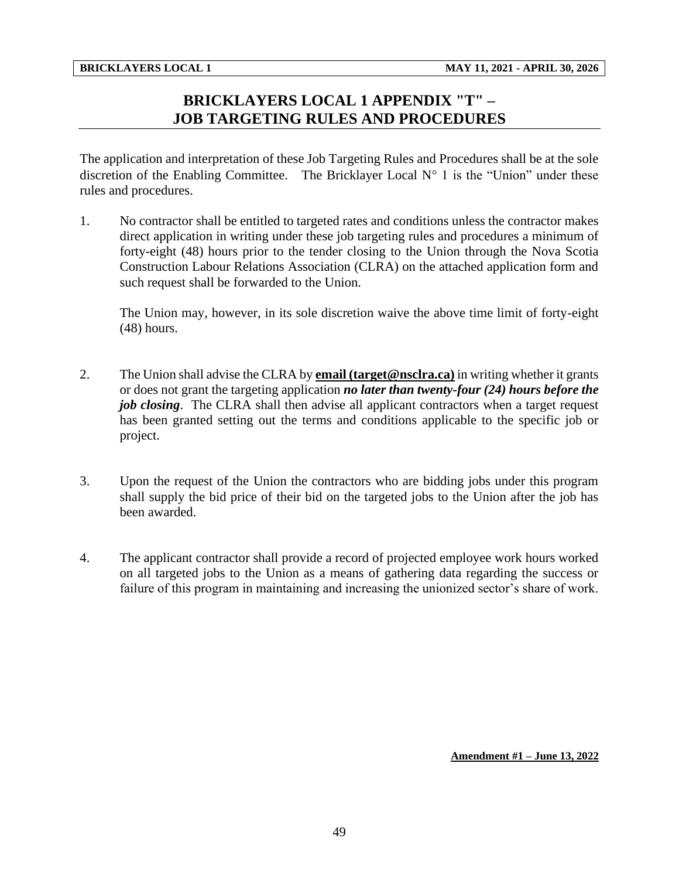# BRICKLAYERS LOCAL 1 APPENDIX "T" – JOB TARGETING RULES AND PROCEDURES

The application and interpretation of these Job Targeting Rules and Procedures shall be at the sole discretion of the Enabling Committee. The Bricklayer Local N° 1 is the "Union" under these rules and procedures.

1. No contractor shall be entitled to targeted rates and conditions unless the contractor makes direct application in writing under these job targeting rules and procedures a minimum of forty-eight (48) hours prior to the tender closing to the Union through the Nova Scotia Construction Labour Relations Association (CLRA) on the attached application form and such request shall be forwarded to the Union.

   The Union may, however, in its sole discretion waive the above time limit of forty-eight (48) hours.

2. The Union shall advise the CLRA by **email (target@nsclra.ca)** in writing whether it grants or does not grant the targeting application ***no later than twenty-four (24) hours before the job closing***. The CLRA shall then advise all applicant contractors when a target request has been granted setting out the terms and conditions applicable to the specific job or project.

3. Upon the request of the Union the contractors who are bidding jobs under this program shall supply the bid price of their bid on the targeted jobs to the Union after the job has been awarded.

4. The applicant contractor shall provide a record of projected employee work hours worked on all targeted jobs to the Union as a means of gathering data regarding the success or failure of this program in maintaining and increasing the unionized sector's share of work.

**Amendment #1 – June 13, 2022**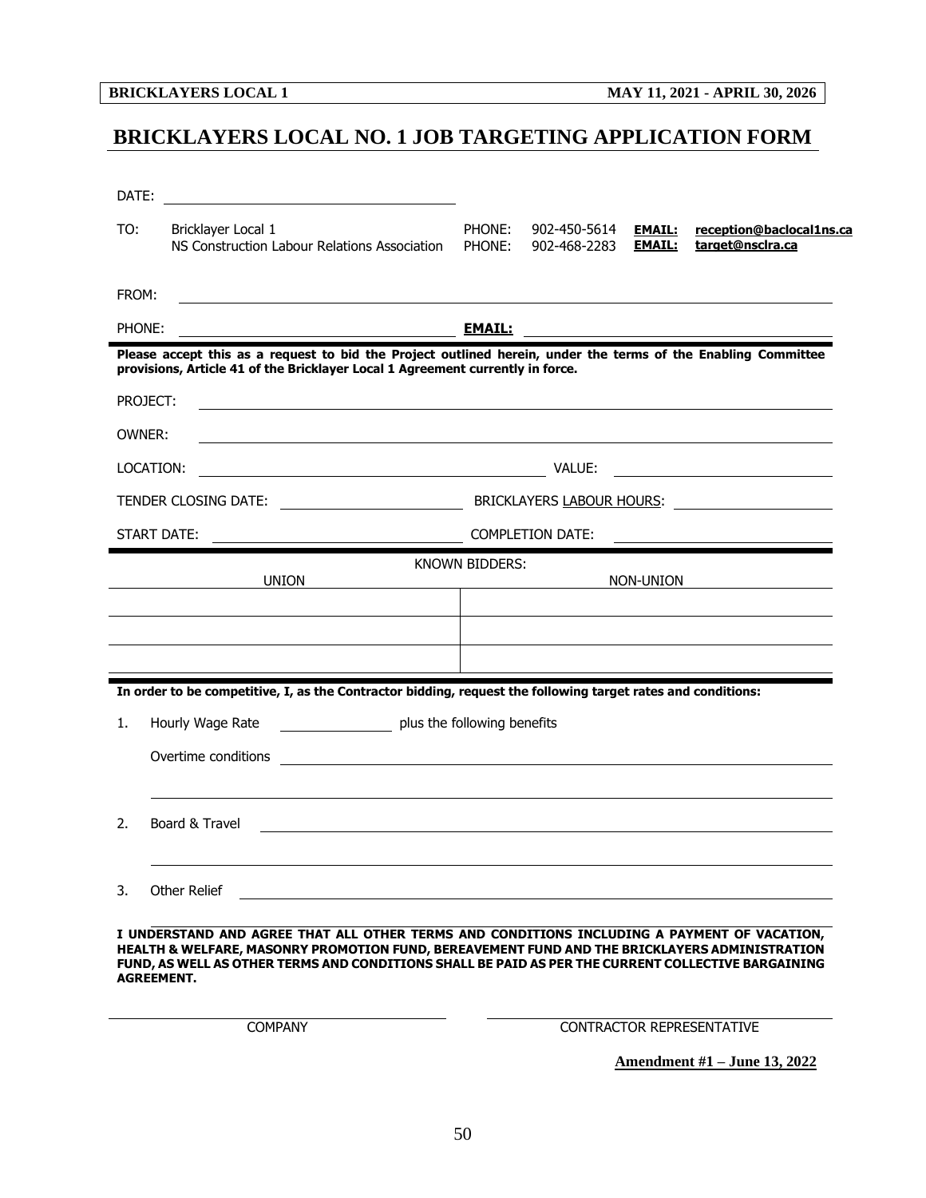# BRICKLAYERS LOCAL NO. 1 JOB TARGETING APPLICATION FORM

DATE: ______________________________

TO: Bricklayer Local 1 PHONE: 902-450-5614 **EMAIL:** **reception@baclocal1ns.ca**
NS Construction Labour Relations Association PHONE: 902-468-2283 **EMAIL:** **target@nsclra.ca**

FROM: ______________________________

PHONE: ______________________________ **EMAIL:** ______________________________

**Please accept this as a request to bid the Project outlined herein, under the terms of the Enabling Committee provisions, Article 41 of the Bricklayer Local 1 Agreement currently in force.**

PROJECT: ______________________________

OWNER: ______________________________

LOCATION: ______________________________ VALUE: ______________________________

TENDER CLOSING DATE: ______________________________ BRICKLAYERS LABOUR HOURS: ______________________________

START DATE: ______________________________ COMPLETION DATE: ______________________________

KNOWN BIDDERS:

| UNION | NON-UNION |
|---|---|
| | |
| | |
| | |

**In order to be competitive, I, as the Contractor bidding, request the following target rates and conditions:**

1. Hourly Wage Rate ______________ plus the following benefits

   Overtime conditions ______________________________

   ______________________________

2. Board & Travel ______________________________

   ______________________________

3. Other Relief ______________________________

**I UNDERSTAND AND AGREE THAT ALL OTHER TERMS AND CONDITIONS INCLUDING A PAYMENT OF VACATION, HEALTH & WELFARE, MASONRY PROMOTION FUND, BEREAVEMENT FUND AND THE BRICKLAYERS ADMINISTRATION FUND, AS WELL AS OTHER TERMS AND CONDITIONS SHALL BE PAID AS PER THE CURRENT COLLECTIVE BARGAINING AGREEMENT.**

______________________________ ______________________________
COMPANY CONTRACTOR REPRESENTATIVE

**Amendment #1 – June 13, 2022**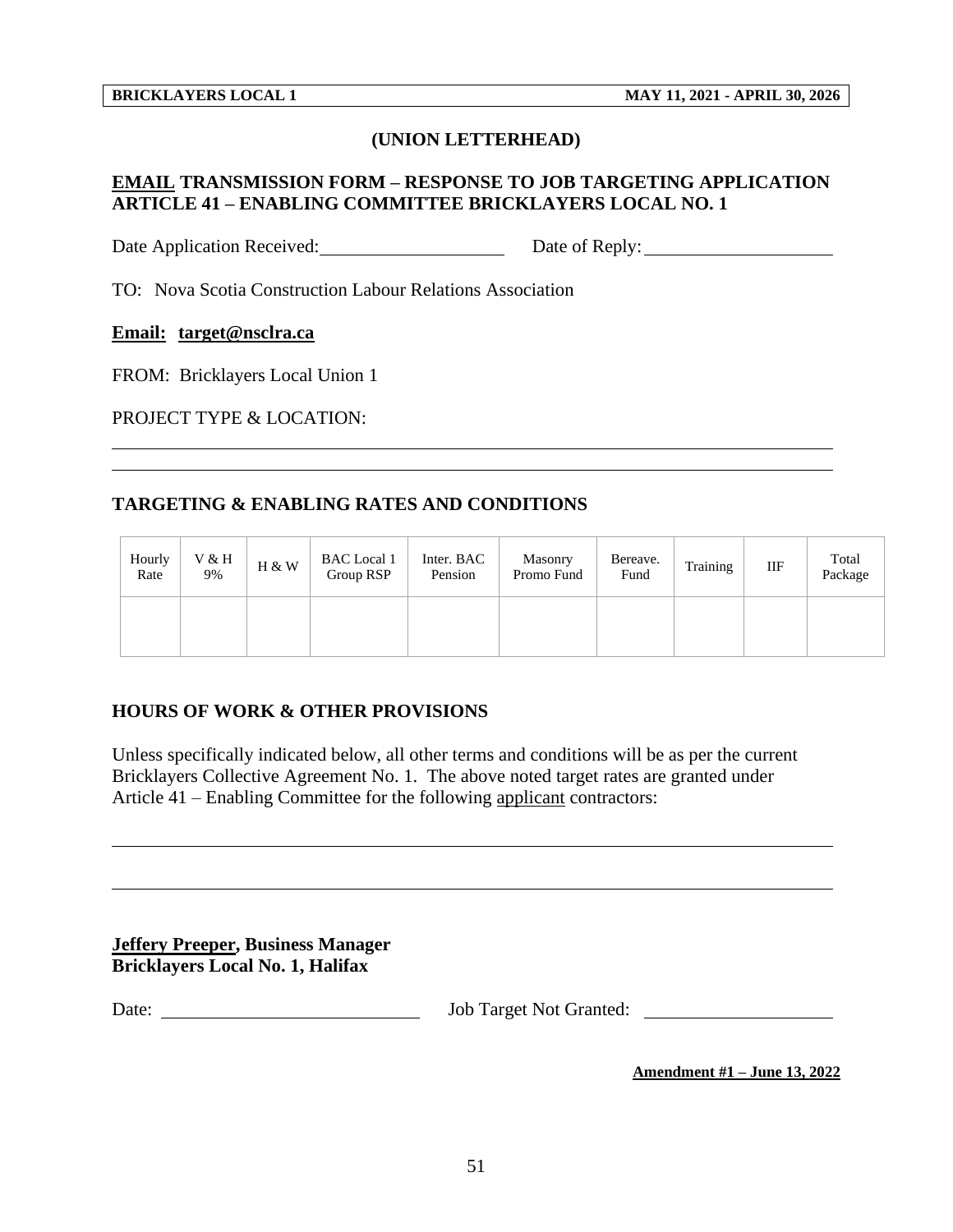**(UNION LETTERHEAD)**

## EMAIL TRANSMISSION FORM – RESPONSE TO JOB TARGETING APPLICATION ARTICLE 41 – ENABLING COMMITTEE BRICKLAYERS LOCAL NO. 1

Date Application Received: ____________________ Date of Reply: ____________________

TO: Nova Scotia Construction Labour Relations Association

**Email: target@nsclra.ca**

FROM: Bricklayers Local Union 1

PROJECT TYPE & LOCATION:

______________________________________________________________________

______________________________________________________________________

### TARGETING & ENABLING RATES AND CONDITIONS

| Hourly Rate | V & H 9% | H & W | BAC Local 1 Group RSP | Inter. BAC Pension | Masonry Promo Fund | Bereave. Fund | Training | IIF | Total Package |
|---|---|---|---|---|---|---|---|---|---|
| | | | | | | | | | |

### HOURS OF WORK & OTHER PROVISIONS

Unless specifically indicated below, all other terms and conditions will be as per the current Bricklayers Collective Agreement No. 1. The above noted target rates are granted under Article 41 – Enabling Committee for the following applicant contractors:

______________________________________________________________________

______________________________________________________________________

**Jeffery Preeper, Business Manager**
**Bricklayers Local No. 1, Halifax**

Date: ____________________ Job Target Not Granted: ____________________

**Amendment #1 – June 13, 2022**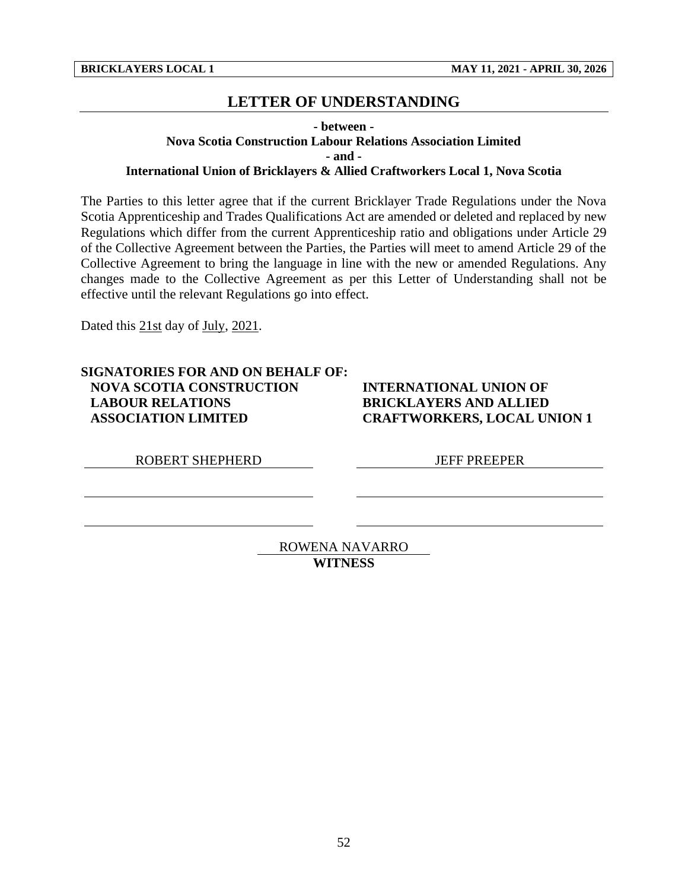# LETTER OF UNDERSTANDING

**- between -**
**Nova Scotia Construction Labour Relations Association Limited**
**- and -**
**International Union of Bricklayers & Allied Craftworkers Local 1, Nova Scotia**

The Parties to this letter agree that if the current Bricklayer Trade Regulations under the Nova Scotia Apprenticeship and Trades Qualifications Act are amended or deleted and replaced by new Regulations which differ from the current Apprenticeship ratio and obligations under Article 29 of the Collective Agreement between the Parties, the Parties will meet to amend Article 29 of the Collective Agreement to bring the language in line with the new or amended Regulations. Any changes made to the Collective Agreement as per this Letter of Understanding shall not be effective until the relevant Regulations go into effect.

Dated this 21st day of July, 2021.

**SIGNATORIES FOR AND ON BEHALF OF:**

**NOVA SCOTIA CONSTRUCTION LABOUR RELATIONS ASSOCIATION LIMITED**

ROBERT SHEPHERD

**INTERNATIONAL UNION OF BRICKLAYERS AND ALLIED CRAFTWORKERS, LOCAL UNION 1**

JEFF PREEPER

ROWENA NAVARRO
**WITNESS**